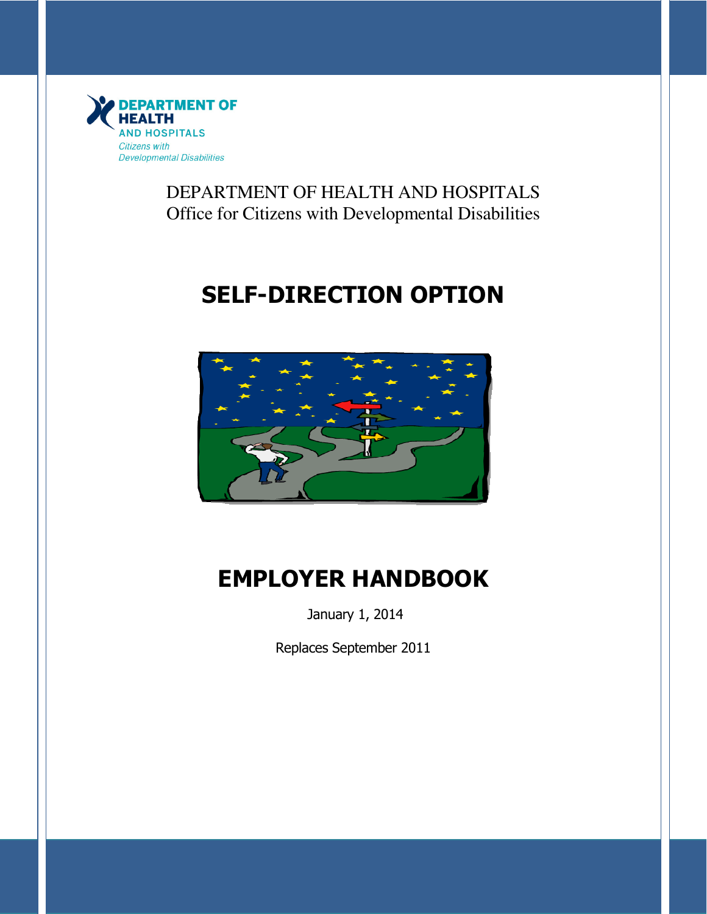DEPARTMENT OF HEALTH AND HOSPITALS

Citizens with Developmental Disabilities

DEPARTMENT OF HEALTH AND HOSPITALS
Office for Citizens with Developmental Disabilities

# SELF-DIRECTION OPTION

# EMPLOYER HANDBOOK

January 1, 2014

Replaces September 2011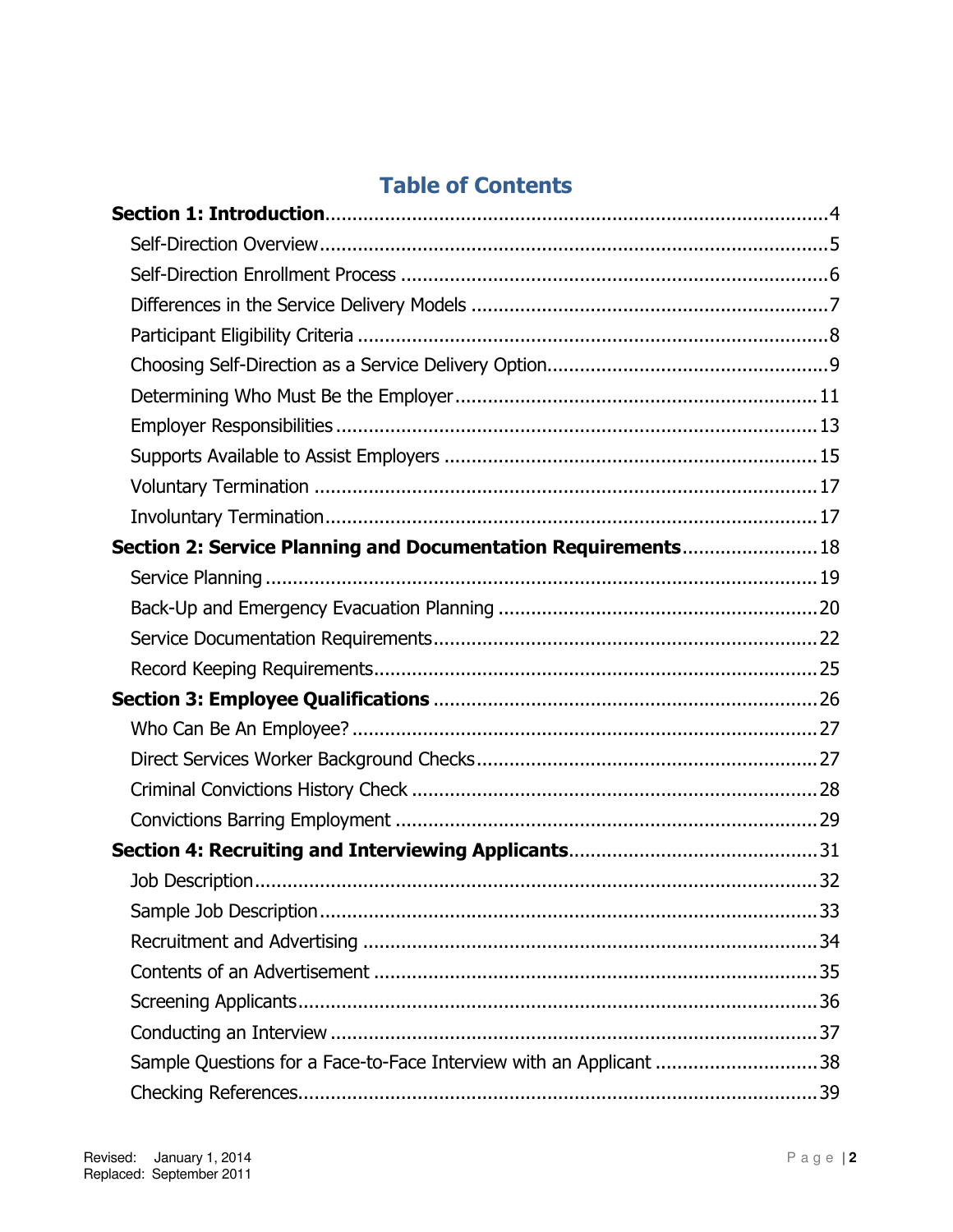# Table of Contents

**Section 1: Introduction** .......... 4

- Self-Direction Overview .......... 5
- Self-Direction Enrollment Process .......... 6
- Differences in the Service Delivery Models .......... 7
- Participant Eligibility Criteria .......... 8
- Choosing Self-Direction as a Service Delivery Option .......... 9
- Determining Who Must Be the Employer .......... 11
- Employer Responsibilities .......... 13
- Supports Available to Assist Employers .......... 15
- Voluntary Termination .......... 17
- Involuntary Termination .......... 17

**Section 2: Service Planning and Documentation Requirements** .......... 18

- Service Planning .......... 19
- Back-Up and Emergency Evacuation Planning .......... 20
- Service Documentation Requirements .......... 22
- Record Keeping Requirements .......... 25

**Section 3: Employee Qualifications** .......... 26

- Who Can Be An Employee? .......... 27
- Direct Services Worker Background Checks .......... 27
- Criminal Convictions History Check .......... 28
- Convictions Barring Employment .......... 29

**Section 4: Recruiting and Interviewing Applicants** .......... 31

- Job Description .......... 32
- Sample Job Description .......... 33
- Recruitment and Advertising .......... 34
- Contents of an Advertisement .......... 35
- Screening Applicants .......... 36
- Conducting an Interview .......... 37
- Sample Questions for a Face-to-Face Interview with an Applicant .......... 38
- Checking References .......... 39

Revised: January 1, 2014
Replaced: September 2011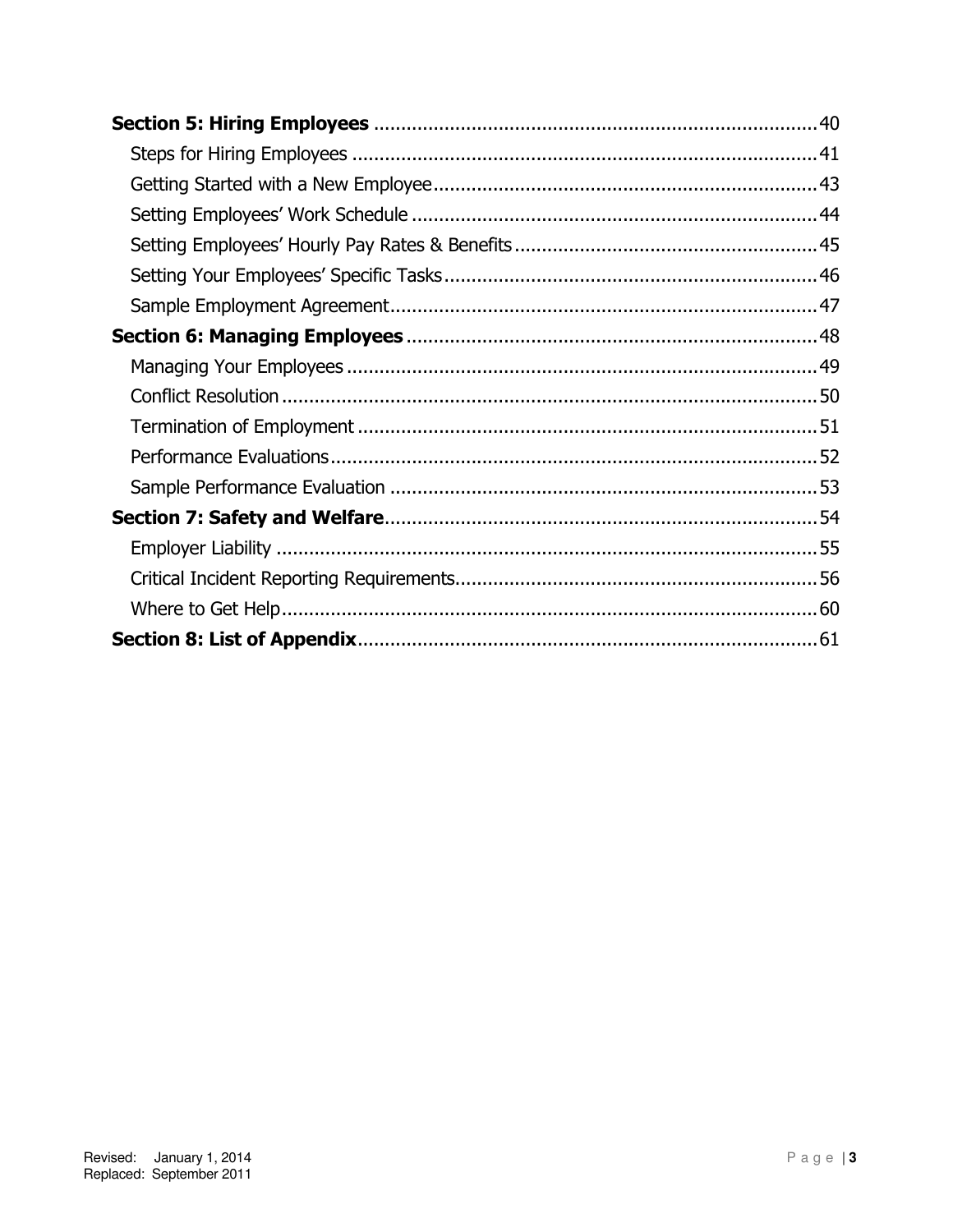**Section 5: Hiring Employees** ........ 40

- Steps for Hiring Employees ........ 41
- Getting Started with a New Employee ........ 43
- Setting Employees' Work Schedule ........ 44
- Setting Employees' Hourly Pay Rates & Benefits ........ 45
- Setting Your Employees' Specific Tasks ........ 46
- Sample Employment Agreement ........ 47

**Section 6: Managing Employees** ........ 48

- Managing Your Employees ........ 49
- Conflict Resolution ........ 50
- Termination of Employment ........ 51
- Performance Evaluations ........ 52
- Sample Performance Evaluation ........ 53

**Section 7: Safety and Welfare** ........ 54

- Employer Liability ........ 55
- Critical Incident Reporting Requirements ........ 56
- Where to Get Help ........ 60

**Section 8: List of Appendix** ........ 61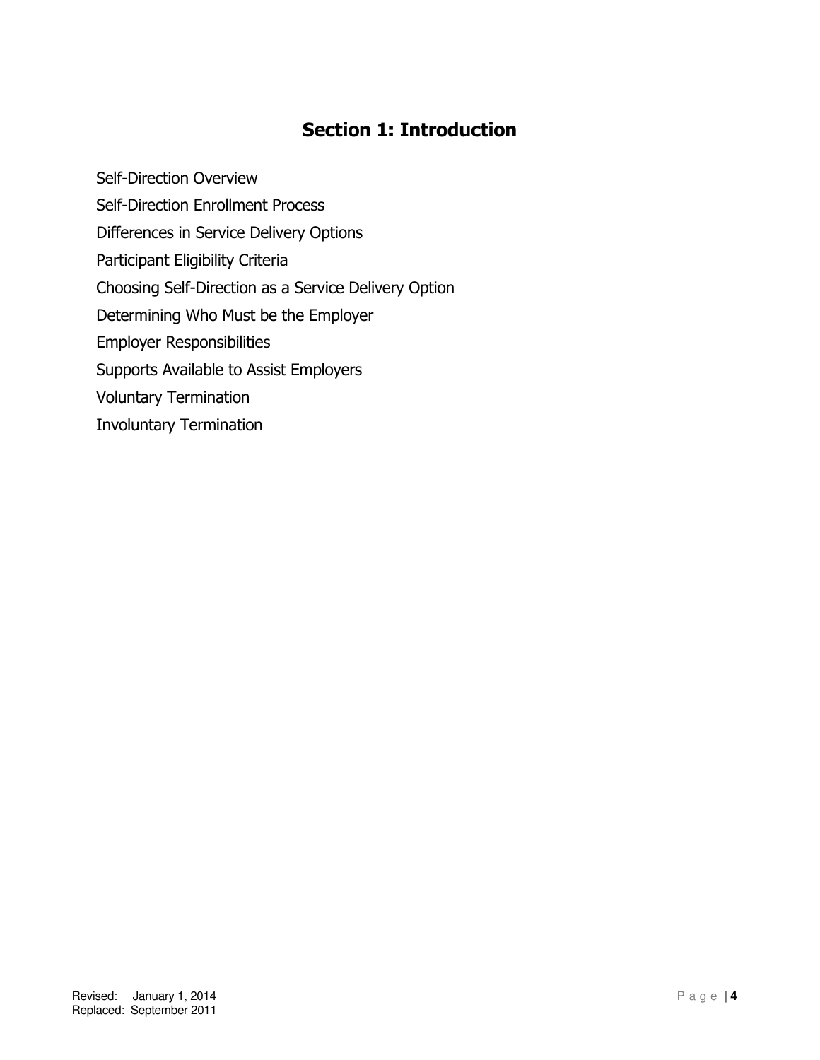# Section 1: Introduction

Self-Direction Overview

Self-Direction Enrollment Process

Differences in Service Delivery Options

Participant Eligibility Criteria

Choosing Self-Direction as a Service Delivery Option

Determining Who Must be the Employer

Employer Responsibilities

Supports Available to Assist Employers

Voluntary Termination

Involuntary Termination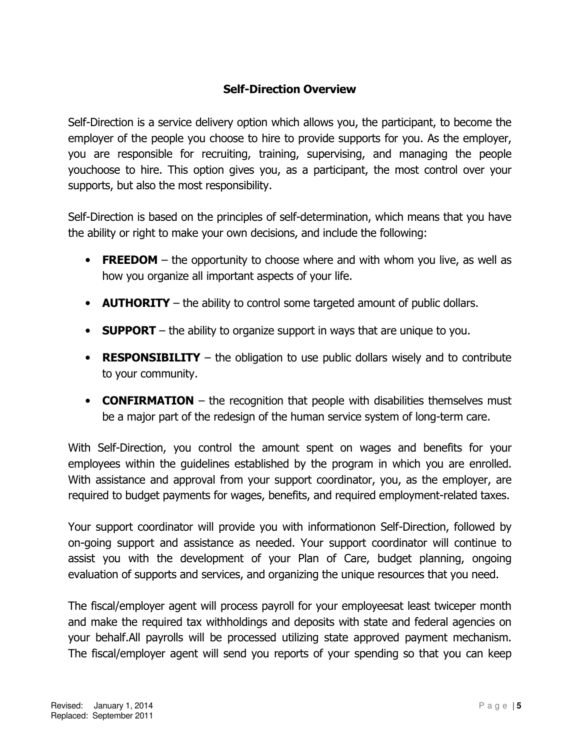## Self-Direction Overview

Self-Direction is a service delivery option which allows you, the participant, to become the employer of the people you choose to hire to provide supports for you. As the employer, you are responsible for recruiting, training, supervising, and managing the people youchoose to hire. This option gives you, as a participant, the most control over your supports, but also the most responsibility.

Self-Direction is based on the principles of self-determination, which means that you have the ability or right to make your own decisions, and include the following:

- **FREEDOM** – the opportunity to choose where and with whom you live, as well as how you organize all important aspects of your life.
- **AUTHORITY** – the ability to control some targeted amount of public dollars.
- **SUPPORT** – the ability to organize support in ways that are unique to you.
- **RESPONSIBILITY** – the obligation to use public dollars wisely and to contribute to your community.
- **CONFIRMATION** – the recognition that people with disabilities themselves must be a major part of the redesign of the human service system of long-term care.

With Self-Direction, you control the amount spent on wages and benefits for your employees within the guidelines established by the program in which you are enrolled. With assistance and approval from your support coordinator, you, as the employer, are required to budget payments for wages, benefits, and required employment-related taxes.

Your support coordinator will provide you with informationon Self-Direction, followed by on-going support and assistance as needed. Your support coordinator will continue to assist you with the development of your Plan of Care, budget planning, ongoing evaluation of supports and services, and organizing the unique resources that you need.

The fiscal/employer agent will process payroll for your employeesat least twiceper month and make the required tax withholdings and deposits with state and federal agencies on your behalf.All payrolls will be processed utilizing state approved payment mechanism. The fiscal/employer agent will send you reports of your spending so that you can keep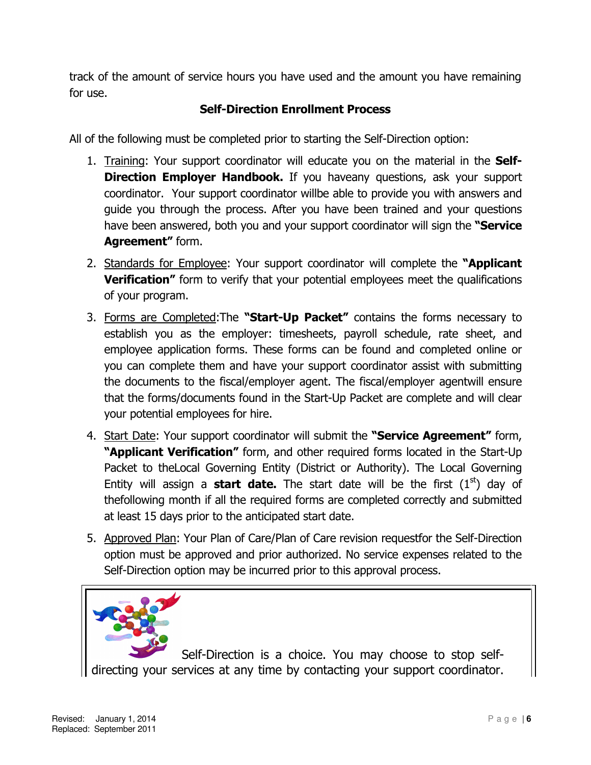track of the amount of service hours you have used and the amount you have remaining for use.

**Self-Direction Enrollment Process**

All of the following must be completed prior to starting the Self-Direction option:

1. Training: Your support coordinator will educate you on the material in the **Self-Direction Employer Handbook.** If you haveany questions, ask your support coordinator. Your support coordinator willbe able to provide you with answers and guide you through the process. After you have been trained and your questions have been answered, both you and your support coordinator will sign the **"Service Agreement"** form.

2. Standards for Employee: Your support coordinator will complete the **"Applicant Verification"** form to verify that your potential employees meet the qualifications of your program.

3. Forms are Completed:The **"Start-Up Packet"** contains the forms necessary to establish you as the employer: timesheets, payroll schedule, rate sheet, and employee application forms. These forms can be found and completed online or you can complete them and have your support coordinator assist with submitting the documents to the fiscal/employer agent. The fiscal/employer agentwill ensure that the forms/documents found in the Start-Up Packet are complete and will clear your potential employees for hire.

4. Start Date: Your support coordinator will submit the **"Service Agreement"** form, **"Applicant Verification"** form, and other required forms located in the Start-Up Packet to theLocal Governing Entity (District or Authority). The Local Governing Entity will assign a **start date.** The start date will be the first (1st) day of thefollowing month if all the required forms are completed correctly and submitted at least 15 days prior to the anticipated start date.

5. Approved Plan: Your Plan of Care/Plan of Care revision requestfor the Self-Direction option must be approved and prior authorized. No service expenses related to the Self-Direction option may be incurred prior to this approval process.

Self-Direction is a choice. You may choose to stop self-directing your services at any time by contacting your support coordinator.

Revised: January 1, 2014
Replaced: September 2011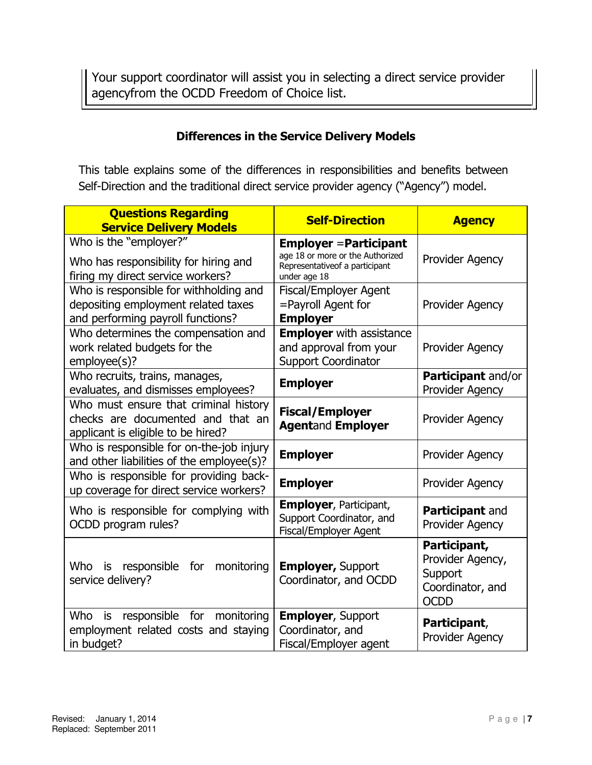Your support coordinator will assist you in selecting a direct service provider agencyfrom the OCDD Freedom of Choice list.

### Differences in the Service Delivery Models

This table explains some of the differences in responsibilities and benefits between Self-Direction and the traditional direct service provider agency ("Agency") model.

| Questions Regarding Service Delivery Models | Self-Direction | Agency |
|---|---|---|
| Who is the "employer?" Who has responsibility for hiring and firing my direct service workers? | **Employer** =**Participant** age 18 or more or the Authorized Representativeof a participant under age 18 | Provider Agency |
| Who is responsible for withholding and depositing employment related taxes and performing payroll functions? | Fiscal/Employer Agent =Payroll Agent for **Employer** | Provider Agency |
| Who determines the compensation and work related budgets for the employee(s)? | **Employer** with assistance and approval from your Support Coordinator | Provider Agency |
| Who recruits, trains, manages, evaluates, and dismisses employees? | **Employer** | **Participant** and/or Provider Agency |
| Who must ensure that criminal history checks are documented and that an applicant is eligible to be hired? | **Fiscal/Employer Agent**and **Employer** | Provider Agency |
| Who is responsible for on-the-job injury and other liabilities of the employee(s)? | **Employer** | Provider Agency |
| Who is responsible for providing back-up coverage for direct service workers? | **Employer** | Provider Agency |
| Who is responsible for complying with OCDD program rules? | **Employer**, Participant, Support Coordinator, and Fiscal/Employer Agent | **Participant** and Provider Agency |
| Who is responsible for monitoring service delivery? | **Employer,** Support Coordinator, and OCDD | **Participant,** Provider Agency, Support Coordinator, and OCDD |
| Who is responsible for monitoring employment related costs and staying in budget? | **Employer**, Support Coordinator, and Fiscal/Employer agent | **Participant**, Provider Agency |

Revised: January 1, 2014
Replaced: September 2011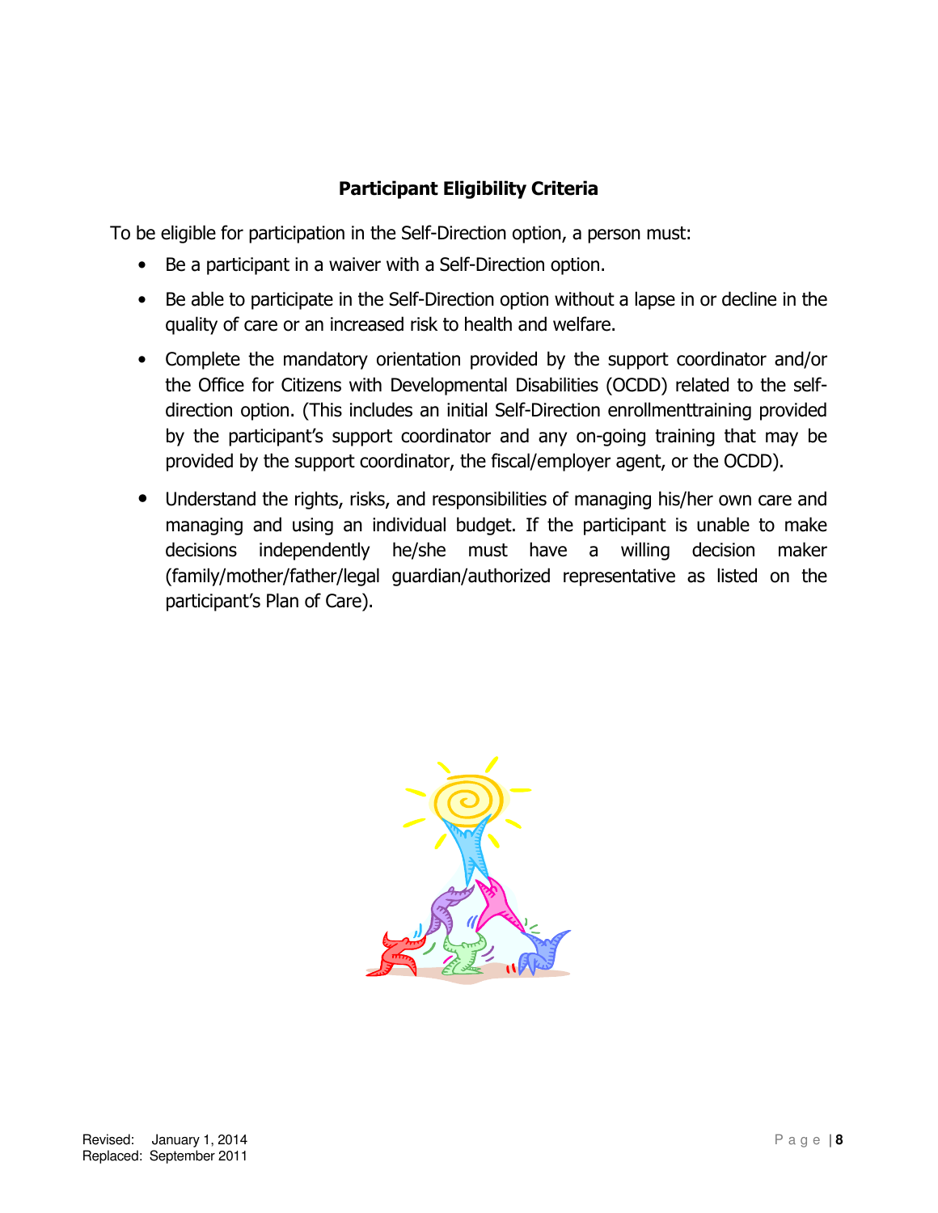## Participant Eligibility Criteria

To be eligible for participation in the Self-Direction option, a person must:

- Be a participant in a waiver with a Self-Direction option.
- Be able to participate in the Self-Direction option without a lapse in or decline in the quality of care or an increased risk to health and welfare.
- Complete the mandatory orientation provided by the support coordinator and/or the Office for Citizens with Developmental Disabilities (OCDD) related to the self-direction option. (This includes an initial Self-Direction enrollmenttraining provided by the participant's support coordinator and any on-going training that may be provided by the support coordinator, the fiscal/employer agent, or the OCDD).
- Understand the rights, risks, and responsibilities of managing his/her own care and managing and using an individual budget. If the participant is unable to make decisions independently he/she must have a willing decision maker (family/mother/father/legal guardian/authorized representative as listed on the participant's Plan of Care).

Revised: January 1, 2014
Replaced: September 2011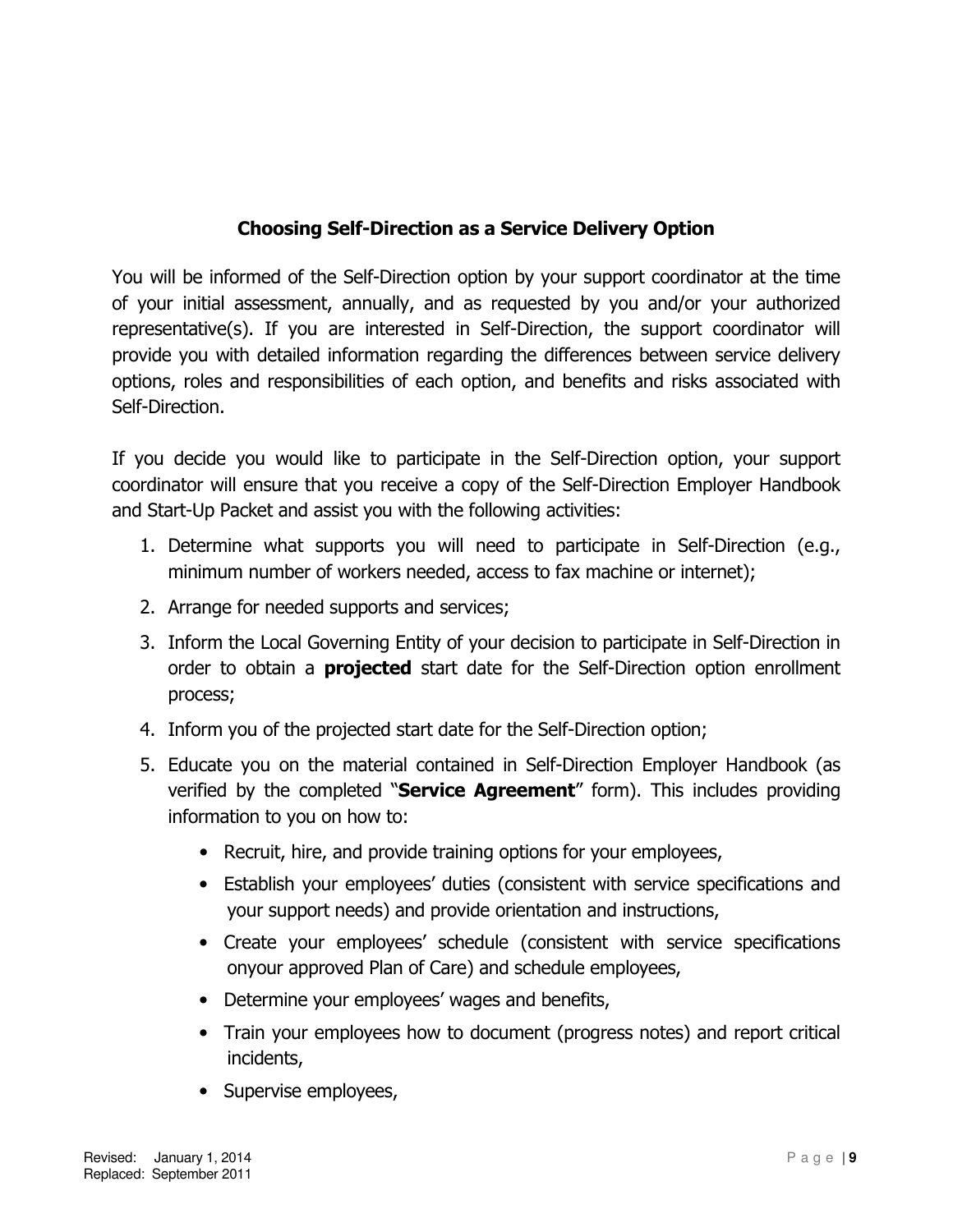## Choosing Self-Direction as a Service Delivery Option

You will be informed of the Self-Direction option by your support coordinator at the time of your initial assessment, annually, and as requested by you and/or your authorized representative(s). If you are interested in Self-Direction, the support coordinator will provide you with detailed information regarding the differences between service delivery options, roles and responsibilities of each option, and benefits and risks associated with Self-Direction.

If you decide you would like to participate in the Self-Direction option, your support coordinator will ensure that you receive a copy of the Self-Direction Employer Handbook and Start-Up Packet and assist you with the following activities:

1. Determine what supports you will need to participate in Self-Direction (e.g., minimum number of workers needed, access to fax machine or internet);
2. Arrange for needed supports and services;
3. Inform the Local Governing Entity of your decision to participate in Self-Direction in order to obtain a **projected** start date for the Self-Direction option enrollment process;
4. Inform you of the projected start date for the Self-Direction option;
5. Educate you on the material contained in Self-Direction Employer Handbook (as verified by the completed "**Service Agreement**" form). This includes providing information to you on how to:
   - Recruit, hire, and provide training options for your employees,
   - Establish your employees' duties (consistent with service specifications and your support needs) and provide orientation and instructions,
   - Create your employees' schedule (consistent with service specifications onyour approved Plan of Care) and schedule employees,
   - Determine your employees' wages and benefits,
   - Train your employees how to document (progress notes) and report critical incidents,
   - Supervise employees,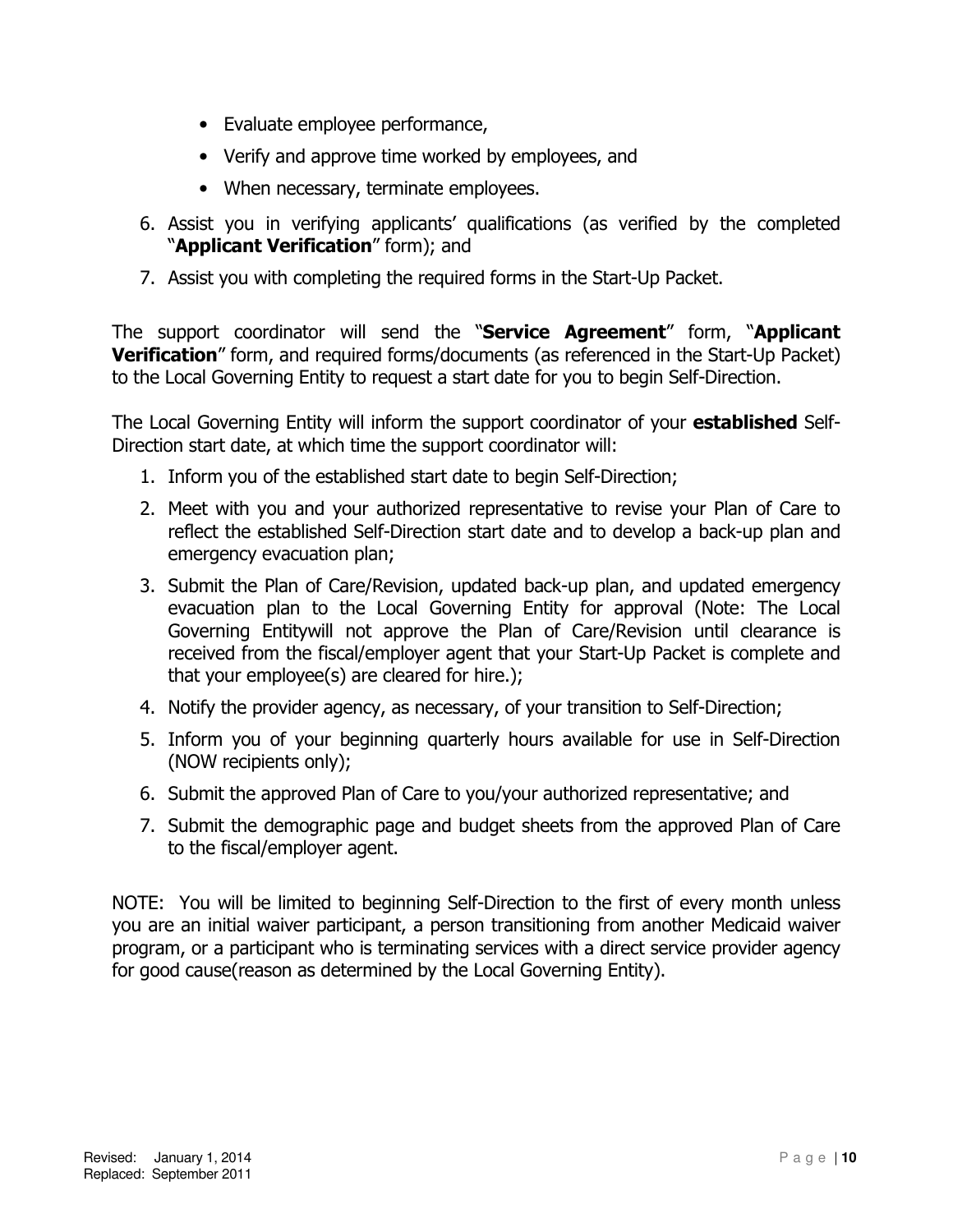- Evaluate employee performance,
- Verify and approve time worked by employees, and
- When necessary, terminate employees.

6. Assist you in verifying applicants' qualifications (as verified by the completed "**Applicant Verification**" form); and
7. Assist you with completing the required forms in the Start-Up Packet.

The support coordinator will send the "**Service Agreement**" form, "**Applicant Verification**" form, and required forms/documents (as referenced in the Start-Up Packet) to the Local Governing Entity to request a start date for you to begin Self-Direction.

The Local Governing Entity will inform the support coordinator of your **established** Self-Direction start date, at which time the support coordinator will:

1. Inform you of the established start date to begin Self-Direction;
2. Meet with you and your authorized representative to revise your Plan of Care to reflect the established Self-Direction start date and to develop a back-up plan and emergency evacuation plan;
3. Submit the Plan of Care/Revision, updated back-up plan, and updated emergency evacuation plan to the Local Governing Entity for approval (Note: The Local Governing Entitywill not approve the Plan of Care/Revision until clearance is received from the fiscal/employer agent that your Start-Up Packet is complete and that your employee(s) are cleared for hire.);
4. Notify the provider agency, as necessary, of your transition to Self-Direction;
5. Inform you of your beginning quarterly hours available for use in Self-Direction (NOW recipients only);
6. Submit the approved Plan of Care to you/your authorized representative; and
7. Submit the demographic page and budget sheets from the approved Plan of Care to the fiscal/employer agent.

NOTE: You will be limited to beginning Self-Direction to the first of every month unless you are an initial waiver participant, a person transitioning from another Medicaid waiver program, or a participant who is terminating services with a direct service provider agency for good cause(reason as determined by the Local Governing Entity).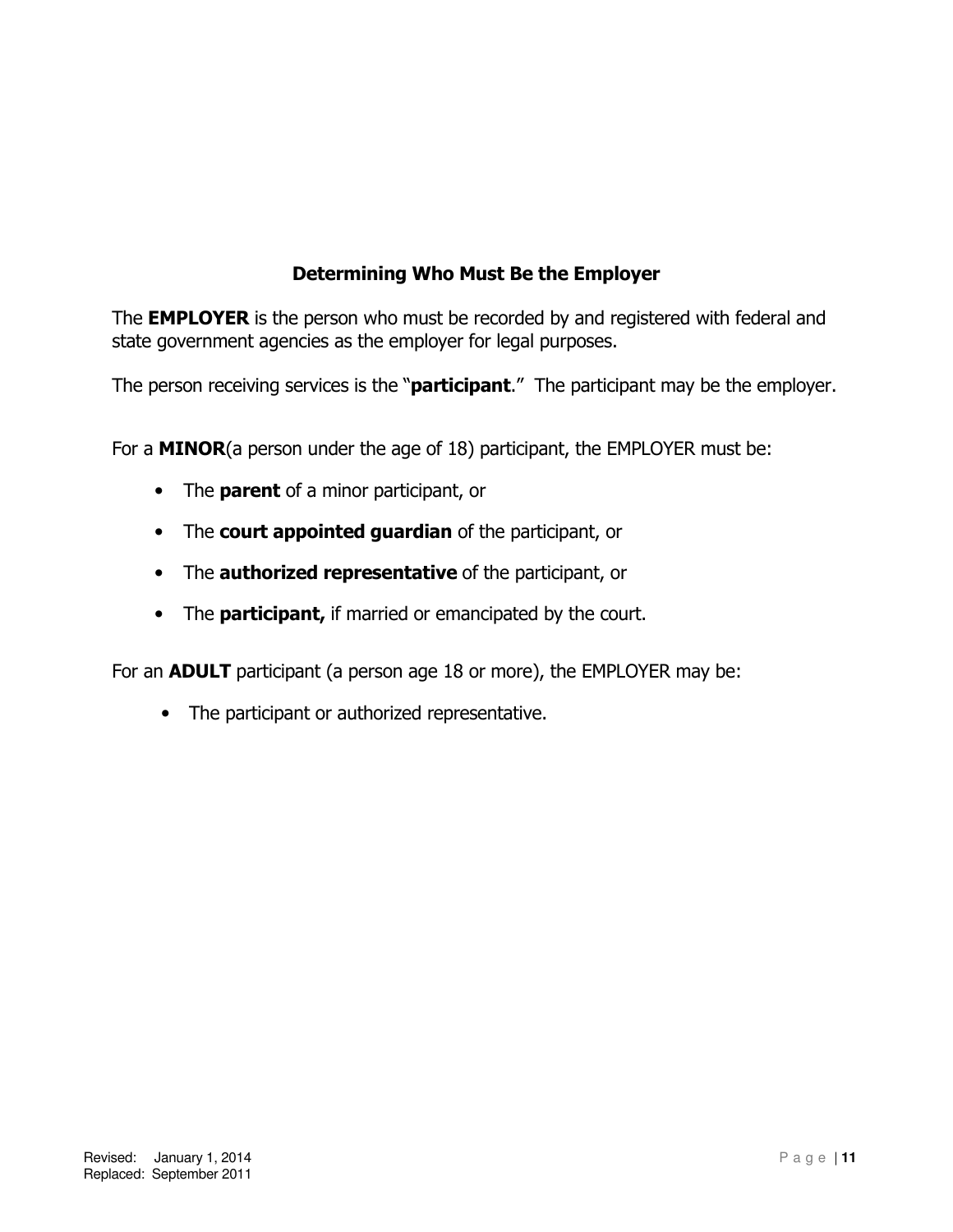## Determining Who Must Be the Employer

The **EMPLOYER** is the person who must be recorded by and registered with federal and state government agencies as the employer for legal purposes.

The person receiving services is the "**participant**." The participant may be the employer.

For a **MINOR**(a person under the age of 18) participant, the EMPLOYER must be:

- The **parent** of a minor participant, or
- The **court appointed guardian** of the participant, or
- The **authorized representative** of the participant, or
- The **participant,** if married or emancipated by the court.

For an **ADULT** participant (a person age 18 or more), the EMPLOYER may be:

- The participant or authorized representative.

Revised: January 1, 2014
Replaced: September 2011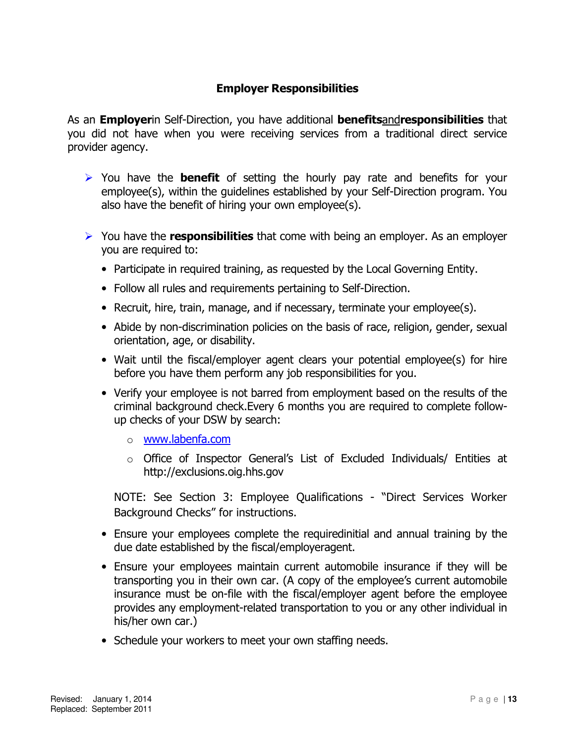## Employer Responsibilities

As an **Employer**in Self-Direction, you have additional **benefits**and**responsibilities** that you did not have when you were receiving services from a traditional direct service provider agency.

- You have the **benefit** of setting the hourly pay rate and benefits for your employee(s), within the guidelines established by your Self-Direction program. You also have the benefit of hiring your own employee(s).

- You have the **responsibilities** that come with being an employer. As an employer you are required to:
  - Participate in required training, as requested by the Local Governing Entity.
  - Follow all rules and requirements pertaining to Self-Direction.
  - Recruit, hire, train, manage, and if necessary, terminate your employee(s).
  - Abide by non-discrimination policies on the basis of race, religion, gender, sexual orientation, age, or disability.
  - Wait until the fiscal/employer agent clears your potential employee(s) for hire before you have them perform any job responsibilities for you.
  - Verify your employee is not barred from employment based on the results of the criminal background check.Every 6 months you are required to complete follow-up checks of your DSW by search:
    - [www.labenfa.com](www.labenfa.com)
    - Office of Inspector General's List of Excluded Individuals/ Entities at http://exclusions.oig.hhs.gov

    NOTE: See Section 3: Employee Qualifications - "Direct Services Worker Background Checks" for instructions.
  - Ensure your employees complete the requiredinitial and annual training by the due date established by the fiscal/employeragent.
  - Ensure your employees maintain current automobile insurance if they will be transporting you in their own car. (A copy of the employee's current automobile insurance must be on-file with the fiscal/employer agent before the employee provides any employment-related transportation to you or any other individual in his/her own car.)
  - Schedule your workers to meet your own staffing needs.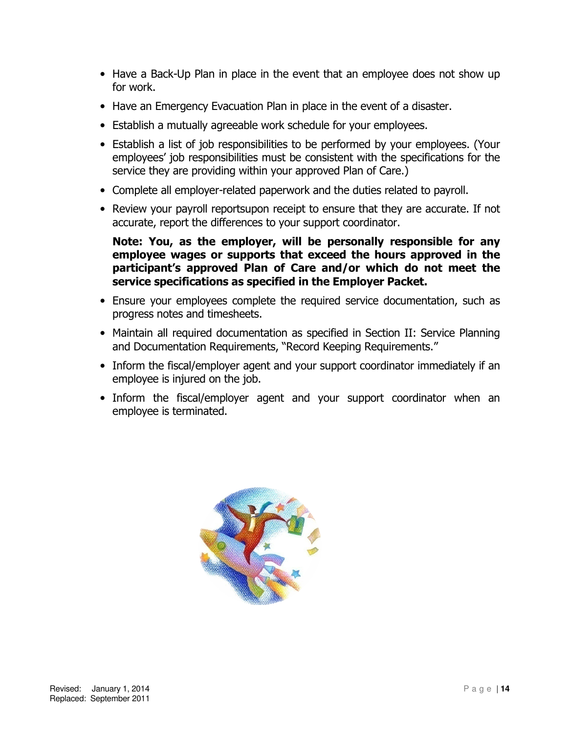- Have a Back-Up Plan in place in the event that an employee does not show up for work.
- Have an Emergency Evacuation Plan in place in the event of a disaster.
- Establish a mutually agreeable work schedule for your employees.
- Establish a list of job responsibilities to be performed by your employees. (Your employees' job responsibilities must be consistent with the specifications for the service they are providing within your approved Plan of Care.)
- Complete all employer-related paperwork and the duties related to payroll.
- Review your payroll reportsupon receipt to ensure that they are accurate. If not accurate, report the differences to your support coordinator.

  **Note: You, as the employer, will be personally responsible for any employee wages or supports that exceed the hours approved in the participant's approved Plan of Care and/or which do not meet the service specifications as specified in the Employer Packet.**

- Ensure your employees complete the required service documentation, such as progress notes and timesheets.
- Maintain all required documentation as specified in Section II: Service Planning and Documentation Requirements, "Record Keeping Requirements."
- Inform the fiscal/employer agent and your support coordinator immediately if an employee is injured on the job.
- Inform the fiscal/employer agent and your support coordinator when an employee is terminated.

Revised: January 1, 2014
Replaced: September 2011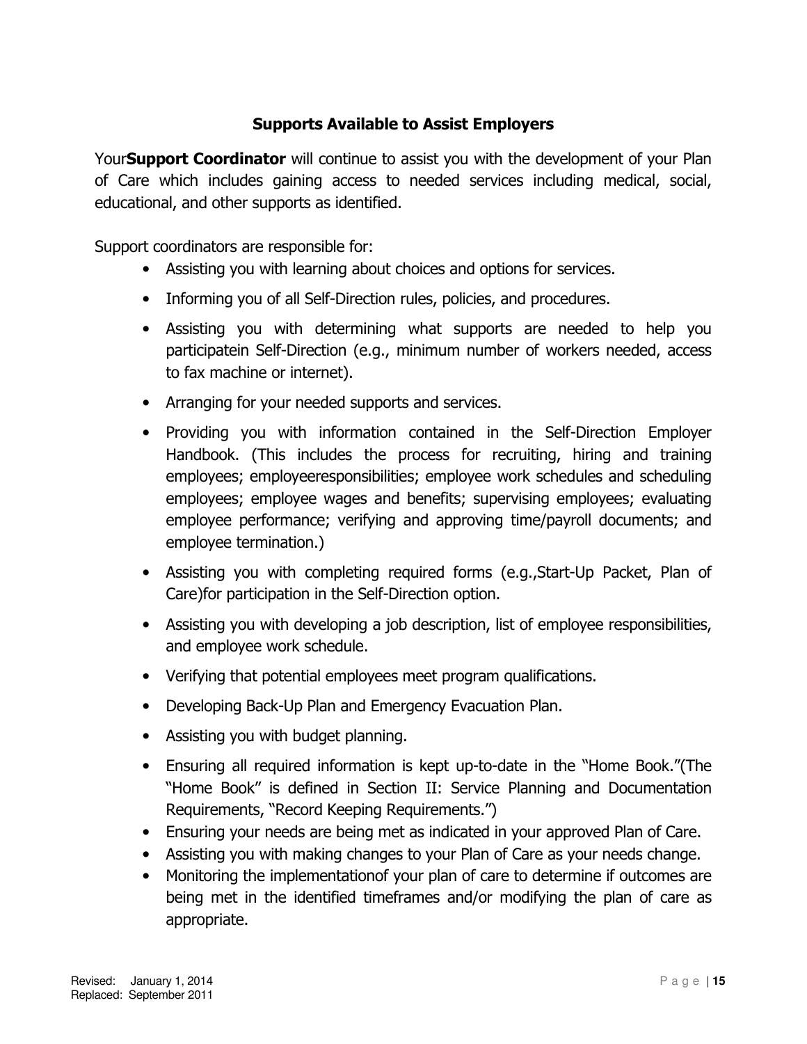## Supports Available to Assist Employers

Your**Support Coordinator** will continue to assist you with the development of your Plan of Care which includes gaining access to needed services including medical, social, educational, and other supports as identified.

Support coordinators are responsible for:

- Assisting you with learning about choices and options for services.
- Informing you of all Self-Direction rules, policies, and procedures.
- Assisting you with determining what supports are needed to help you participatein Self-Direction (e.g., minimum number of workers needed, access to fax machine or internet).
- Arranging for your needed supports and services.
- Providing you with information contained in the Self-Direction Employer Handbook. (This includes the process for recruiting, hiring and training employees; employeeresponsibilities; employee work schedules and scheduling employees; employee wages and benefits; supervising employees; evaluating employee performance; verifying and approving time/payroll documents; and employee termination.)
- Assisting you with completing required forms (e.g.,Start-Up Packet, Plan of Care)for participation in the Self-Direction option.
- Assisting you with developing a job description, list of employee responsibilities, and employee work schedule.
- Verifying that potential employees meet program qualifications.
- Developing Back-Up Plan and Emergency Evacuation Plan.
- Assisting you with budget planning.
- Ensuring all required information is kept up-to-date in the "Home Book."(The "Home Book" is defined in Section II: Service Planning and Documentation Requirements, "Record Keeping Requirements.")
- Ensuring your needs are being met as indicated in your approved Plan of Care.
- Assisting you with making changes to your Plan of Care as your needs change.
- Monitoring the implementationof your plan of care to determine if outcomes are being met in the identified timeframes and/or modifying the plan of care as appropriate.

Revised: January 1, 2014
Replaced: September 2011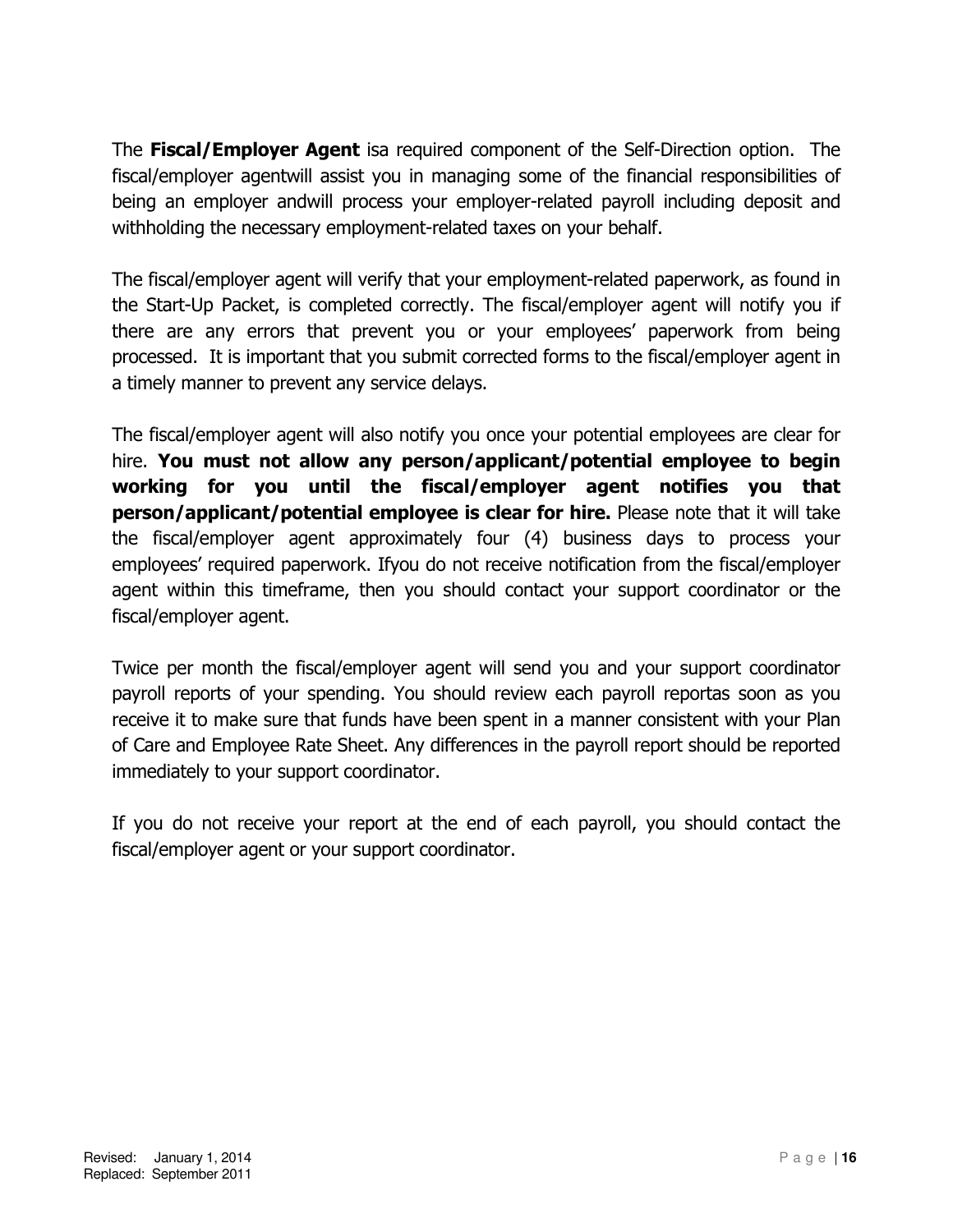The **Fiscal/Employer Agent** isa required component of the Self-Direction option. The fiscal/employer agentwill assist you in managing some of the financial responsibilities of being an employer andwill process your employer-related payroll including deposit and withholding the necessary employment-related taxes on your behalf.

The fiscal/employer agent will verify that your employment-related paperwork, as found in the Start-Up Packet, is completed correctly. The fiscal/employer agent will notify you if there are any errors that prevent you or your employees' paperwork from being processed. It is important that you submit corrected forms to the fiscal/employer agent in a timely manner to prevent any service delays.

The fiscal/employer agent will also notify you once your potential employees are clear for hire. **You must not allow any person/applicant/potential employee to begin working for you until the fiscal/employer agent notifies you that person/applicant/potential employee is clear for hire.** Please note that it will take the fiscal/employer agent approximately four (4) business days to process your employees' required paperwork. Ifyou do not receive notification from the fiscal/employer agent within this timeframe, then you should contact your support coordinator or the fiscal/employer agent.

Twice per month the fiscal/employer agent will send you and your support coordinator payroll reports of your spending. You should review each payroll reportas soon as you receive it to make sure that funds have been spent in a manner consistent with your Plan of Care and Employee Rate Sheet. Any differences in the payroll report should be reported immediately to your support coordinator.

If you do not receive your report at the end of each payroll, you should contact the fiscal/employer agent or your support coordinator.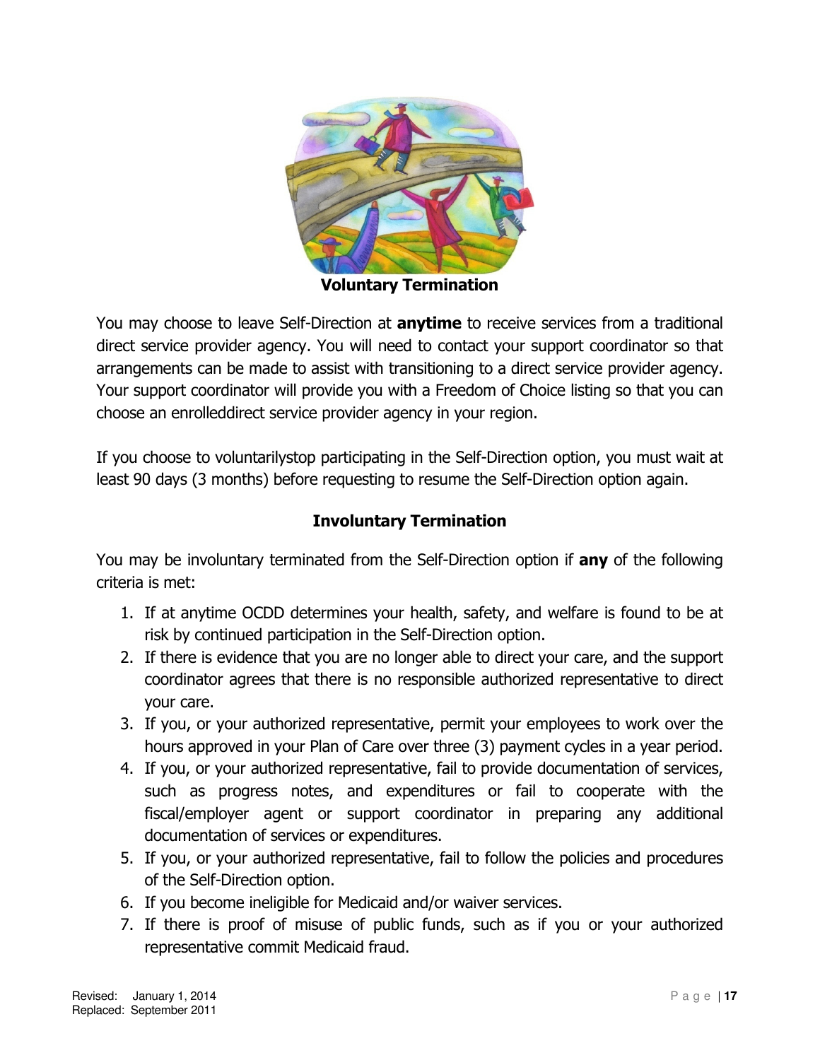## Voluntary Termination

You may choose to leave Self-Direction at **anytime** to receive services from a traditional direct service provider agency. You will need to contact your support coordinator so that arrangements can be made to assist with transitioning to a direct service provider agency. Your support coordinator will provide you with a Freedom of Choice listing so that you can choose an enrolleddirect service provider agency in your region.

If you choose to voluntarilystop participating in the Self-Direction option, you must wait at least 90 days (3 months) before requesting to resume the Self-Direction option again.

## Involuntary Termination

You may be involuntary terminated from the Self-Direction option if **any** of the following criteria is met:

1. If at anytime OCDD determines your health, safety, and welfare is found to be at risk by continued participation in the Self-Direction option.
2. If there is evidence that you are no longer able to direct your care, and the support coordinator agrees that there is no responsible authorized representative to direct your care.
3. If you, or your authorized representative, permit your employees to work over the hours approved in your Plan of Care over three (3) payment cycles in a year period.
4. If you, or your authorized representative, fail to provide documentation of services, such as progress notes, and expenditures or fail to cooperate with the fiscal/employer agent or support coordinator in preparing any additional documentation of services or expenditures.
5. If you, or your authorized representative, fail to follow the policies and procedures of the Self-Direction option.
6. If you become ineligible for Medicaid and/or waiver services.
7. If there is proof of misuse of public funds, such as if you or your authorized representative commit Medicaid fraud.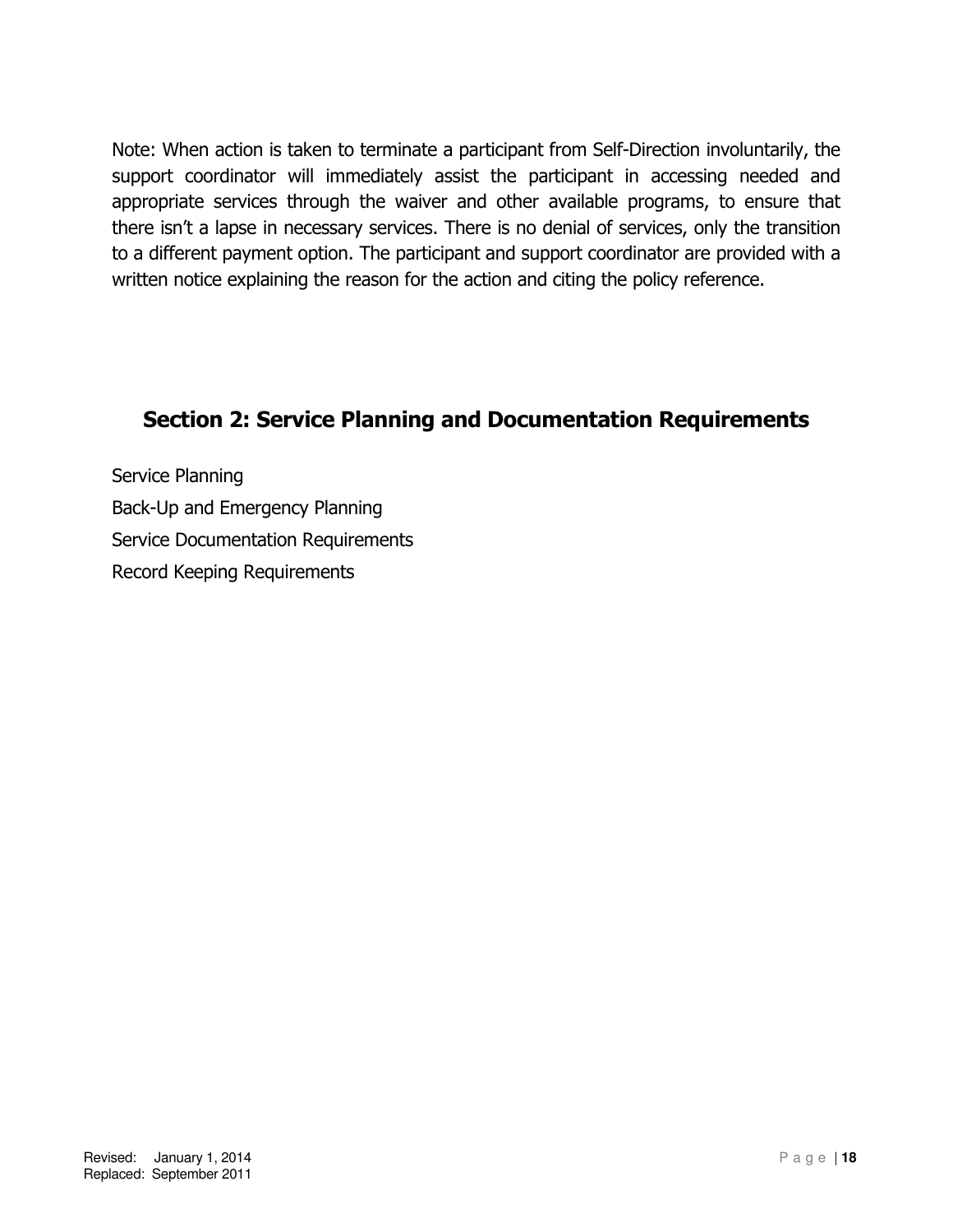Note: When action is taken to terminate a participant from Self-Direction involuntarily, the support coordinator will immediately assist the participant in accessing needed and appropriate services through the waiver and other available programs, to ensure that there isn't a lapse in necessary services. There is no denial of services, only the transition to a different payment option. The participant and support coordinator are provided with a written notice explaining the reason for the action and citing the policy reference.

## Section 2: Service Planning and Documentation Requirements

Service Planning

Back-Up and Emergency Planning

Service Documentation Requirements

Record Keeping Requirements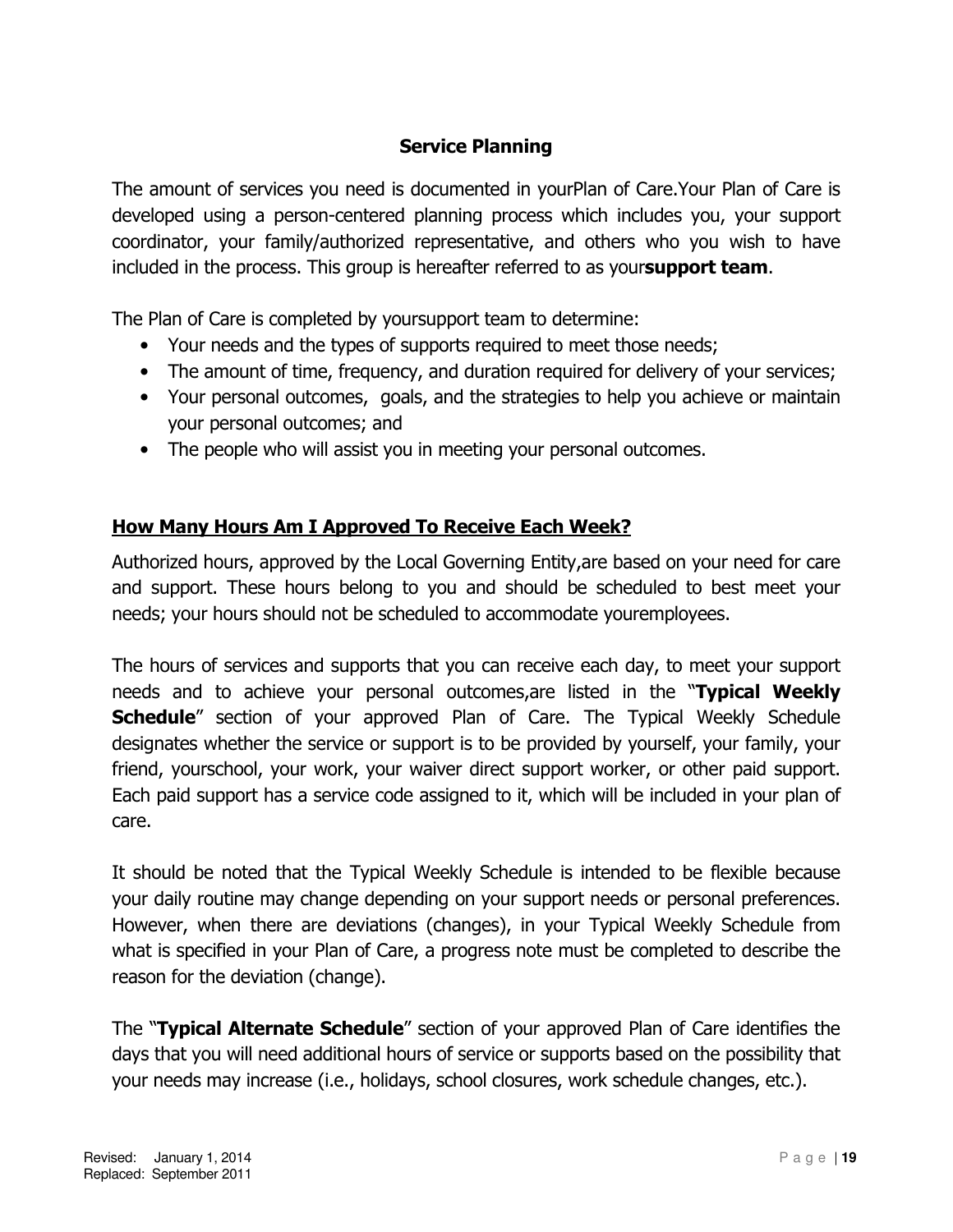## Service Planning

The amount of services you need is documented in yourPlan of Care.Your Plan of Care is developed using a person-centered planning process which includes you, your support coordinator, your family/authorized representative, and others who you wish to have included in the process. This group is hereafter referred to as your**support team**.

The Plan of Care is completed by yoursupport team to determine:

- Your needs and the types of supports required to meet those needs;
- The amount of time, frequency, and duration required for delivery of your services;
- Your personal outcomes, goals, and the strategies to help you achieve or maintain your personal outcomes; and
- The people who will assist you in meeting your personal outcomes.

### <u>How Many Hours Am I Approved To Receive Each Week?</u>

Authorized hours, approved by the Local Governing Entity,are based on your need for care and support. These hours belong to you and should be scheduled to best meet your needs; your hours should not be scheduled to accommodate youremployees.

The hours of services and supports that you can receive each day, to meet your support needs and to achieve your personal outcomes,are listed in the "**Typical Weekly Schedule**" section of your approved Plan of Care. The Typical Weekly Schedule designates whether the service or support is to be provided by yourself, your family, your friend, yourschool, your work, your waiver direct support worker, or other paid support. Each paid support has a service code assigned to it, which will be included in your plan of care.

It should be noted that the Typical Weekly Schedule is intended to be flexible because your daily routine may change depending on your support needs or personal preferences. However, when there are deviations (changes), in your Typical Weekly Schedule from what is specified in your Plan of Care, a progress note must be completed to describe the reason for the deviation (change).

The "**Typical Alternate Schedule**" section of your approved Plan of Care identifies the days that you will need additional hours of service or supports based on the possibility that your needs may increase (i.e., holidays, school closures, work schedule changes, etc.).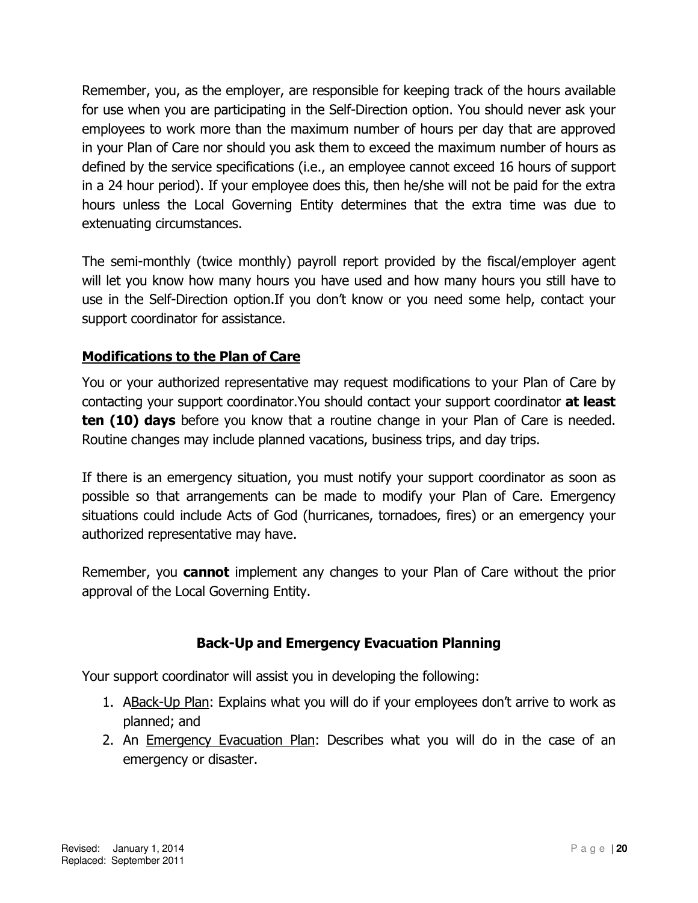Remember, you, as the employer, are responsible for keeping track of the hours available for use when you are participating in the Self-Direction option. You should never ask your employees to work more than the maximum number of hours per day that are approved in your Plan of Care nor should you ask them to exceed the maximum number of hours as defined by the service specifications (i.e., an employee cannot exceed 16 hours of support in a 24 hour period). If your employee does this, then he/she will not be paid for the extra hours unless the Local Governing Entity determines that the extra time was due to extenuating circumstances.

The semi-monthly (twice monthly) payroll report provided by the fiscal/employer agent will let you know how many hours you have used and how many hours you still have to use in the Self-Direction option.If you don't know or you need some help, contact your support coordinator for assistance.

## Modifications to the Plan of Care

You or your authorized representative may request modifications to your Plan of Care by contacting your support coordinator.You should contact your support coordinator **at least ten (10) days** before you know that a routine change in your Plan of Care is needed. Routine changes may include planned vacations, business trips, and day trips.

If there is an emergency situation, you must notify your support coordinator as soon as possible so that arrangements can be made to modify your Plan of Care. Emergency situations could include Acts of God (hurricanes, tornadoes, fires) or an emergency your authorized representative may have.

Remember, you **cannot** implement any changes to your Plan of Care without the prior approval of the Local Governing Entity.

## Back-Up and Emergency Evacuation Planning

Your support coordinator will assist you in developing the following:

1. ABack-Up Plan: Explains what you will do if your employees don't arrive to work as planned; and
2. An Emergency Evacuation Plan: Describes what you will do in the case of an emergency or disaster.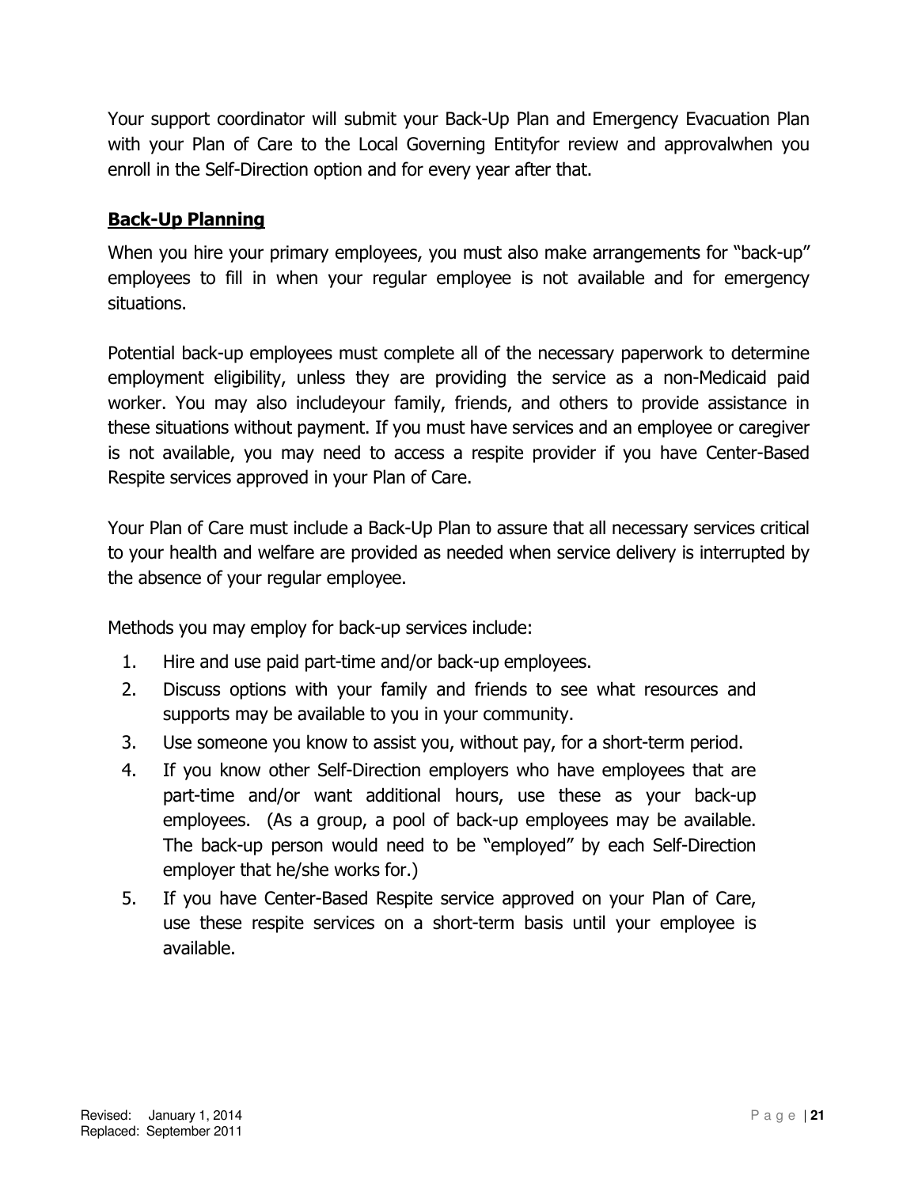Your support coordinator will submit your Back-Up Plan and Emergency Evacuation Plan with your Plan of Care to the Local Governing Entityfor review and approvalwhen you enroll in the Self-Direction option and for every year after that.

## Back-Up Planning

When you hire your primary employees, you must also make arrangements for "back-up" employees to fill in when your regular employee is not available and for emergency situations.

Potential back-up employees must complete all of the necessary paperwork to determine employment eligibility, unless they are providing the service as a non-Medicaid paid worker. You may also includeyour family, friends, and others to provide assistance in these situations without payment. If you must have services and an employee or caregiver is not available, you may need to access a respite provider if you have Center-Based Respite services approved in your Plan of Care.

Your Plan of Care must include a Back-Up Plan to assure that all necessary services critical to your health and welfare are provided as needed when service delivery is interrupted by the absence of your regular employee.

Methods you may employ for back-up services include:

1. Hire and use paid part-time and/or back-up employees.
2. Discuss options with your family and friends to see what resources and supports may be available to you in your community.
3. Use someone you know to assist you, without pay, for a short-term period.
4. If you know other Self-Direction employers who have employees that are part-time and/or want additional hours, use these as your back-up employees. (As a group, a pool of back-up employees may be available. The back-up person would need to be "employed" by each Self-Direction employer that he/she works for.)
5. If you have Center-Based Respite service approved on your Plan of Care, use these respite services on a short-term basis until your employee is available.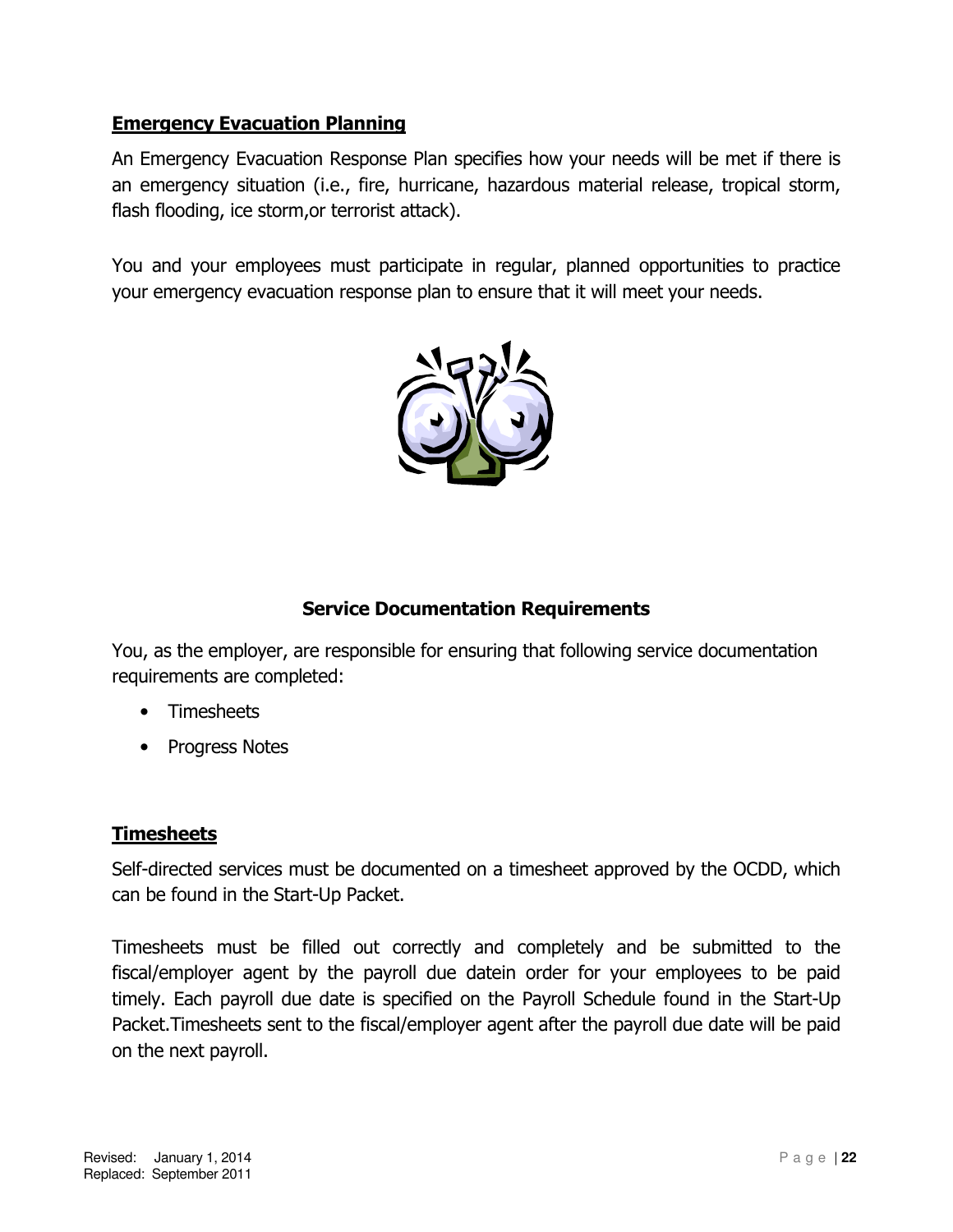## Emergency Evacuation Planning

An Emergency Evacuation Response Plan specifies how your needs will be met if there is an emergency situation (i.e., fire, hurricane, hazardous material release, tropical storm, flash flooding, ice storm,or terrorist attack).

You and your employees must participate in regular, planned opportunities to practice your emergency evacuation response plan to ensure that it will meet your needs.

## Service Documentation Requirements

You, as the employer, are responsible for ensuring that following service documentation requirements are completed:

- Timesheets
- Progress Notes

## Timesheets

Self-directed services must be documented on a timesheet approved by the OCDD, which can be found in the Start-Up Packet.

Timesheets must be filled out correctly and completely and be submitted to the fiscal/employer agent by the payroll due datein order for your employees to be paid timely. Each payroll due date is specified on the Payroll Schedule found in the Start-Up Packet.Timesheets sent to the fiscal/employer agent after the payroll due date will be paid on the next payroll.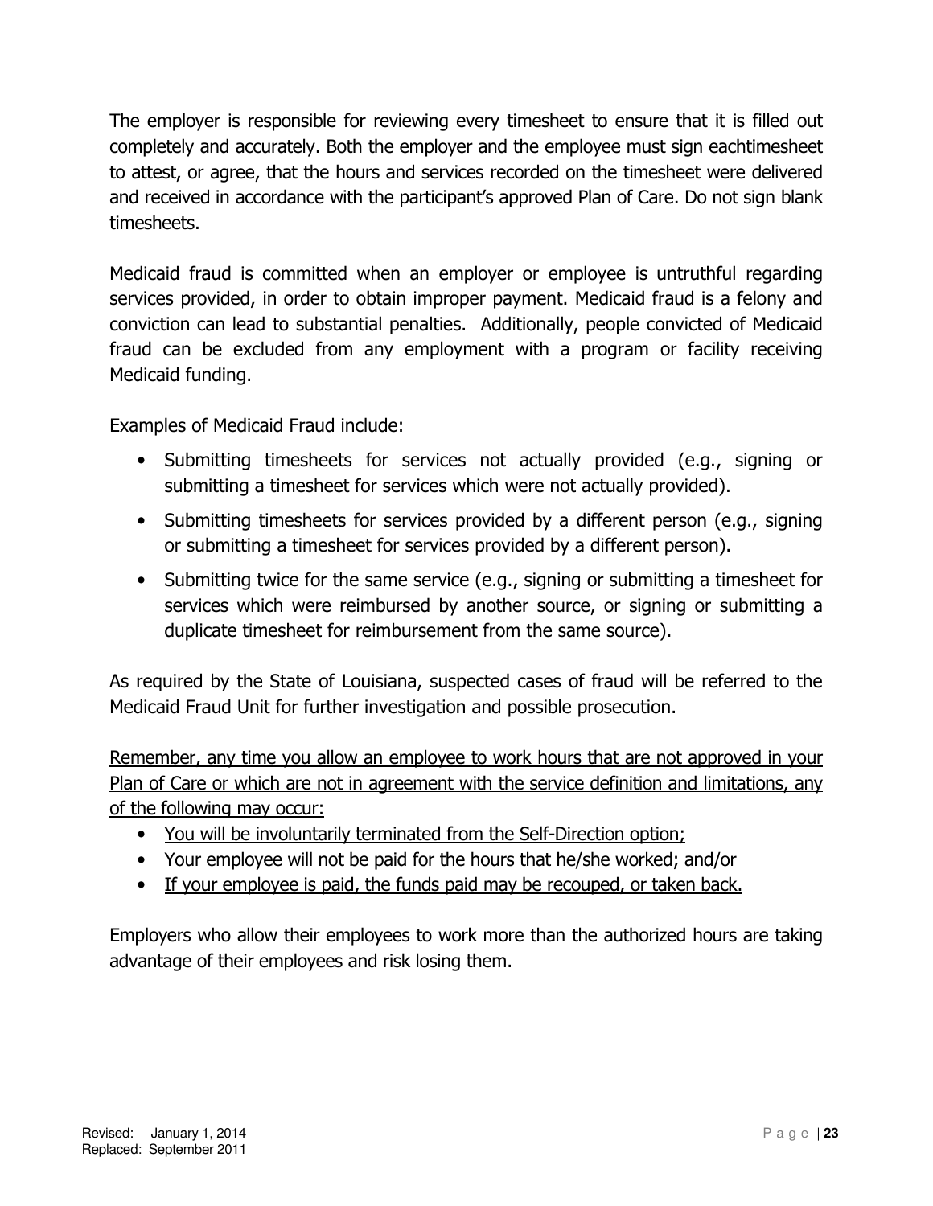The employer is responsible for reviewing every timesheet to ensure that it is filled out completely and accurately. Both the employer and the employee must sign eachtimesheet to attest, or agree, that the hours and services recorded on the timesheet were delivered and received in accordance with the participant's approved Plan of Care. Do not sign blank timesheets.

Medicaid fraud is committed when an employer or employee is untruthful regarding services provided, in order to obtain improper payment. Medicaid fraud is a felony and conviction can lead to substantial penalties. Additionally, people convicted of Medicaid fraud can be excluded from any employment with a program or facility receiving Medicaid funding.

Examples of Medicaid Fraud include:

- Submitting timesheets for services not actually provided (e.g., signing or submitting a timesheet for services which were not actually provided).
- Submitting timesheets for services provided by a different person (e.g., signing or submitting a timesheet for services provided by a different person).
- Submitting twice for the same service (e.g., signing or submitting a timesheet for services which were reimbursed by another source, or signing or submitting a duplicate timesheet for reimbursement from the same source).

As required by the State of Louisiana, suspected cases of fraud will be referred to the Medicaid Fraud Unit for further investigation and possible prosecution.

<u>Remember, any time you allow an employee to work hours that are not approved in your Plan of Care or which are not in agreement with the service definition and limitations, any of the following may occur:</u>

- <u>You will be involuntarily terminated from the Self-Direction option;</u>
- <u>Your employee will not be paid for the hours that he/she worked; and/or</u>
- <u>If your employee is paid, the funds paid may be recouped, or taken back.</u>

Employers who allow their employees to work more than the authorized hours are taking advantage of their employees and risk losing them.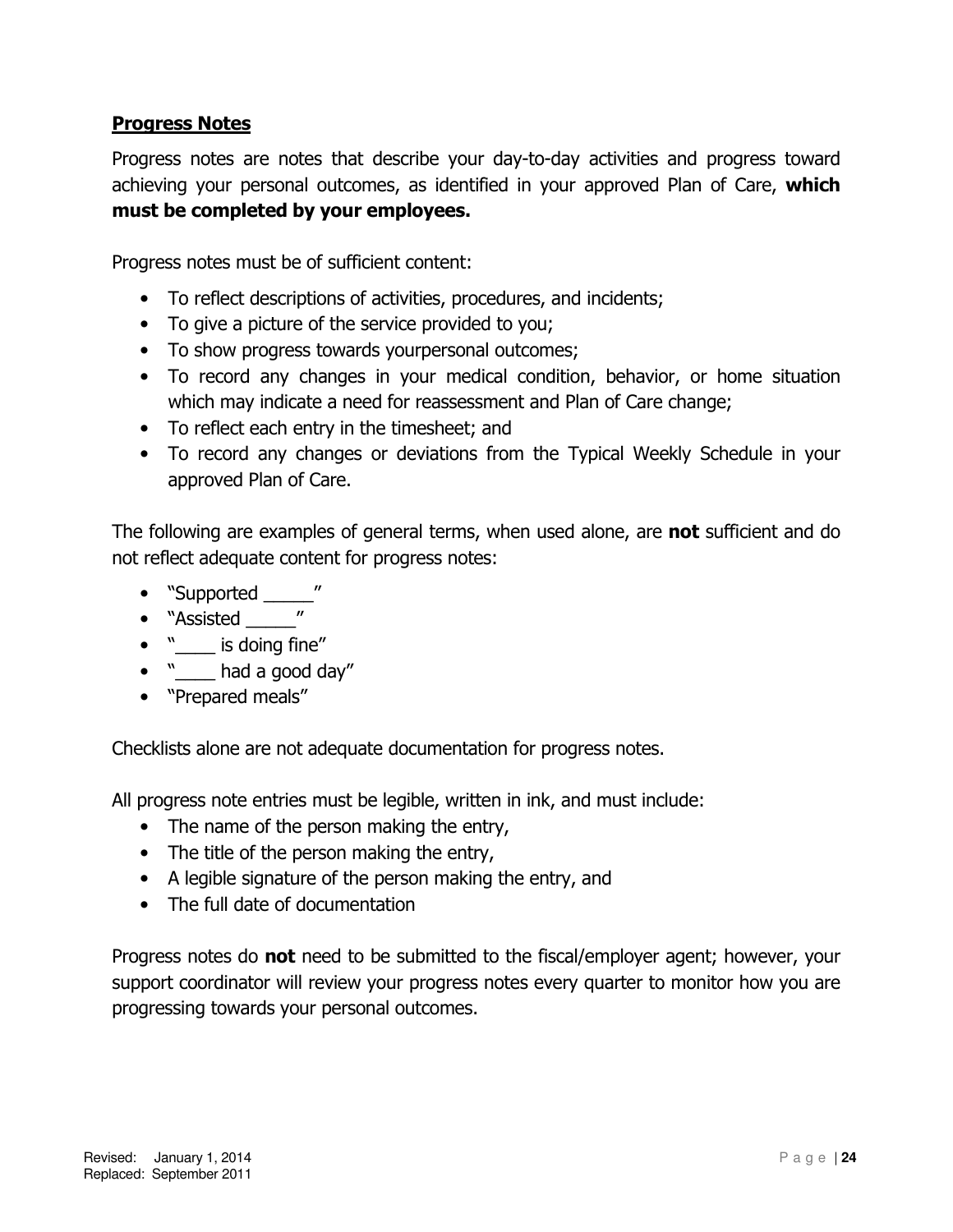## <u>Progress Notes</u>

Progress notes are notes that describe your day-to-day activities and progress toward achieving your personal outcomes, as identified in your approved Plan of Care, **which must be completed by your employees.**

Progress notes must be of sufficient content:

- To reflect descriptions of activities, procedures, and incidents;
- To give a picture of the service provided to you;
- To show progress towards yourpersonal outcomes;
- To record any changes in your medical condition, behavior, or home situation which may indicate a need for reassessment and Plan of Care change;
- To reflect each entry in the timesheet; and
- To record any changes or deviations from the Typical Weekly Schedule in your approved Plan of Care.

The following are examples of general terms, when used alone, are **not** sufficient and do not reflect adequate content for progress notes:

- "Supported _____"
- "Assisted _____"
- "____ is doing fine"
- "____ had a good day"
- "Prepared meals"

Checklists alone are not adequate documentation for progress notes.

All progress note entries must be legible, written in ink, and must include:

- The name of the person making the entry,
- The title of the person making the entry,
- A legible signature of the person making the entry, and
- The full date of documentation

Progress notes do **not** need to be submitted to the fiscal/employer agent; however, your support coordinator will review your progress notes every quarter to monitor how you are progressing towards your personal outcomes.

Revised: January 1, 2014
Replaced: September 2011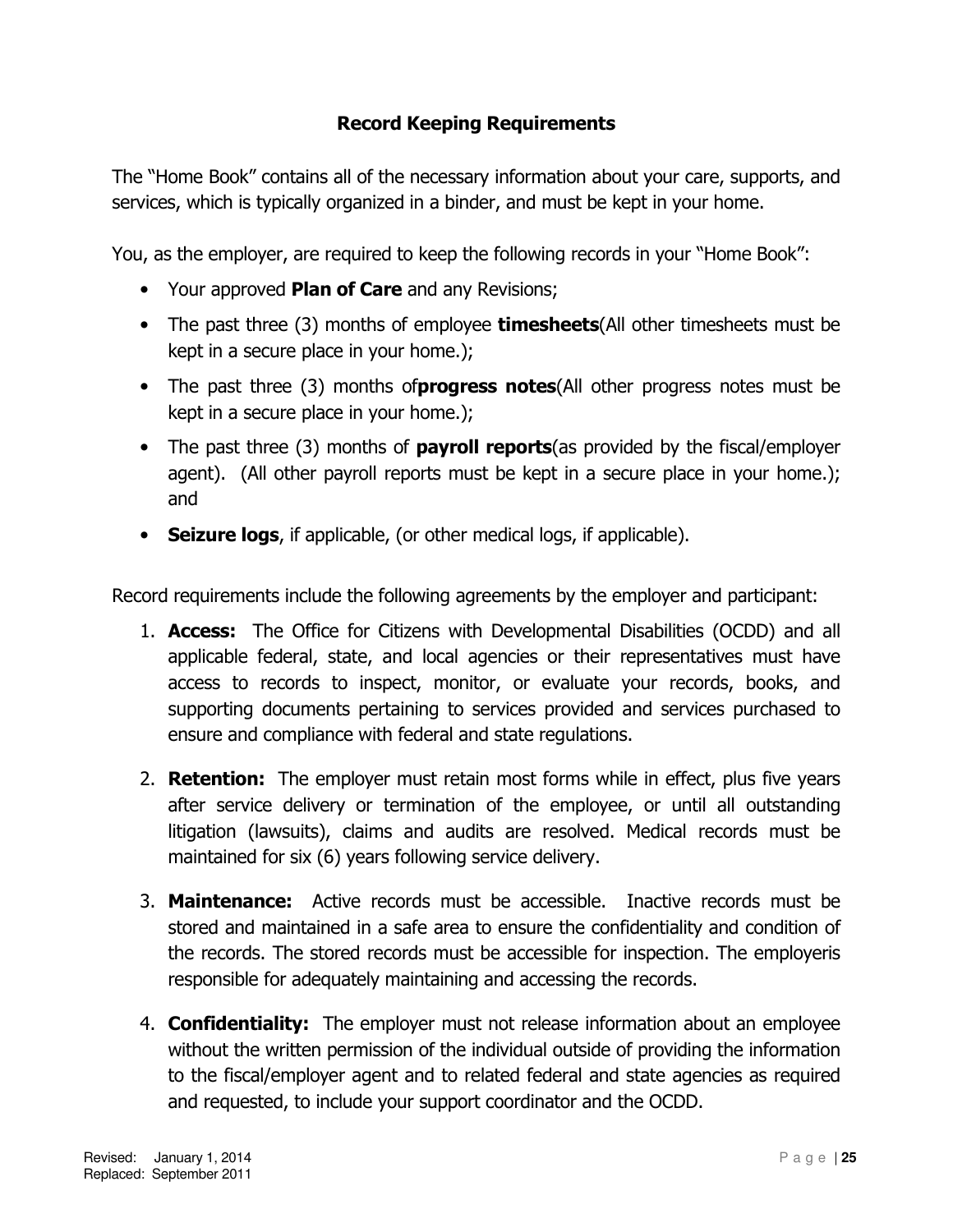## Record Keeping Requirements

The "Home Book" contains all of the necessary information about your care, supports, and services, which is typically organized in a binder, and must be kept in your home.

You, as the employer, are required to keep the following records in your "Home Book":

- Your approved **Plan of Care** and any Revisions;
- The past three (3) months of employee **timesheets**(All other timesheets must be kept in a secure place in your home.);
- The past three (3) months of**progress notes**(All other progress notes must be kept in a secure place in your home.);
- The past three (3) months of **payroll reports**(as provided by the fiscal/employer agent). (All other payroll reports must be kept in a secure place in your home.); and
- **Seizure logs**, if applicable, (or other medical logs, if applicable).

Record requirements include the following agreements by the employer and participant:

1. **Access:** The Office for Citizens with Developmental Disabilities (OCDD) and all applicable federal, state, and local agencies or their representatives must have access to records to inspect, monitor, or evaluate your records, books, and supporting documents pertaining to services provided and services purchased to ensure and compliance with federal and state regulations.
2. **Retention:** The employer must retain most forms while in effect, plus five years after service delivery or termination of the employee, or until all outstanding litigation (lawsuits), claims and audits are resolved. Medical records must be maintained for six (6) years following service delivery.
3. **Maintenance:** Active records must be accessible. Inactive records must be stored and maintained in a safe area to ensure the confidentiality and condition of the records. The stored records must be accessible for inspection. The employeris responsible for adequately maintaining and accessing the records.
4. **Confidentiality:** The employer must not release information about an employee without the written permission of the individual outside of providing the information to the fiscal/employer agent and to related federal and state agencies as required and requested, to include your support coordinator and the OCDD.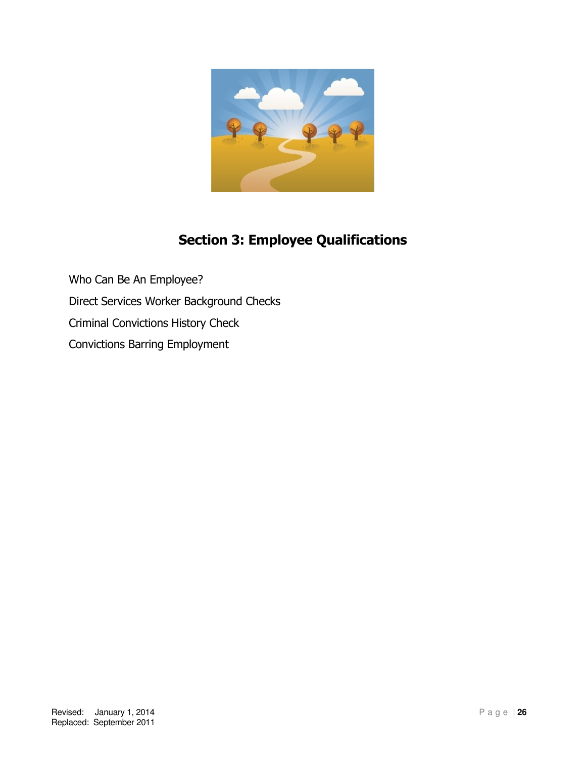# Section 3: Employee Qualifications

Who Can Be An Employee?

Direct Services Worker Background Checks

Criminal Convictions History Check

Convictions Barring Employment

Revised: January 1, 2014
Replaced: September 2011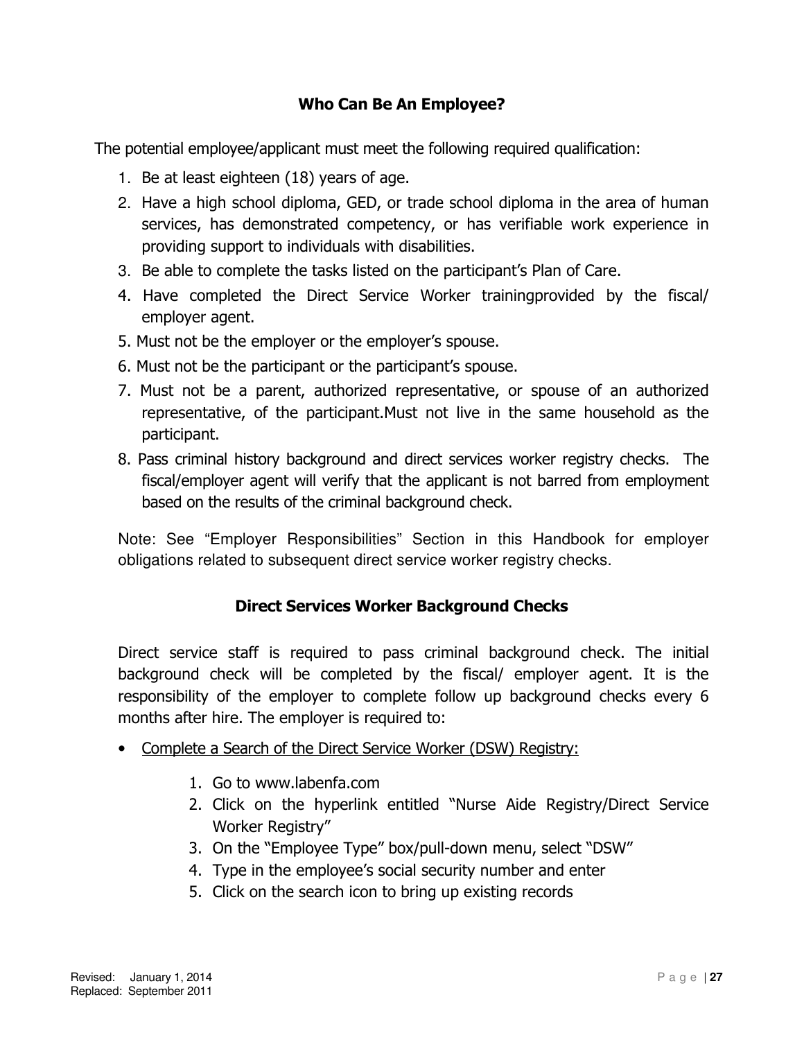## Who Can Be An Employee?

The potential employee/applicant must meet the following required qualification:

1. Be at least eighteen (18) years of age.
2. Have a high school diploma, GED, or trade school diploma in the area of human services, has demonstrated competency, or has verifiable work experience in providing support to individuals with disabilities.
3. Be able to complete the tasks listed on the participant's Plan of Care.
4. Have completed the Direct Service Worker trainingprovided by the fiscal/ employer agent.
5. Must not be the employer or the employer's spouse.
6. Must not be the participant or the participant's spouse.
7. Must not be a parent, authorized representative, or spouse of an authorized representative, of the participant.Must not live in the same household as the participant.
8. Pass criminal history background and direct services worker registry checks. The fiscal/employer agent will verify that the applicant is not barred from employment based on the results of the criminal background check.

Note: See "Employer Responsibilities" Section in this Handbook for employer obligations related to subsequent direct service worker registry checks.

## Direct Services Worker Background Checks

Direct service staff is required to pass criminal background check. The initial background check will be completed by the fiscal/ employer agent. It is the responsibility of the employer to complete follow up background checks every 6 months after hire. The employer is required to:

- Complete a Search of the Direct Service Worker (DSW) Registry:
    1. Go to www.labenfa.com
    2. Click on the hyperlink entitled "Nurse Aide Registry/Direct Service Worker Registry"
    3. On the "Employee Type" box/pull-down menu, select "DSW"
    4. Type in the employee's social security number and enter
    5. Click on the search icon to bring up existing records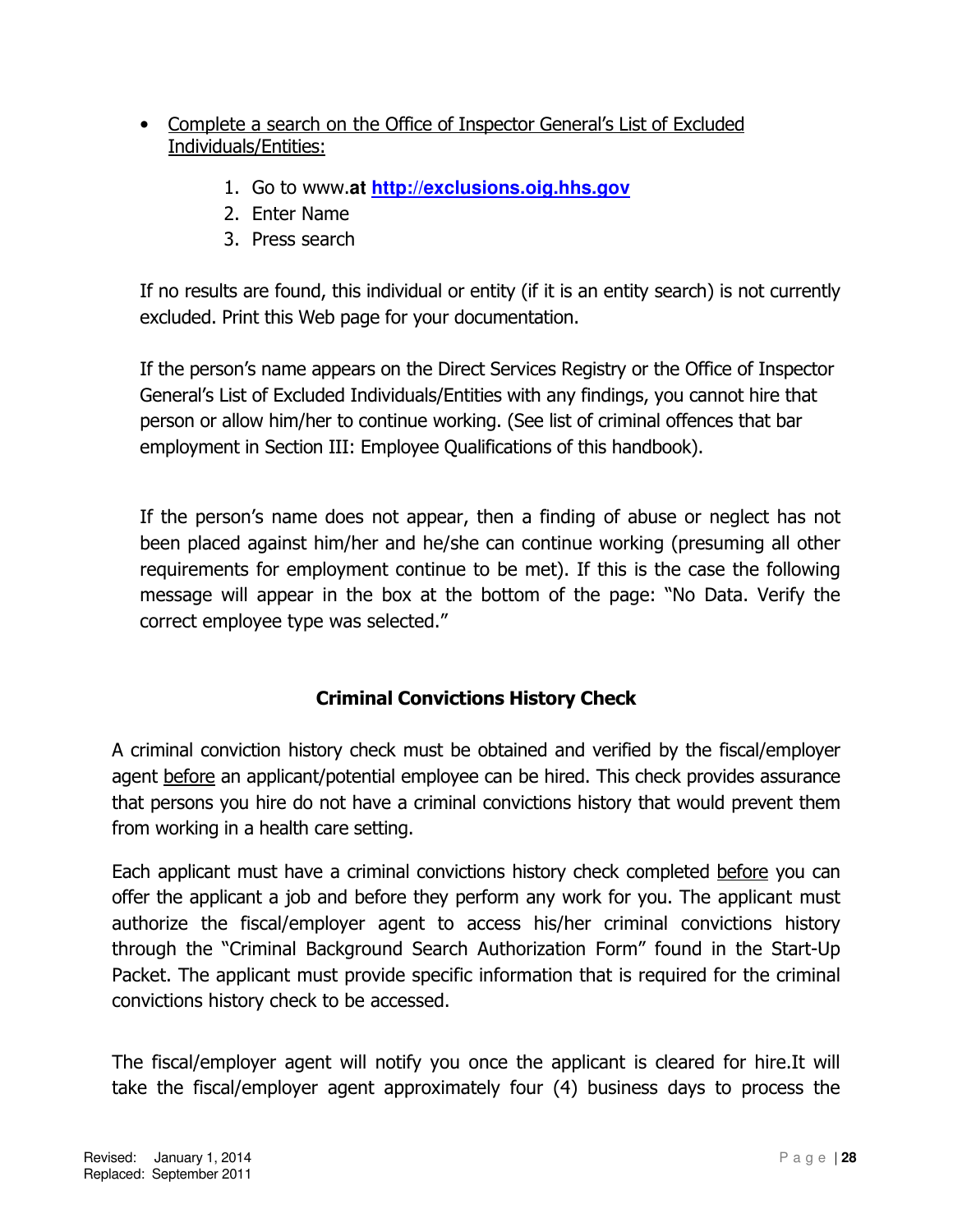- Complete a search on the Office of Inspector General's List of Excluded Individuals/Entities:

    1. Go to www.**at http://exclusions.oig.hhs.gov**
    2. Enter Name
    3. Press search

  If no results are found, this individual or entity (if it is an entity search) is not currently excluded. Print this Web page for your documentation.

  If the person's name appears on the Direct Services Registry or the Office of Inspector General's List of Excluded Individuals/Entities with any findings, you cannot hire that person or allow him/her to continue working. (See list of criminal offences that bar employment in Section III: Employee Qualifications of this handbook).

  If the person's name does not appear, then a finding of abuse or neglect has not been placed against him/her and he/she can continue working (presuming all other requirements for employment continue to be met). If this is the case the following message will appear in the box at the bottom of the page: "No Data. Verify the correct employee type was selected."

## Criminal Convictions History Check

A criminal conviction history check must be obtained and verified by the fiscal/employer agent before an applicant/potential employee can be hired. This check provides assurance that persons you hire do not have a criminal convictions history that would prevent them from working in a health care setting.

Each applicant must have a criminal convictions history check completed before you can offer the applicant a job and before they perform any work for you. The applicant must authorize the fiscal/employer agent to access his/her criminal convictions history through the "Criminal Background Search Authorization Form" found in the Start-Up Packet. The applicant must provide specific information that is required for the criminal convictions history check to be accessed.

The fiscal/employer agent will notify you once the applicant is cleared for hire.It will take the fiscal/employer agent approximately four (4) business days to process the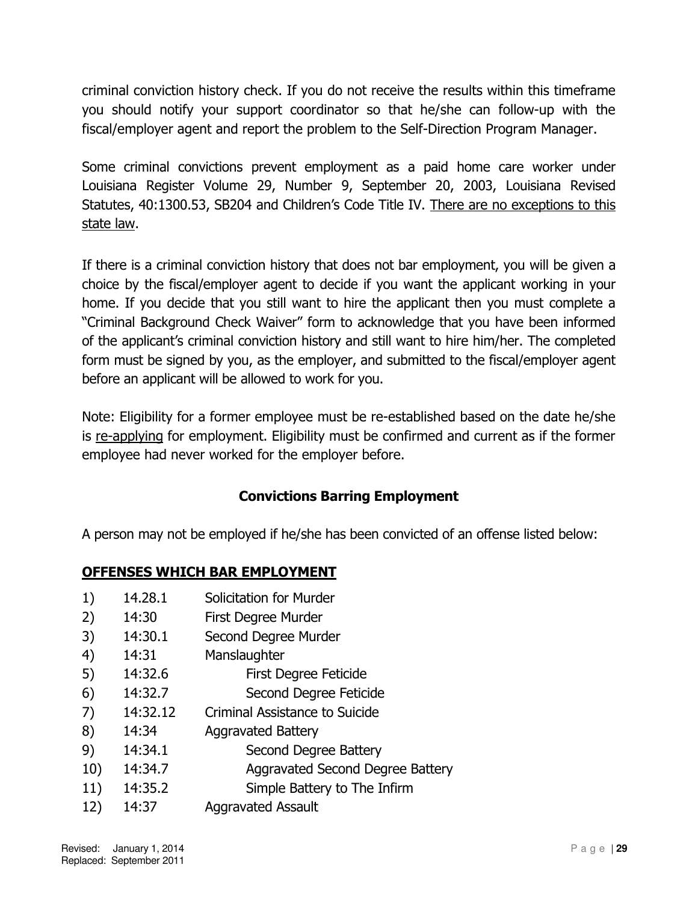criminal conviction history check. If you do not receive the results within this timeframe you should notify your support coordinator so that he/she can follow-up with the fiscal/employer agent and report the problem to the Self-Direction Program Manager.

Some criminal convictions prevent employment as a paid home care worker under Louisiana Register Volume 29, Number 9, September 20, 2003, Louisiana Revised Statutes, 40:1300.53, SB204 and Children's Code Title IV. <u>There are no exceptions to this state law</u>.

If there is a criminal conviction history that does not bar employment, you will be given a choice by the fiscal/employer agent to decide if you want the applicant working in your home. If you decide that you still want to hire the applicant then you must complete a "Criminal Background Check Waiver" form to acknowledge that you have been informed of the applicant's criminal conviction history and still want to hire him/her. The completed form must be signed by you, as the employer, and submitted to the fiscal/employer agent before an applicant will be allowed to work for you.

Note: Eligibility for a former employee must be re-established based on the date he/she is <u>re-applying</u> for employment. Eligibility must be confirmed and current as if the former employee had never worked for the employer before.

## Convictions Barring Employment

A person may not be employed if he/she has been convicted of an offense listed below:

**<u>OFFENSES WHICH BAR EMPLOYMENT</u>**

| | | |
|---|---|---|
| 1) | 14.28.1 | Solicitation for Murder |
| 2) | 14:30 | First Degree Murder |
| 3) | 14:30.1 | Second Degree Murder |
| 4) | 14:31 | Manslaughter |
| 5) | 14:32.6 | First Degree Feticide |
| 6) | 14:32.7 | Second Degree Feticide |
| 7) | 14:32.12 | Criminal Assistance to Suicide |
| 8) | 14:34 | Aggravated Battery |
| 9) | 14:34.1 | Second Degree Battery |
| 10) | 14:34.7 | Aggravated Second Degree Battery |
| 11) | 14:35.2 | Simple Battery to The Infirm |
| 12) | 14:37 | Aggravated Assault |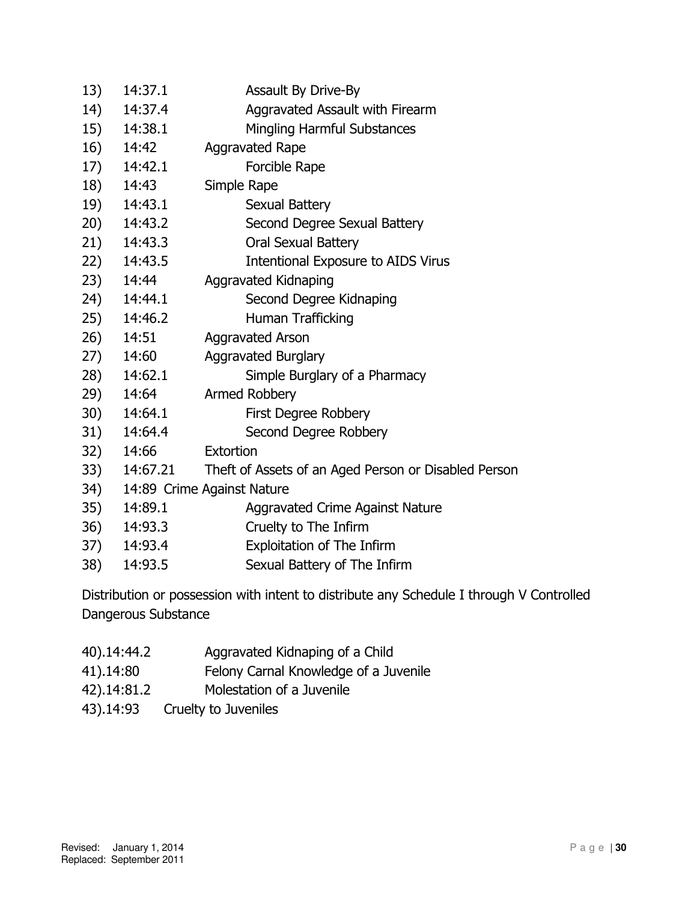13) 14:37.1 Assault By Drive-By
14) 14:37.4 Aggravated Assault with Firearm
15) 14:38.1 Mingling Harmful Substances
16) 14:42 Aggravated Rape
17) 14:42.1 Forcible Rape
18) 14:43 Simple Rape
19) 14:43.1 Sexual Battery
20) 14:43.2 Second Degree Sexual Battery
21) 14:43.3 Oral Sexual Battery
22) 14:43.5 Intentional Exposure to AIDS Virus
23) 14:44 Aggravated Kidnaping
24) 14:44.1 Second Degree Kidnaping
25) 14:46.2 Human Trafficking
26) 14:51 Aggravated Arson
27) 14:60 Aggravated Burglary
28) 14:62.1 Simple Burglary of a Pharmacy
29) 14:64 Armed Robbery
30) 14:64.1 First Degree Robbery
31) 14:64.4 Second Degree Robbery
32) 14:66 Extortion
33) 14:67.21 Theft of Assets of an Aged Person or Disabled Person
34) 14:89 Crime Against Nature
35) 14:89.1 Aggravated Crime Against Nature
36) 14:93.3 Cruelty to The Infirm
37) 14:93.4 Exploitation of The Infirm
38) 14:93.5 Sexual Battery of The Infirm

Distribution or possession with intent to distribute any Schedule I through V Controlled Dangerous Substance

40).14:44.2 Aggravated Kidnaping of a Child
41).14:80 Felony Carnal Knowledge of a Juvenile
42).14:81.2 Molestation of a Juvenile
43).14:93 Cruelty to Juveniles

Revised: January 1, 2014
Replaced: September 2011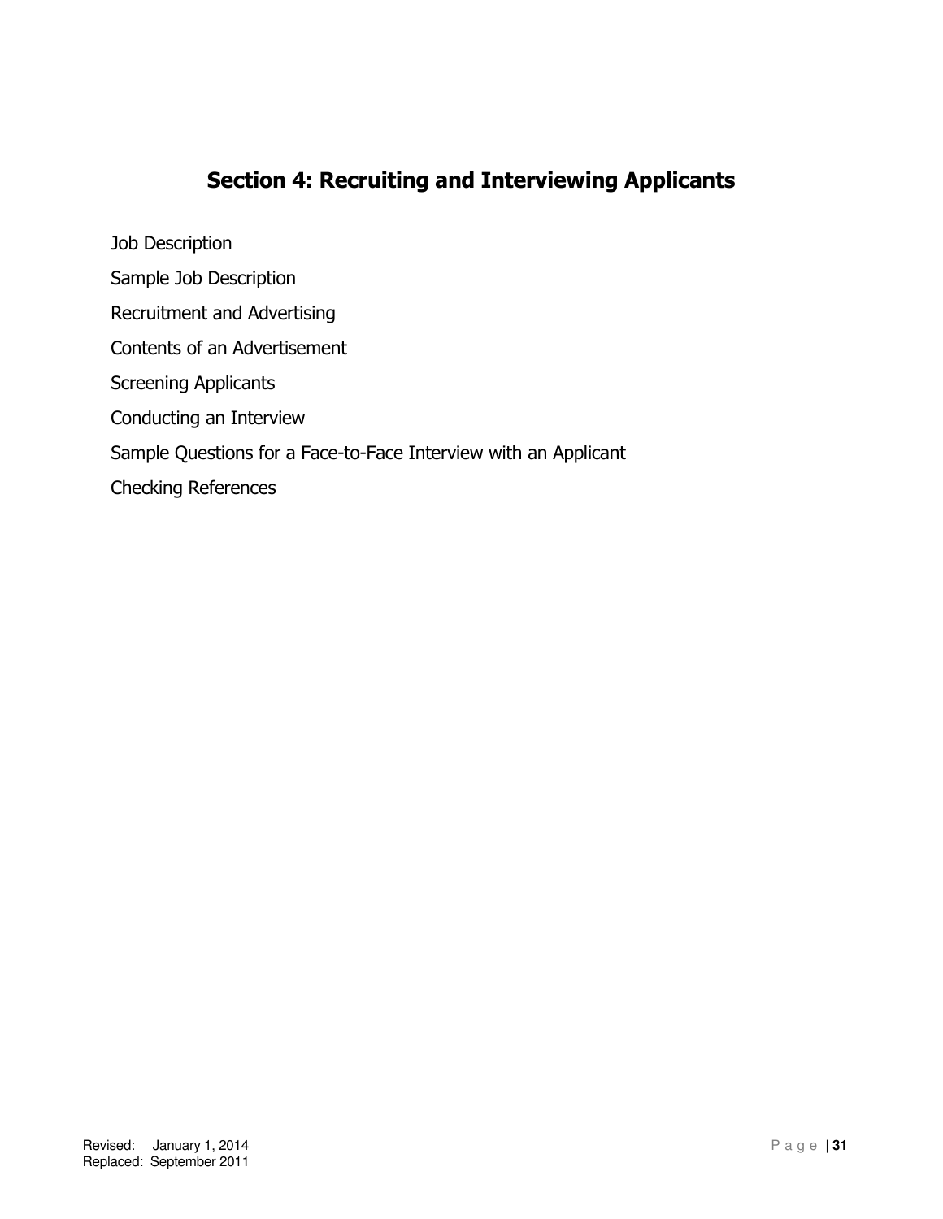# Section 4: Recruiting and Interviewing Applicants

Job Description

Sample Job Description

Recruitment and Advertising

Contents of an Advertisement

Screening Applicants

Conducting an Interview

Sample Questions for a Face-to-Face Interview with an Applicant

Checking References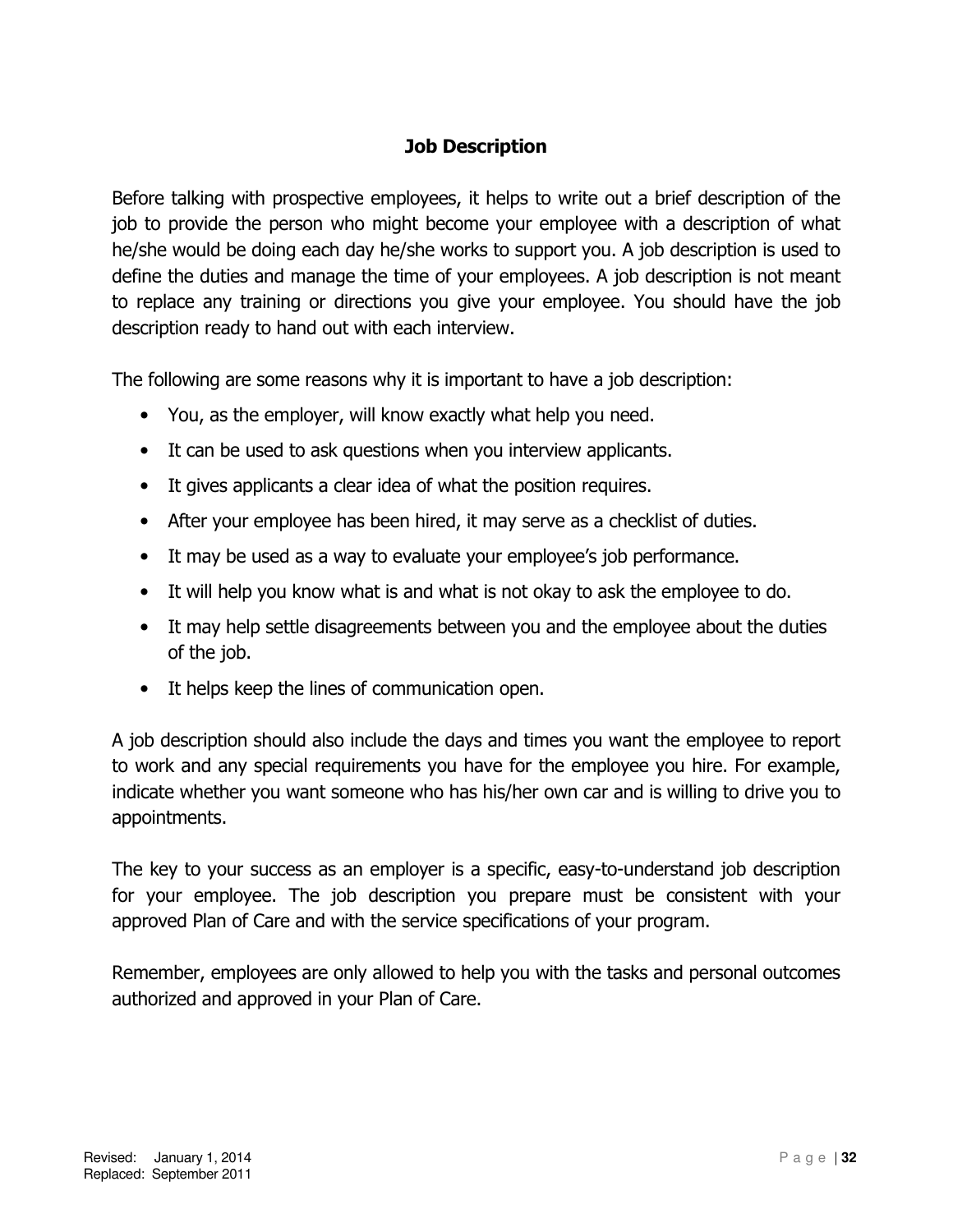## Job Description

Before talking with prospective employees, it helps to write out a brief description of the job to provide the person who might become your employee with a description of what he/she would be doing each day he/she works to support you. A job description is used to define the duties and manage the time of your employees. A job description is not meant to replace any training or directions you give your employee. You should have the job description ready to hand out with each interview.

The following are some reasons why it is important to have a job description:

- You, as the employer, will know exactly what help you need.
- It can be used to ask questions when you interview applicants.
- It gives applicants a clear idea of what the position requires.
- After your employee has been hired, it may serve as a checklist of duties.
- It may be used as a way to evaluate your employee's job performance.
- It will help you know what is and what is not okay to ask the employee to do.
- It may help settle disagreements between you and the employee about the duties of the job.
- It helps keep the lines of communication open.

A job description should also include the days and times you want the employee to report to work and any special requirements you have for the employee you hire. For example, indicate whether you want someone who has his/her own car and is willing to drive you to appointments.

The key to your success as an employer is a specific, easy-to-understand job description for your employee. The job description you prepare must be consistent with your approved Plan of Care and with the service specifications of your program.

Remember, employees are only allowed to help you with the tasks and personal outcomes authorized and approved in your Plan of Care.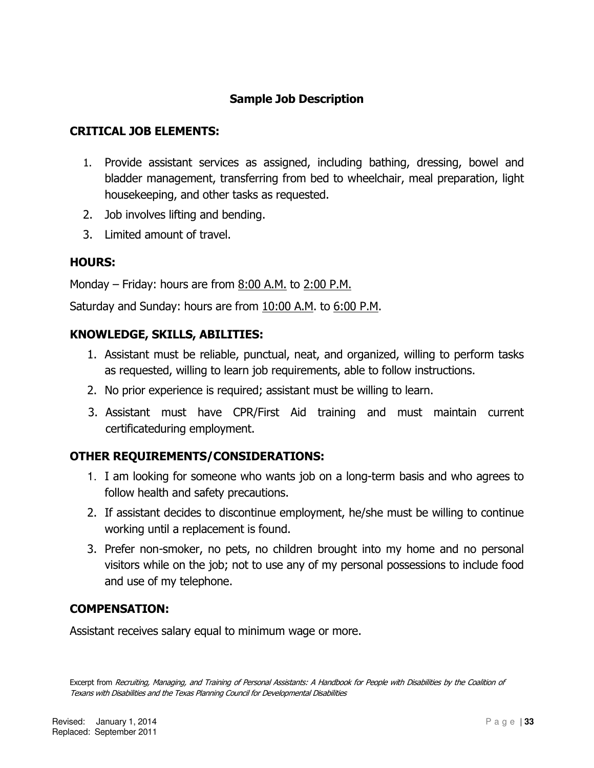## Sample Job Description

### CRITICAL JOB ELEMENTS:

1. Provide assistant services as assigned, including bathing, dressing, bowel and bladder management, transferring from bed to wheelchair, meal preparation, light housekeeping, and other tasks as requested.
2. Job involves lifting and bending.
3. Limited amount of travel.

### HOURS:

Monday – Friday: hours are from <u>8:00 A.M.</u> to <u>2:00 P.M.</u>

Saturday and Sunday: hours are from <u>10:00 A.M</u>. to <u>6:00 P.M</u>.

### KNOWLEDGE, SKILLS, ABILITIES:

1. Assistant must be reliable, punctual, neat, and organized, willing to perform tasks as requested, willing to learn job requirements, able to follow instructions.
2. No prior experience is required; assistant must be willing to learn.
3. Assistant must have CPR/First Aid training and must maintain current certificateduring employment.

### OTHER REQUIREMENTS/CONSIDERATIONS:

1. I am looking for someone who wants job on a long-term basis and who agrees to follow health and safety precautions.
2. If assistant decides to discontinue employment, he/she must be willing to continue working until a replacement is found.
3. Prefer non-smoker, no pets, no children brought into my home and no personal visitors while on the job; not to use any of my personal possessions to include food and use of my telephone.

### COMPENSATION:

Assistant receives salary equal to minimum wage or more.

Excerpt from *Recruiting, Managing, and Training of Personal Assistants: A Handbook for People with Disabilities by the Coalition of Texans with Disabilities and the Texas Planning Council for Developmental Disabilities*

Revised: January 1, 2014
Replaced: September 2011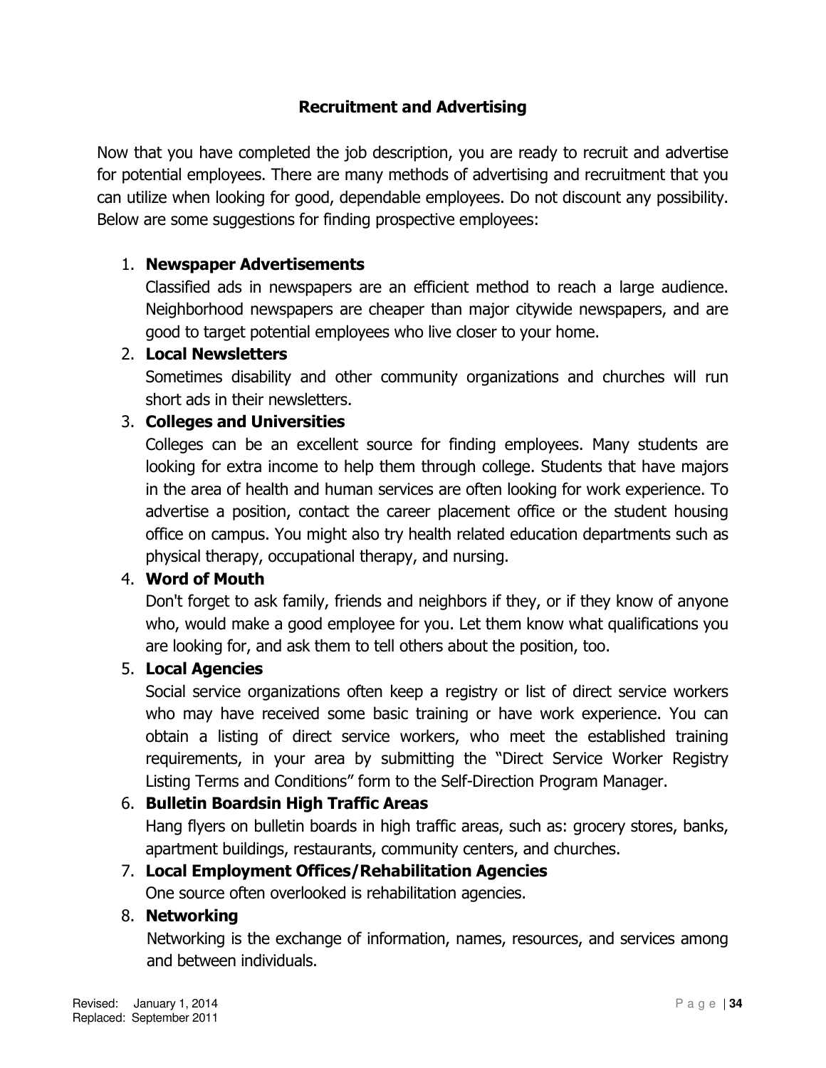## Recruitment and Advertising

Now that you have completed the job description, you are ready to recruit and advertise for potential employees. There are many methods of advertising and recruitment that you can utilize when looking for good, dependable employees. Do not discount any possibility. Below are some suggestions for finding prospective employees:

1. **Newspaper Advertisements**
   Classified ads in newspapers are an efficient method to reach a large audience. Neighborhood newspapers are cheaper than major citywide newspapers, and are good to target potential employees who live closer to your home.
2. **Local Newsletters**
   Sometimes disability and other community organizations and churches will run short ads in their newsletters.
3. **Colleges and Universities**
   Colleges can be an excellent source for finding employees. Many students are looking for extra income to help them through college. Students that have majors in the area of health and human services are often looking for work experience. To advertise a position, contact the career placement office or the student housing office on campus. You might also try health related education departments such as physical therapy, occupational therapy, and nursing.
4. **Word of Mouth**
   Don't forget to ask family, friends and neighbors if they, or if they know of anyone who, would make a good employee for you. Let them know what qualifications you are looking for, and ask them to tell others about the position, too.
5. **Local Agencies**
   Social service organizations often keep a registry or list of direct service workers who may have received some basic training or have work experience. You can obtain a listing of direct service workers, who meet the established training requirements, in your area by submitting the "Direct Service Worker Registry Listing Terms and Conditions" form to the Self-Direction Program Manager.
6. **Bulletin Boardsin High Traffic Areas**
   Hang flyers on bulletin boards in high traffic areas, such as: grocery stores, banks, apartment buildings, restaurants, community centers, and churches.
7. **Local Employment Offices/Rehabilitation Agencies**
   One source often overlooked is rehabilitation agencies.
8. **Networking**
   Networking is the exchange of information, names, resources, and services among and between individuals.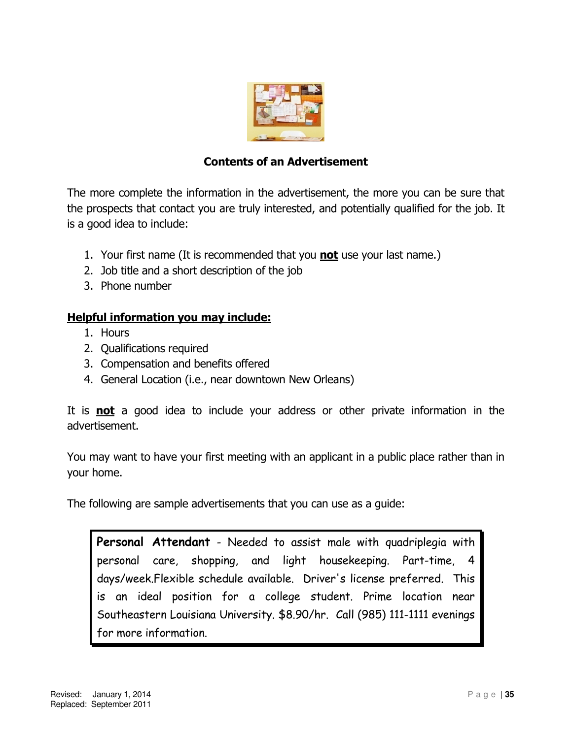## Contents of an Advertisement

The more complete the information in the advertisement, the more you can be sure that the prospects that contact you are truly interested, and potentially qualified for the job. It is a good idea to include:

1. Your first name (It is recommended that you **not** use your last name.)
2. Job title and a short description of the job
3. Phone number

**Helpful information you may include:**

1. Hours
2. Qualifications required
3. Compensation and benefits offered
4. General Location (i.e., near downtown New Orleans)

It is **not** a good idea to include your address or other private information in the advertisement.

You may want to have your first meeting with an applicant in a public place rather than in your home.

The following are sample advertisements that you can use as a guide:

> **Personal Attendant** - Needed to assist male with quadriplegia with personal care, shopping, and light housekeeping. Part-time, 4 days/week.Flexible schedule available. Driver's license preferred. This is an ideal position for a college student. Prime location near Southeastern Louisiana University. $8.90/hr. Call (985) 111-1111 evenings for more information.

Revised: January 1, 2014
Replaced: September 2011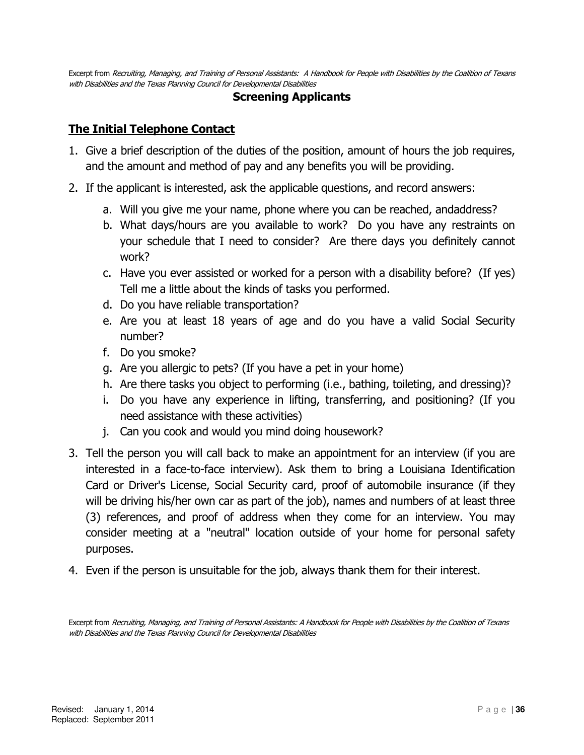Excerpt from *Recruiting, Managing, and Training of Personal Assistants: A Handbook for People with Disabilities by the Coalition of Texans with Disabilities and the Texas Planning Council for Developmental Disabilities*

## Screening Applicants

### The Initial Telephone Contact

1. Give a brief description of the duties of the position, amount of hours the job requires, and the amount and method of pay and any benefits you will be providing.
2. If the applicant is interested, ask the applicable questions, and record answers:
   a. Will you give me your name, phone where you can be reached, andaddress?
   b. What days/hours are you available to work? Do you have any restraints on your schedule that I need to consider? Are there days you definitely cannot work?
   c. Have you ever assisted or worked for a person with a disability before? (If yes) Tell me a little about the kinds of tasks you performed.
   d. Do you have reliable transportation?
   e. Are you at least 18 years of age and do you have a valid Social Security number?
   f. Do you smoke?
   g. Are you allergic to pets? (If you have a pet in your home)
   h. Are there tasks you object to performing (i.e., bathing, toileting, and dressing)?
   i. Do you have any experience in lifting, transferring, and positioning? (If you need assistance with these activities)
   j. Can you cook and would you mind doing housework?
3. Tell the person you will call back to make an appointment for an interview (if you are interested in a face-to-face interview). Ask them to bring a Louisiana Identification Card or Driver's License, Social Security card, proof of automobile insurance (if they will be driving his/her own car as part of the job), names and numbers of at least three (3) references, and proof of address when they come for an interview. You may consider meeting at a "neutral" location outside of your home for personal safety purposes.
4. Even if the person is unsuitable for the job, always thank them for their interest.

Excerpt from *Recruiting, Managing, and Training of Personal Assistants: A Handbook for People with Disabilities by the Coalition of Texans with Disabilities and the Texas Planning Council for Developmental Disabilities*

Revised: January 1, 2014
Replaced: September 2011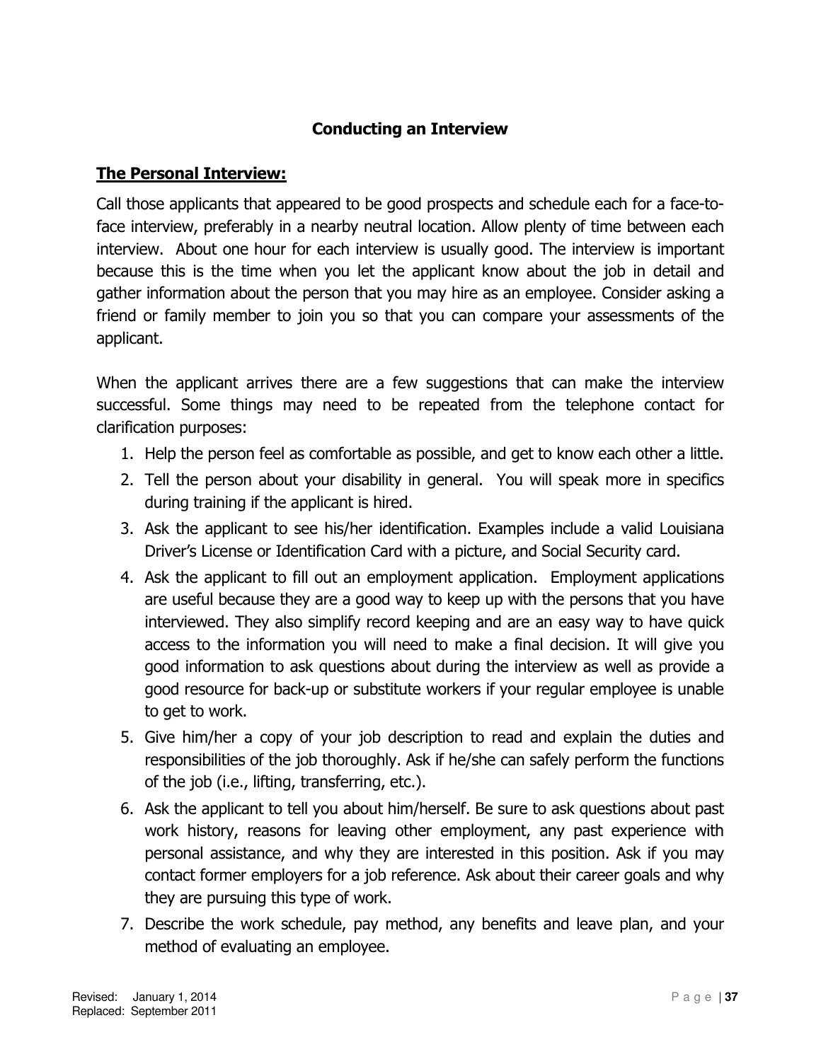## Conducting an Interview

### The Personal Interview:

Call those applicants that appeared to be good prospects and schedule each for a face-to-face interview, preferably in a nearby neutral location. Allow plenty of time between each interview. About one hour for each interview is usually good. The interview is important because this is the time when you let the applicant know about the job in detail and gather information about the person that you may hire as an employee. Consider asking a friend or family member to join you so that you can compare your assessments of the applicant.

When the applicant arrives there are a few suggestions that can make the interview successful. Some things may need to be repeated from the telephone contact for clarification purposes:

1. Help the person feel as comfortable as possible, and get to know each other a little.
2. Tell the person about your disability in general. You will speak more in specifics during training if the applicant is hired.
3. Ask the applicant to see his/her identification. Examples include a valid Louisiana Driver's License or Identification Card with a picture, and Social Security card.
4. Ask the applicant to fill out an employment application. Employment applications are useful because they are a good way to keep up with the persons that you have interviewed. They also simplify record keeping and are an easy way to have quick access to the information you will need to make a final decision. It will give you good information to ask questions about during the interview as well as provide a good resource for back-up or substitute workers if your regular employee is unable to get to work.
5. Give him/her a copy of your job description to read and explain the duties and responsibilities of the job thoroughly. Ask if he/she can safely perform the functions of the job (i.e., lifting, transferring, etc.).
6. Ask the applicant to tell you about him/herself. Be sure to ask questions about past work history, reasons for leaving other employment, any past experience with personal assistance, and why they are interested in this position. Ask if you may contact former employers for a job reference. Ask about their career goals and why they are pursuing this type of work.
7. Describe the work schedule, pay method, any benefits and leave plan, and your method of evaluating an employee.

Revised: January 1, 2014
Replaced: September 2011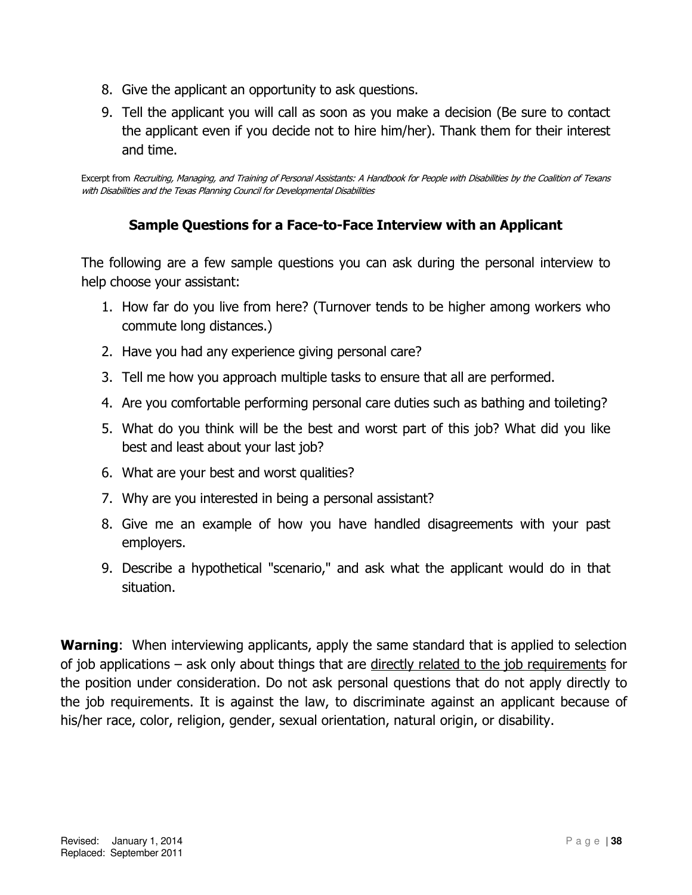8. Give the applicant an opportunity to ask questions.
9. Tell the applicant you will call as soon as you make a decision (Be sure to contact the applicant even if you decide not to hire him/her). Thank them for their interest and time.

Excerpt from *Recruiting, Managing, and Training of Personal Assistants: A Handbook for People with Disabilities by the Coalition of Texans with Disabilities and the Texas Planning Council for Developmental Disabilities*

### Sample Questions for a Face-to-Face Interview with an Applicant

The following are a few sample questions you can ask during the personal interview to help choose your assistant:

1. How far do you live from here? (Turnover tends to be higher among workers who commute long distances.)
2. Have you had any experience giving personal care?
3. Tell me how you approach multiple tasks to ensure that all are performed.
4. Are you comfortable performing personal care duties such as bathing and toileting?
5. What do you think will be the best and worst part of this job? What did you like best and least about your last job?
6. What are your best and worst qualities?
7. Why are you interested in being a personal assistant?
8. Give me an example of how you have handled disagreements with your past employers.
9. Describe a hypothetical "scenario," and ask what the applicant would do in that situation.

**Warning**: When interviewing applicants, apply the same standard that is applied to selection of job applications – ask only about things that are <u>directly related to the job requirements</u> for the position under consideration. Do not ask personal questions that do not apply directly to the job requirements. It is against the law, to discriminate against an applicant because of his/her race, color, religion, gender, sexual orientation, natural origin, or disability.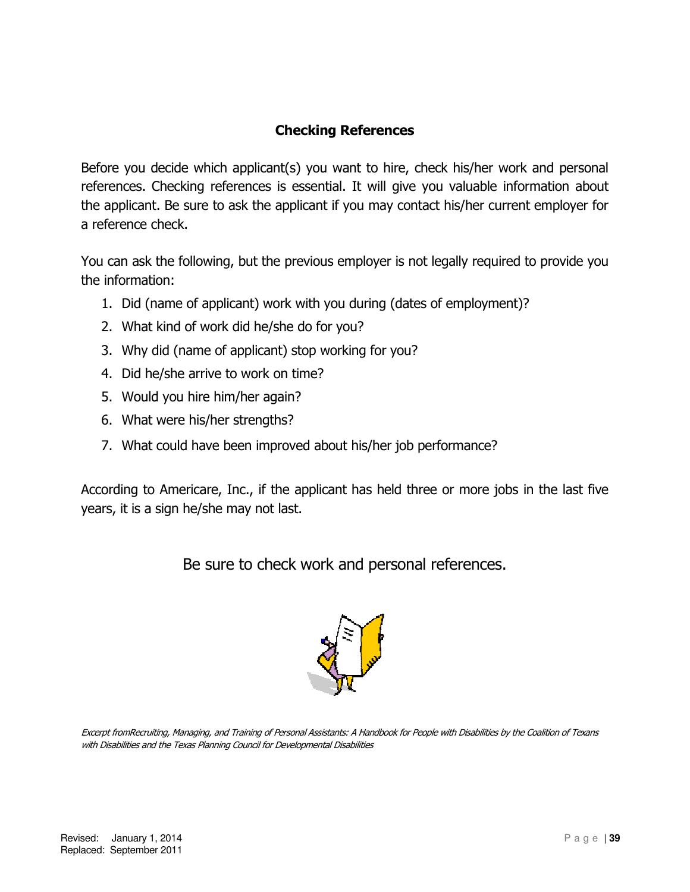## Checking References

Before you decide which applicant(s) you want to hire, check his/her work and personal references. Checking references is essential. It will give you valuable information about the applicant. Be sure to ask the applicant if you may contact his/her current employer for a reference check.

You can ask the following, but the previous employer is not legally required to provide you the information:

1. Did (name of applicant) work with you during (dates of employment)?
2. What kind of work did he/she do for you?
3. Why did (name of applicant) stop working for you?
4. Did he/she arrive to work on time?
5. Would you hire him/her again?
6. What were his/her strengths?
7. What could have been improved about his/her job performance?

According to Americare, Inc., if the applicant has held three or more jobs in the last five years, it is a sign he/she may not last.

Be sure to check work and personal references.

*Excerpt fromRecruiting, Managing, and Training of Personal Assistants: A Handbook for People with Disabilities by the Coalition of Texans with Disabilities and the Texas Planning Council for Developmental Disabilities*

Revised: January 1, 2014
Replaced: September 2011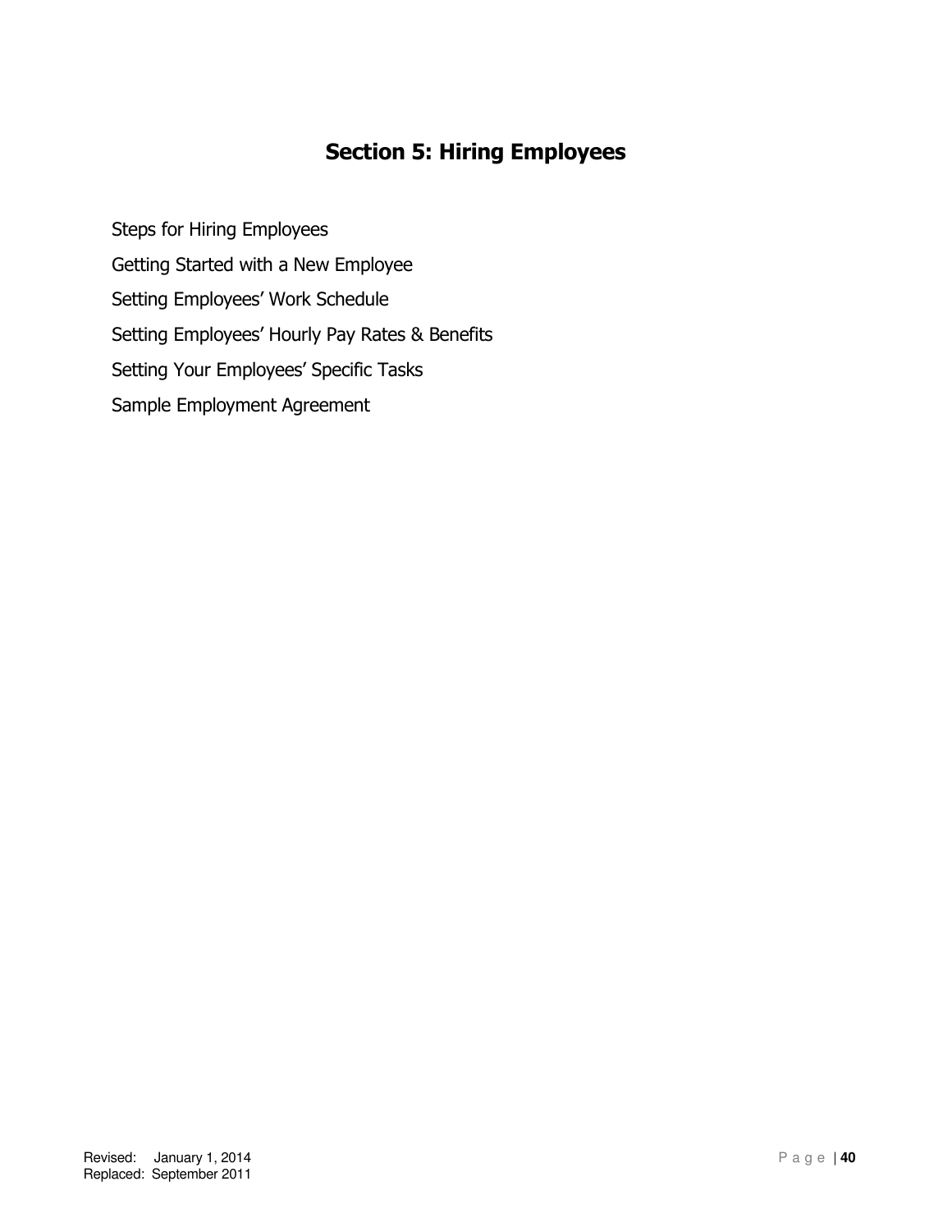# Section 5: Hiring Employees

Steps for Hiring Employees

Getting Started with a New Employee

Setting Employees' Work Schedule

Setting Employees' Hourly Pay Rates & Benefits

Setting Your Employees' Specific Tasks

Sample Employment Agreement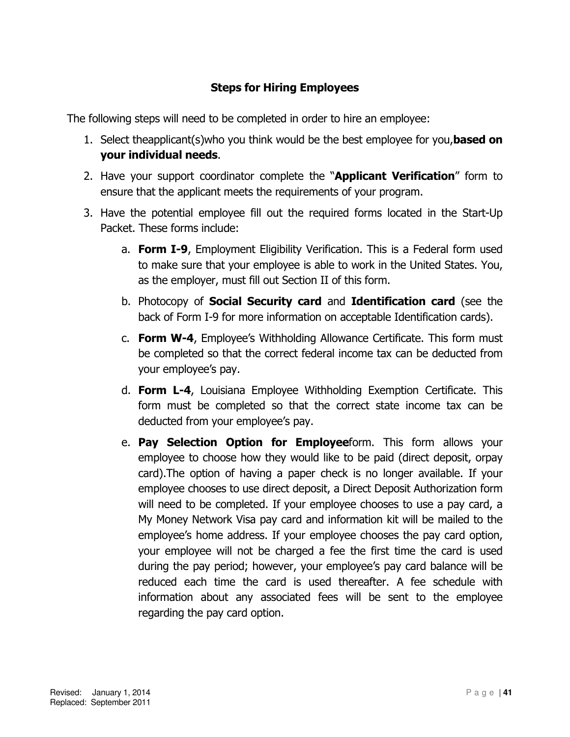## Steps for Hiring Employees

The following steps will need to be completed in order to hire an employee:

1. Select theapplicant(s)who you think would be the best employee for you,**based on your individual needs**.
2. Have your support coordinator complete the "**Applicant Verification**" form to ensure that the applicant meets the requirements of your program.
3. Have the potential employee fill out the required forms located in the Start-Up Packet. These forms include:
   a. **Form I-9**, Employment Eligibility Verification. This is a Federal form used to make sure that your employee is able to work in the United States. You, as the employer, must fill out Section II of this form.
   b. Photocopy of **Social Security card** and **Identification card** (see the back of Form I-9 for more information on acceptable Identification cards).
   c. **Form W-4**, Employee's Withholding Allowance Certificate. This form must be completed so that the correct federal income tax can be deducted from your employee's pay.
   d. **Form L-4**, Louisiana Employee Withholding Exemption Certificate. This form must be completed so that the correct state income tax can be deducted from your employee's pay.
   e. **Pay Selection Option for Employee**form. This form allows your employee to choose how they would like to be paid (direct deposit, orpay card).The option of having a paper check is no longer available. If your employee chooses to use direct deposit, a Direct Deposit Authorization form will need to be completed. If your employee chooses to use a pay card, a My Money Network Visa pay card and information kit will be mailed to the employee's home address. If your employee chooses the pay card option, your employee will not be charged a fee the first time the card is used during the pay period; however, your employee's pay card balance will be reduced each time the card is used thereafter. A fee schedule with information about any associated fees will be sent to the employee regarding the pay card option.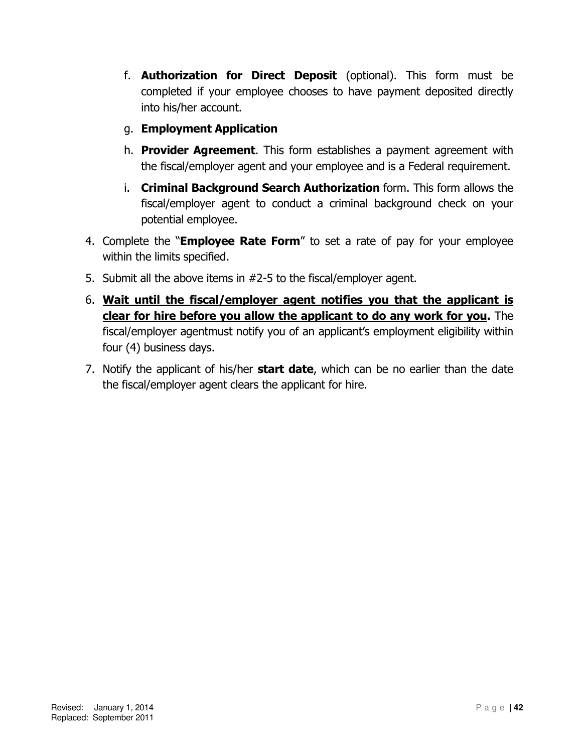f. **Authorization for Direct Deposit** (optional). This form must be completed if your employee chooses to have payment deposited directly into his/her account.

g. **Employment Application**

h. **Provider Agreement**. This form establishes a payment agreement with the fiscal/employer agent and your employee and is a Federal requirement.

i. **Criminal Background Search Authorization** form. This form allows the fiscal/employer agent to conduct a criminal background check on your potential employee.

4. Complete the "**Employee Rate Form**" to set a rate of pay for your employee within the limits specified.
5. Submit all the above items in #2-5 to the fiscal/employer agent.
6. <u>**Wait until the fiscal/employer agent notifies you that the applicant is clear for hire before you allow the applicant to do any work for you.**</u> The fiscal/employer agentmust notify you of an applicant's employment eligibility within four (4) business days.
7. Notify the applicant of his/her **start date**, which can be no earlier than the date the fiscal/employer agent clears the applicant for hire.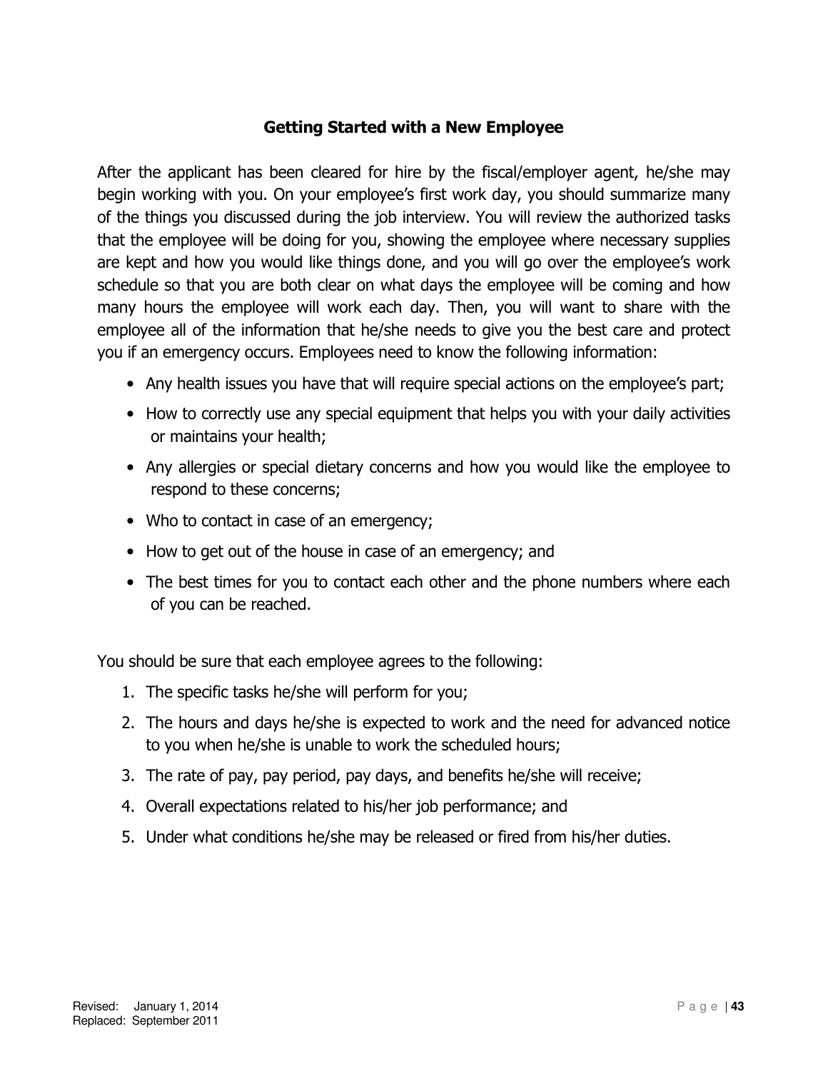## Getting Started with a New Employee

After the applicant has been cleared for hire by the fiscal/employer agent, he/she may begin working with you. On your employee's first work day, you should summarize many of the things you discussed during the job interview. You will review the authorized tasks that the employee will be doing for you, showing the employee where necessary supplies are kept and how you would like things done, and you will go over the employee's work schedule so that you are both clear on what days the employee will be coming and how many hours the employee will work each day. Then, you will want to share with the employee all of the information that he/she needs to give you the best care and protect you if an emergency occurs. Employees need to know the following information:

- Any health issues you have that will require special actions on the employee's part;
- How to correctly use any special equipment that helps you with your daily activities or maintains your health;
- Any allergies or special dietary concerns and how you would like the employee to respond to these concerns;
- Who to contact in case of an emergency;
- How to get out of the house in case of an emergency; and
- The best times for you to contact each other and the phone numbers where each of you can be reached.

You should be sure that each employee agrees to the following:

1. The specific tasks he/she will perform for you;
2. The hours and days he/she is expected to work and the need for advanced notice to you when he/she is unable to work the scheduled hours;
3. The rate of pay, pay period, pay days, and benefits he/she will receive;
4. Overall expectations related to his/her job performance; and
5. Under what conditions he/she may be released or fired from his/her duties.

Revised: January 1, 2014
Replaced: September 2011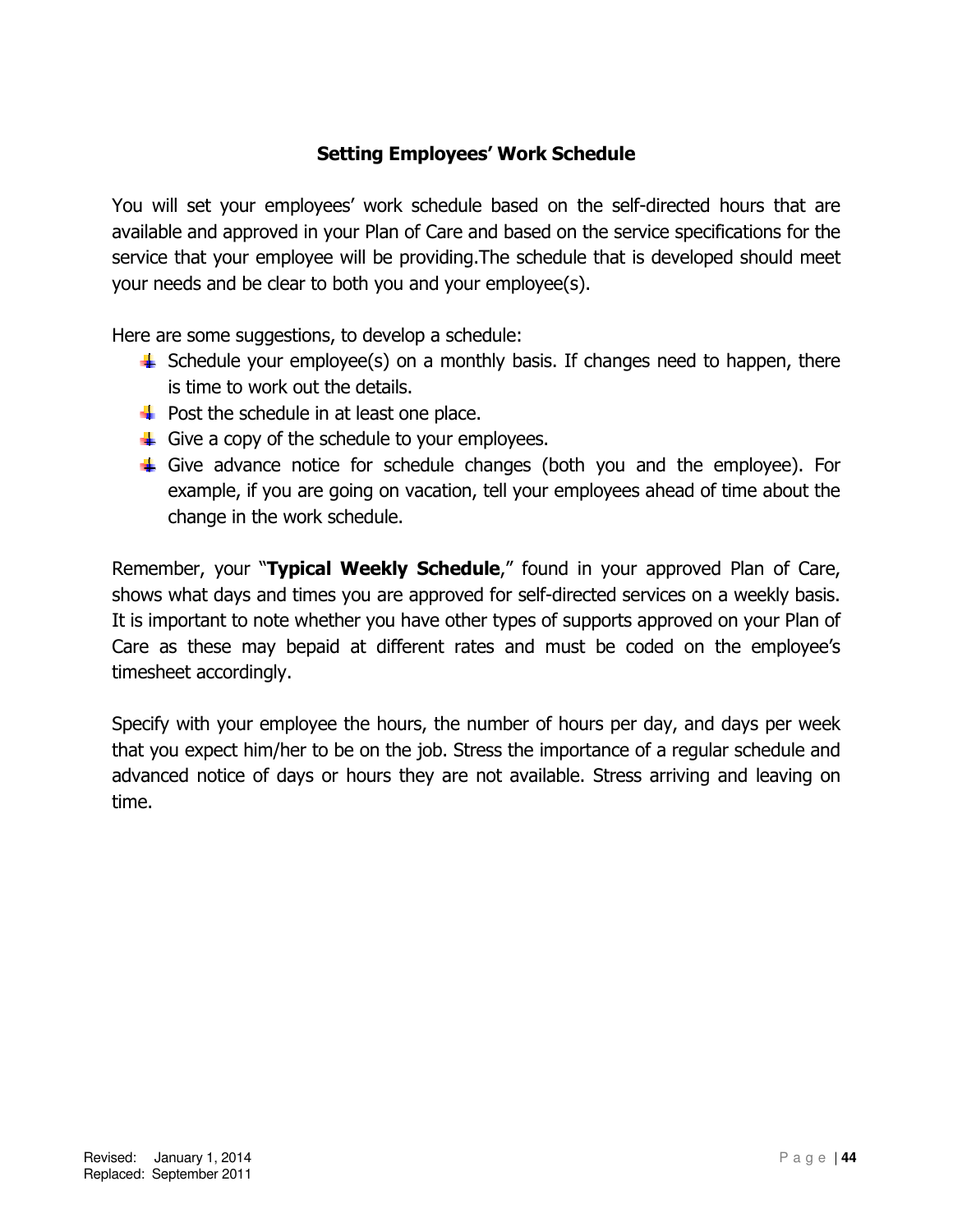## Setting Employees' Work Schedule

You will set your employees' work schedule based on the self-directed hours that are available and approved in your Plan of Care and based on the service specifications for the service that your employee will be providing.The schedule that is developed should meet your needs and be clear to both you and your employee(s).

Here are some suggestions, to develop a schedule:

- Schedule your employee(s) on a monthly basis. If changes need to happen, there is time to work out the details.
- Post the schedule in at least one place.
- Give a copy of the schedule to your employees.
- Give advance notice for schedule changes (both you and the employee). For example, if you are going on vacation, tell your employees ahead of time about the change in the work schedule.

Remember, your "**Typical Weekly Schedule**," found in your approved Plan of Care, shows what days and times you are approved for self-directed services on a weekly basis. It is important to note whether you have other types of supports approved on your Plan of Care as these may bepaid at different rates and must be coded on the employee's timesheet accordingly.

Specify with your employee the hours, the number of hours per day, and days per week that you expect him/her to be on the job. Stress the importance of a regular schedule and advanced notice of days or hours they are not available. Stress arriving and leaving on time.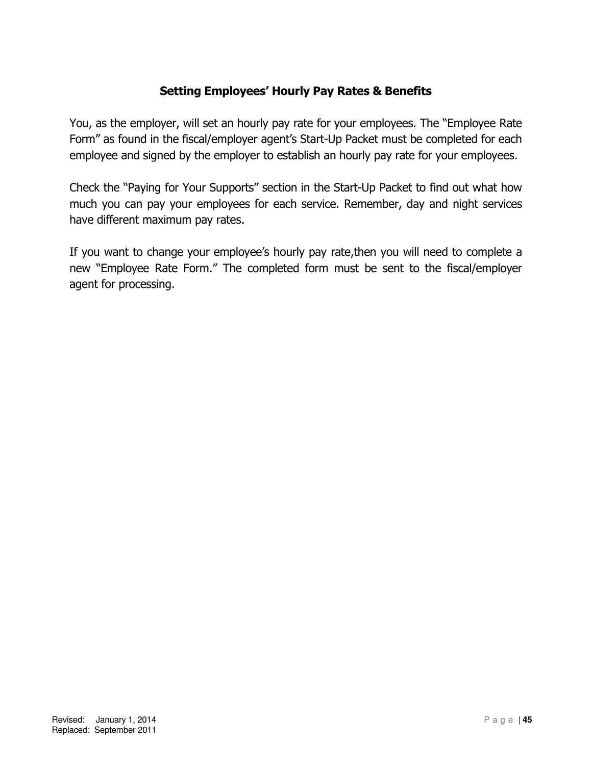## Setting Employees' Hourly Pay Rates & Benefits

You, as the employer, will set an hourly pay rate for your employees. The "Employee Rate Form" as found in the fiscal/employer agent's Start-Up Packet must be completed for each employee and signed by the employer to establish an hourly pay rate for your employees.

Check the "Paying for Your Supports" section in the Start-Up Packet to find out what how much you can pay your employees for each service. Remember, day and night services have different maximum pay rates.

If you want to change your employee's hourly pay rate,then you will need to complete a new "Employee Rate Form." The completed form must be sent to the fiscal/employer agent for processing.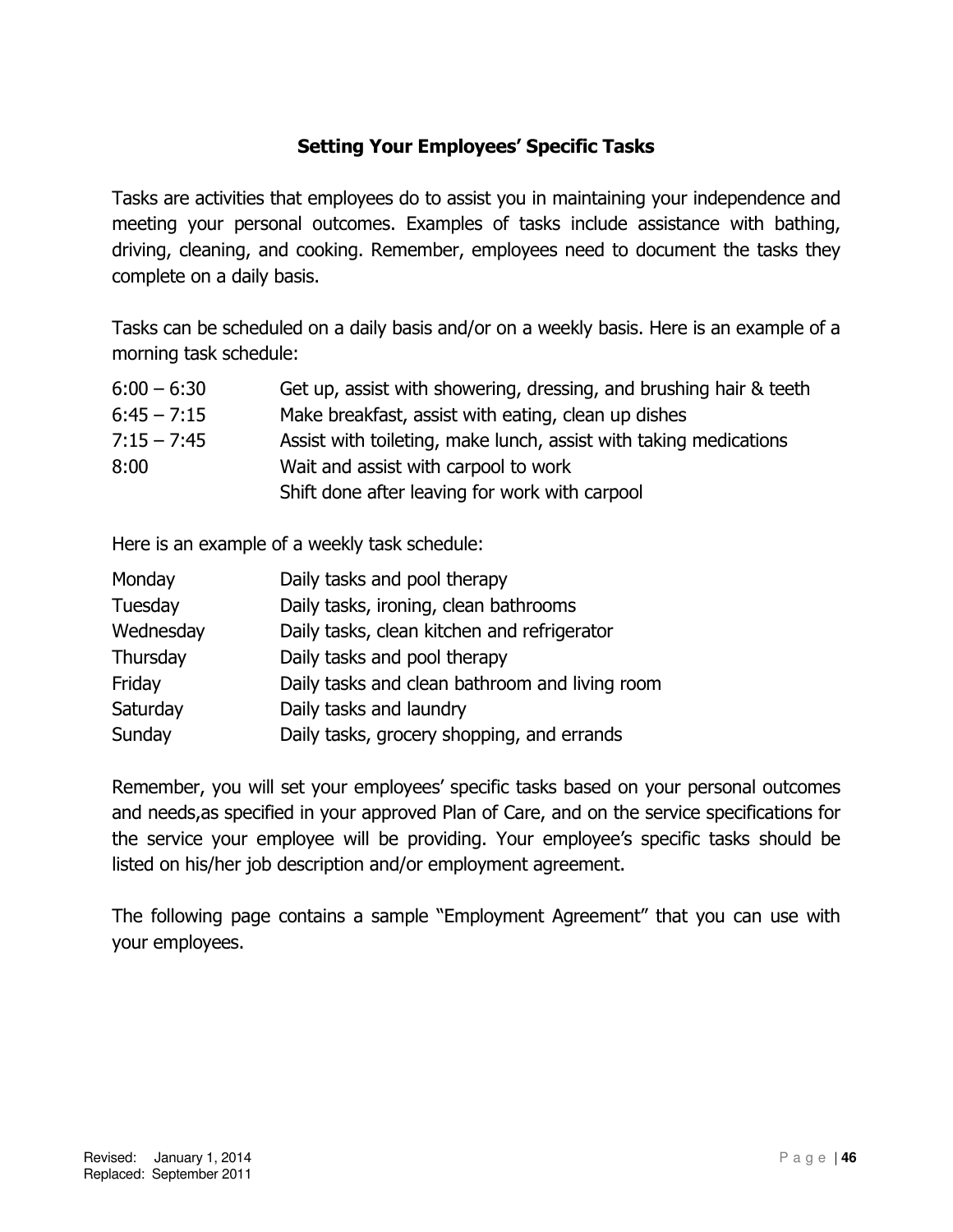## Setting Your Employees' Specific Tasks

Tasks are activities that employees do to assist you in maintaining your independence and meeting your personal outcomes. Examples of tasks include assistance with bathing, driving, cleaning, and cooking. Remember, employees need to document the tasks they complete on a daily basis.

Tasks can be scheduled on a daily basis and/or on a weekly basis. Here is an example of a morning task schedule:

| | |
|---|---|
| 6:00 – 6:30 | Get up, assist with showering, dressing, and brushing hair & teeth |
| 6:45 – 7:15 | Make breakfast, assist with eating, clean up dishes |
| 7:15 – 7:45 | Assist with toileting, make lunch, assist with taking medications |
| 8:00 | Wait and assist with carpool to work<br>Shift done after leaving for work with carpool |

Here is an example of a weekly task schedule:

| | |
|---|---|
| Monday | Daily tasks and pool therapy |
| Tuesday | Daily tasks, ironing, clean bathrooms |
| Wednesday | Daily tasks, clean kitchen and refrigerator |
| Thursday | Daily tasks and pool therapy |
| Friday | Daily tasks and clean bathroom and living room |
| Saturday | Daily tasks and laundry |
| Sunday | Daily tasks, grocery shopping, and errands |

Remember, you will set your employees' specific tasks based on your personal outcomes and needs,as specified in your approved Plan of Care, and on the service specifications for the service your employee will be providing. Your employee's specific tasks should be listed on his/her job description and/or employment agreement.

The following page contains a sample "Employment Agreement" that you can use with your employees.

Revised: January 1, 2014
Replaced: September 2011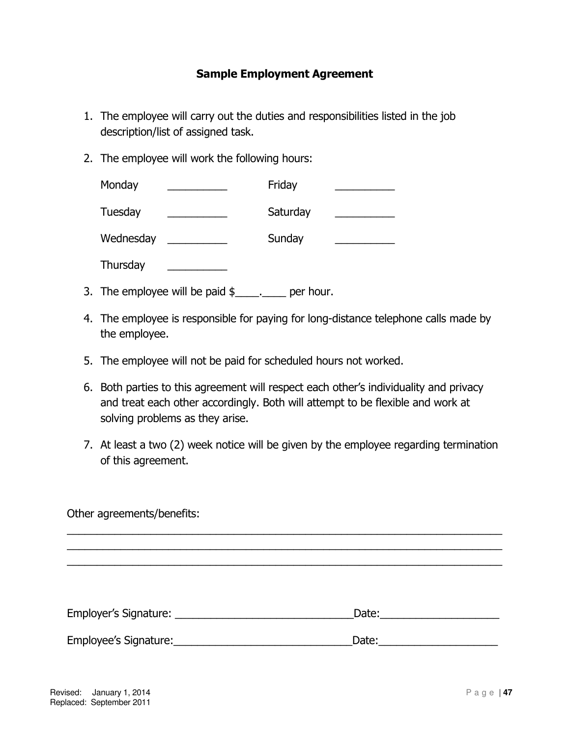## Sample Employment Agreement

1. The employee will carry out the duties and responsibilities listed in the job description/list of assigned task.

2. The employee will work the following hours:

   | | | | |
   |---|---|---|---|
   | Monday | __________ | Friday | __________ |
   | Tuesday | __________ | Saturday | __________ |
   | Wednesday | __________ | Sunday | __________ |
   | Thursday | __________ | | |

3. The employee will be paid $____.____ per hour.

4. The employee is responsible for paying for long-distance telephone calls made by the employee.

5. The employee will not be paid for scheduled hours not worked.

6. Both parties to this agreement will respect each other's individuality and privacy and treat each other accordingly. Both will attempt to be flexible and work at solving problems as they arise.

7. At least a two (2) week notice will be given by the employee regarding termination of this agreement.

Other agreements/benefits:

_____________________________________________________________________________

_____________________________________________________________________________

_____________________________________________________________________________

Employer's Signature: ______________________________Date:____________________

Employee's Signature:______________________________Date:____________________

Revised: January 1, 2014
Replaced: September 2011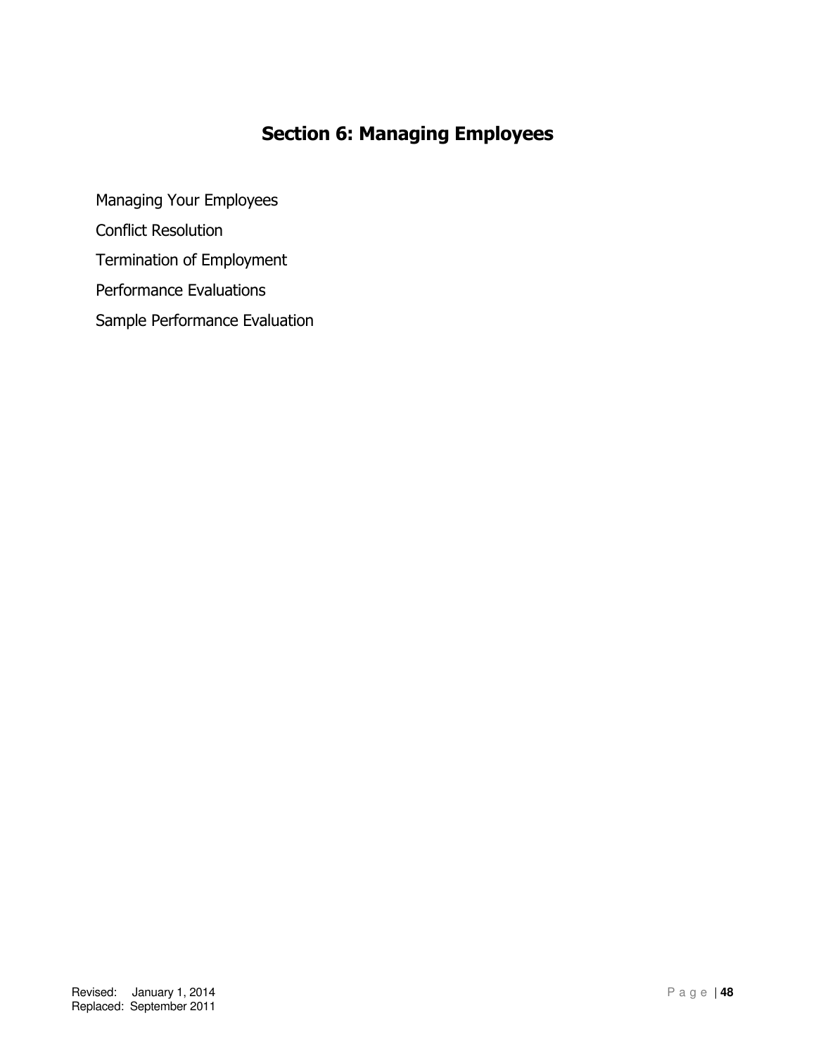# Section 6: Managing Employees

Managing Your Employees

Conflict Resolution

Termination of Employment

Performance Evaluations

Sample Performance Evaluation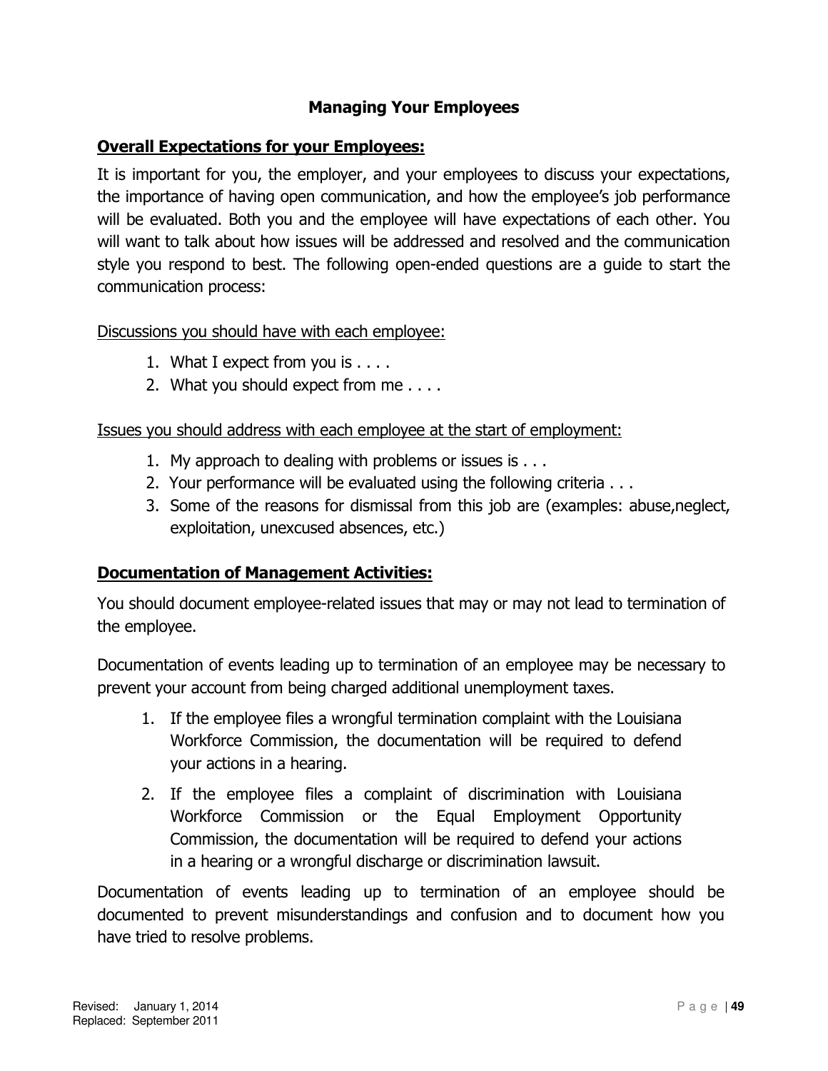# Managing Your Employees

## Overall Expectations for your Employees:

It is important for you, the employer, and your employees to discuss your expectations, the importance of having open communication, and how the employee's job performance will be evaluated. Both you and the employee will have expectations of each other. You will want to talk about how issues will be addressed and resolved and the communication style you respond to best. The following open-ended questions are a guide to start the communication process:

Discussions you should have with each employee:

1. What I expect from you is . . . .
2. What you should expect from me . . . .

Issues you should address with each employee at the start of employment:

1. My approach to dealing with problems or issues is . . .
2. Your performance will be evaluated using the following criteria . . .
3. Some of the reasons for dismissal from this job are (examples: abuse,neglect, exploitation, unexcused absences, etc.)

## Documentation of Management Activities:

You should document employee-related issues that may or may not lead to termination of the employee.

Documentation of events leading up to termination of an employee may be necessary to prevent your account from being charged additional unemployment taxes.

1. If the employee files a wrongful termination complaint with the Louisiana Workforce Commission, the documentation will be required to defend your actions in a hearing.
2. If the employee files a complaint of discrimination with Louisiana Workforce Commission or the Equal Employment Opportunity Commission, the documentation will be required to defend your actions in a hearing or a wrongful discharge or discrimination lawsuit.

Documentation of events leading up to termination of an employee should be documented to prevent misunderstandings and confusion and to document how you have tried to resolve problems.

Revised: January 1, 2014
Replaced: September 2011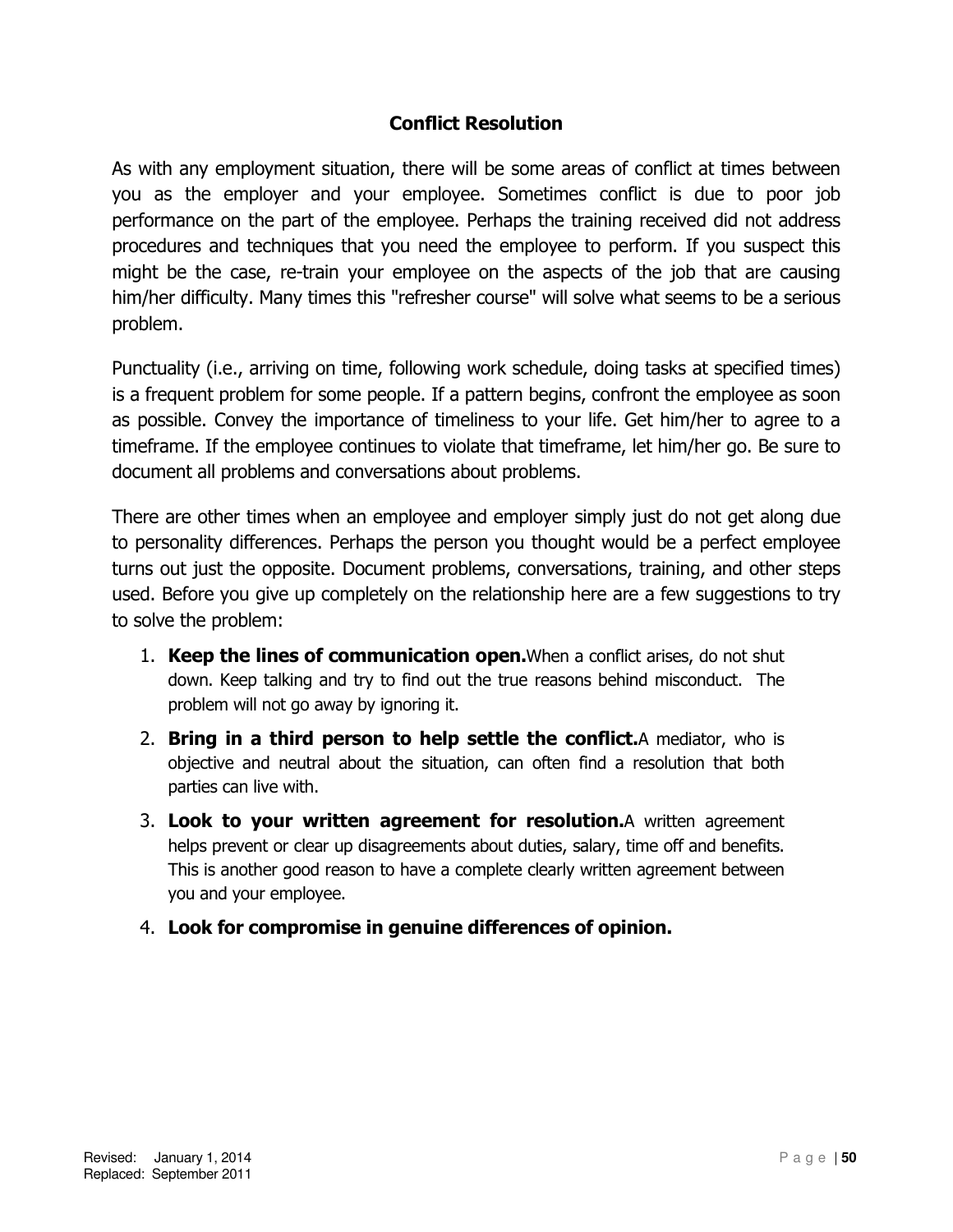## Conflict Resolution

As with any employment situation, there will be some areas of conflict at times between you as the employer and your employee. Sometimes conflict is due to poor job performance on the part of the employee. Perhaps the training received did not address procedures and techniques that you need the employee to perform. If you suspect this might be the case, re-train your employee on the aspects of the job that are causing him/her difficulty. Many times this "refresher course" will solve what seems to be a serious problem.

Punctuality (i.e., arriving on time, following work schedule, doing tasks at specified times) is a frequent problem for some people. If a pattern begins, confront the employee as soon as possible. Convey the importance of timeliness to your life. Get him/her to agree to a timeframe. If the employee continues to violate that timeframe, let him/her go. Be sure to document all problems and conversations about problems.

There are other times when an employee and employer simply just do not get along due to personality differences. Perhaps the person you thought would be a perfect employee turns out just the opposite. Document problems, conversations, training, and other steps used. Before you give up completely on the relationship here are a few suggestions to try to solve the problem:

1. **Keep the lines of communication open.** When a conflict arises, do not shut down. Keep talking and try to find out the true reasons behind misconduct. The problem will not go away by ignoring it.
2. **Bring in a third person to help settle the conflict.** A mediator, who is objective and neutral about the situation, can often find a resolution that both parties can live with.
3. **Look to your written agreement for resolution.** A written agreement helps prevent or clear up disagreements about duties, salary, time off and benefits. This is another good reason to have a complete clearly written agreement between you and your employee.
4. **Look for compromise in genuine differences of opinion.**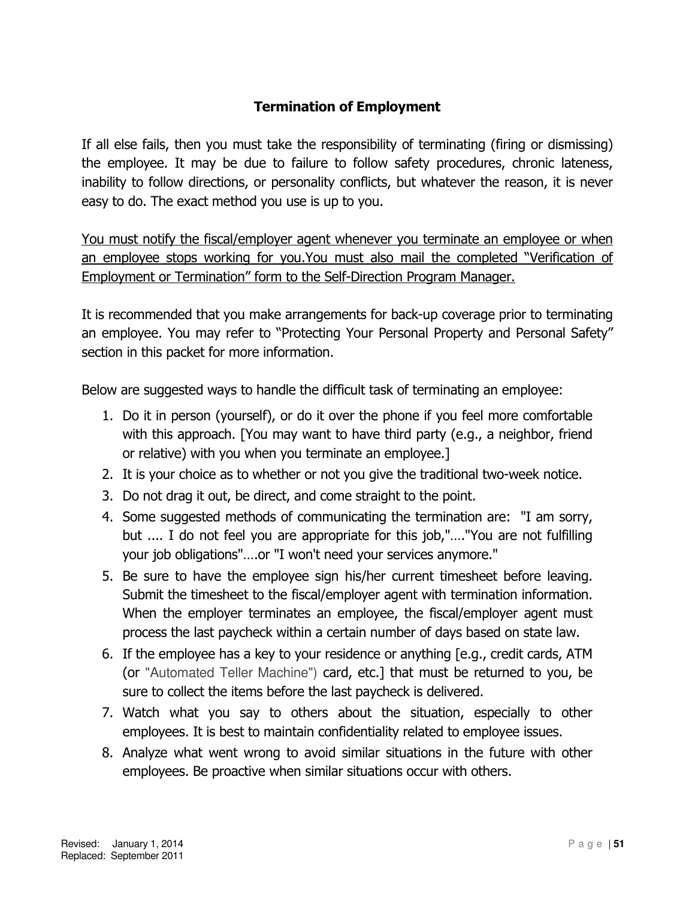## Termination of Employment

If all else fails, then you must take the responsibility of terminating (firing or dismissing) the employee. It may be due to failure to follow safety procedures, chronic lateness, inability to follow directions, or personality conflicts, but whatever the reason, it is never easy to do. The exact method you use is up to you.

<u>You must notify the fiscal/employer agent whenever you terminate an employee or when an employee stops working for you.You must also mail the completed "Verification of Employment or Termination" form to the Self-Direction Program Manager.</u>

It is recommended that you make arrangements for back-up coverage prior to terminating an employee. You may refer to "Protecting Your Personal Property and Personal Safety" section in this packet for more information.

Below are suggested ways to handle the difficult task of terminating an employee:

1. Do it in person (yourself), or do it over the phone if you feel more comfortable with this approach. [You may want to have third party (e.g., a neighbor, friend or relative) with you when you terminate an employee.]
2. It is your choice as to whether or not you give the traditional two-week notice.
3. Do not drag it out, be direct, and come straight to the point.
4. Some suggested methods of communicating the termination are: "I am sorry, but .... I do not feel you are appropriate for this job,"...."You are not fulfilling your job obligations"....or "I won't need your services anymore."
5. Be sure to have the employee sign his/her current timesheet before leaving. Submit the timesheet to the fiscal/employer agent with termination information. When the employer terminates an employee, the fiscal/employer agent must process the last paycheck within a certain number of days based on state law.
6. If the employee has a key to your residence or anything [e.g., credit cards, ATM (or "Automated Teller Machine") card, etc.] that must be returned to you, be sure to collect the items before the last paycheck is delivered.
7. Watch what you say to others about the situation, especially to other employees. It is best to maintain confidentiality related to employee issues.
8. Analyze what went wrong to avoid similar situations in the future with other employees. Be proactive when similar situations occur with others.

Revised: January 1, 2014
Replaced: September 2011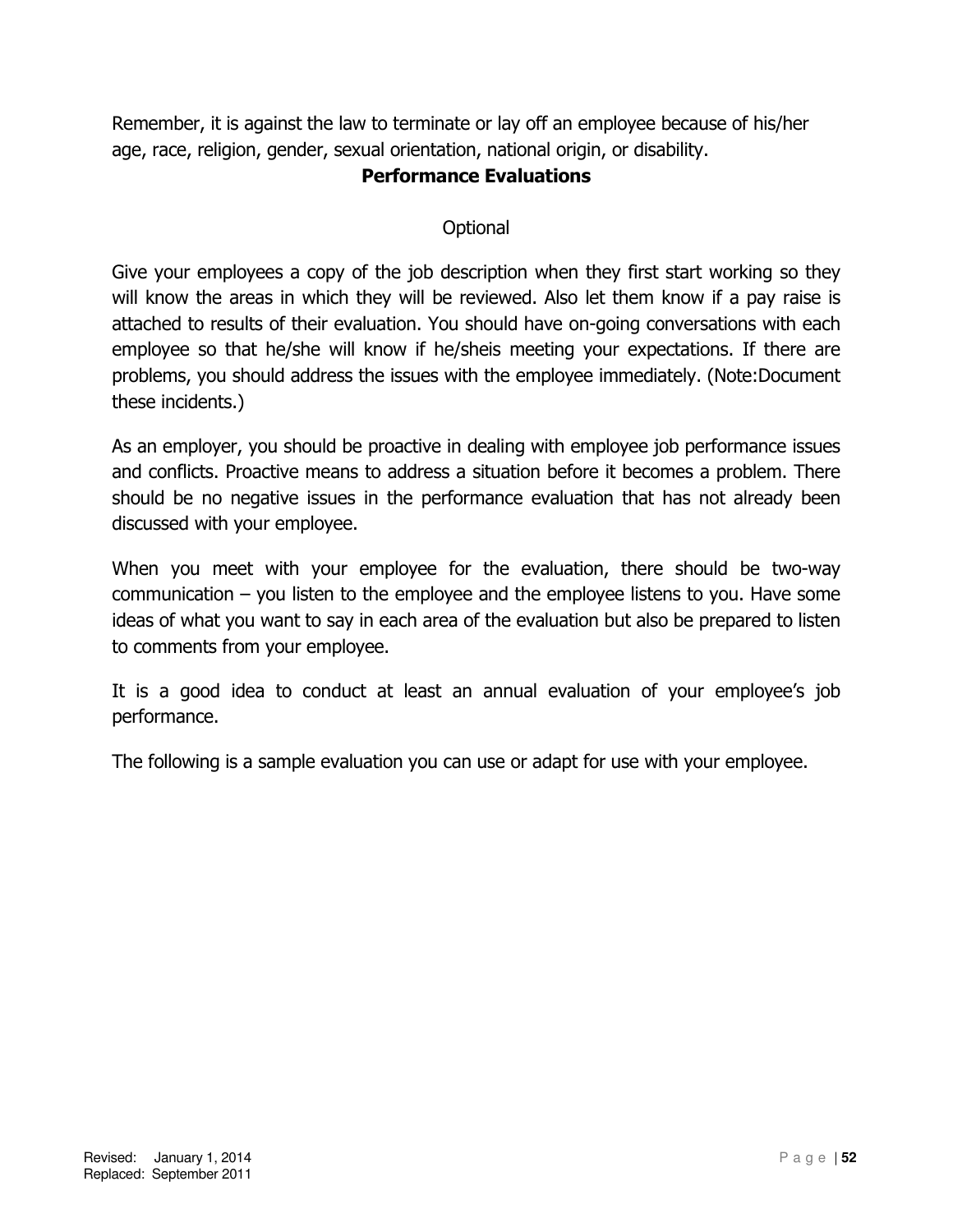Remember, it is against the law to terminate or lay off an employee because of his/her age, race, religion, gender, sexual orientation, national origin, or disability.

## Performance Evaluations

Optional

Give your employees a copy of the job description when they first start working so they will know the areas in which they will be reviewed. Also let them know if a pay raise is attached to results of their evaluation. You should have on-going conversations with each employee so that he/she will know if he/sheis meeting your expectations. If there are problems, you should address the issues with the employee immediately. (Note:Document these incidents.)

As an employer, you should be proactive in dealing with employee job performance issues and conflicts. Proactive means to address a situation before it becomes a problem. There should be no negative issues in the performance evaluation that has not already been discussed with your employee.

When you meet with your employee for the evaluation, there should be two-way communication – you listen to the employee and the employee listens to you. Have some ideas of what you want to say in each area of the evaluation but also be prepared to listen to comments from your employee.

It is a good idea to conduct at least an annual evaluation of your employee's job performance.

The following is a sample evaluation you can use or adapt for use with your employee.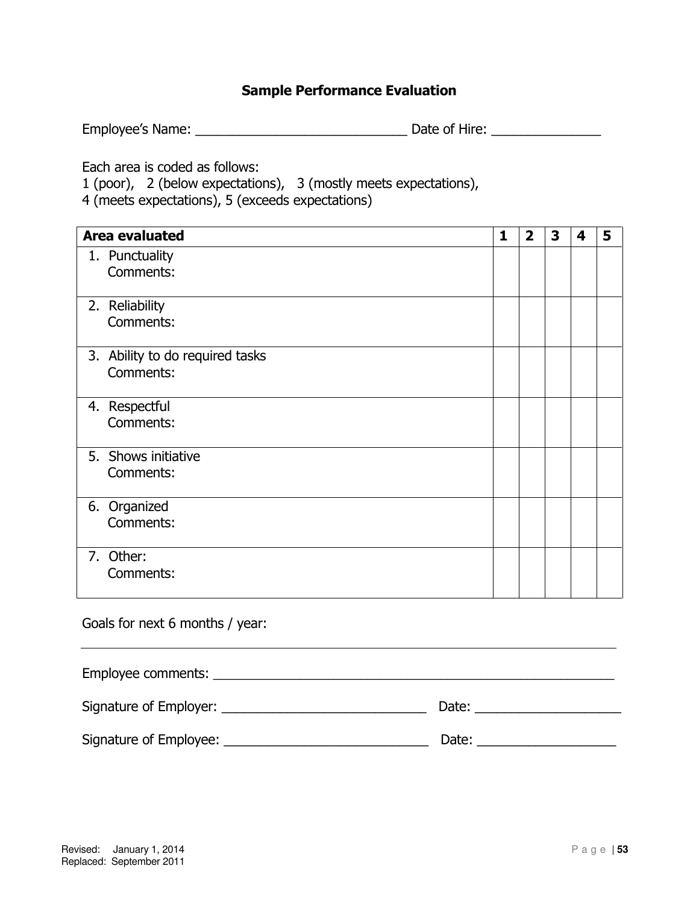## Sample Performance Evaluation

Employee's Name: ______________________________ Date of Hire: _______________

Each area is coded as follows:
1 (poor), 2 (below expectations), 3 (mostly meets expectations),
4 (meets expectations), 5 (exceeds expectations)

| **Area evaluated** | **1** | **2** | **3** | **4** | **5** |
|---|---|---|---|---|---|
| 1. Punctuality<br>Comments: | | | | | |
| 2. Reliability<br>Comments: | | | | | |
| 3. Ability to do required tasks<br>Comments: | | | | | |
| 4. Respectful<br>Comments: | | | | | |
| 5. Shows initiative<br>Comments: | | | | | |
| 6. Organized<br>Comments: | | | | | |
| 7. Other:<br>Comments: | | | | | |

Goals for next 6 months / year:

_____________________________________________________________________________

Employee comments: _________________________________________________________

Signature of Employer: _____________________________ Date: ____________________

Signature of Employee: _____________________________ Date: ___________________

Revised: January 1, 2014
Replaced: September 2011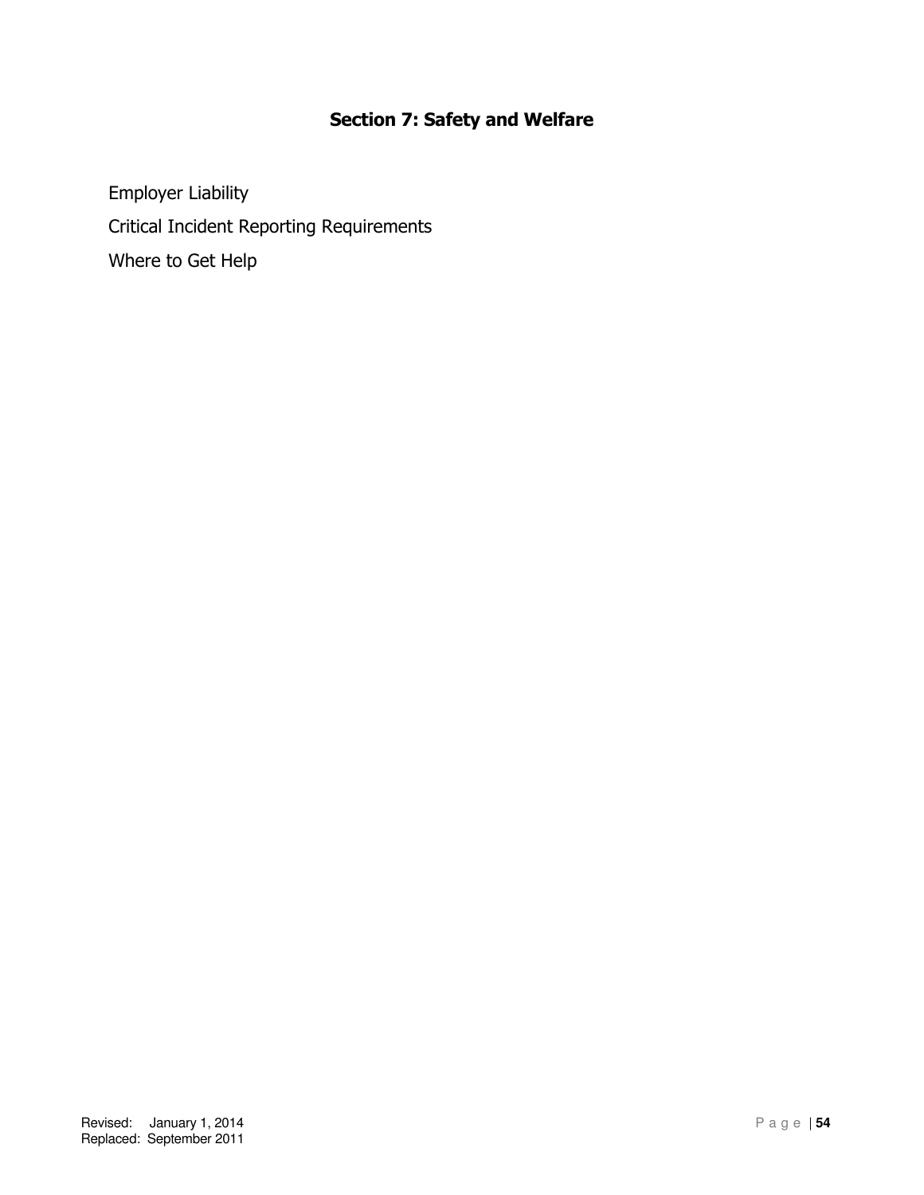## Section 7: Safety and Welfare

Employer Liability

Critical Incident Reporting Requirements

Where to Get Help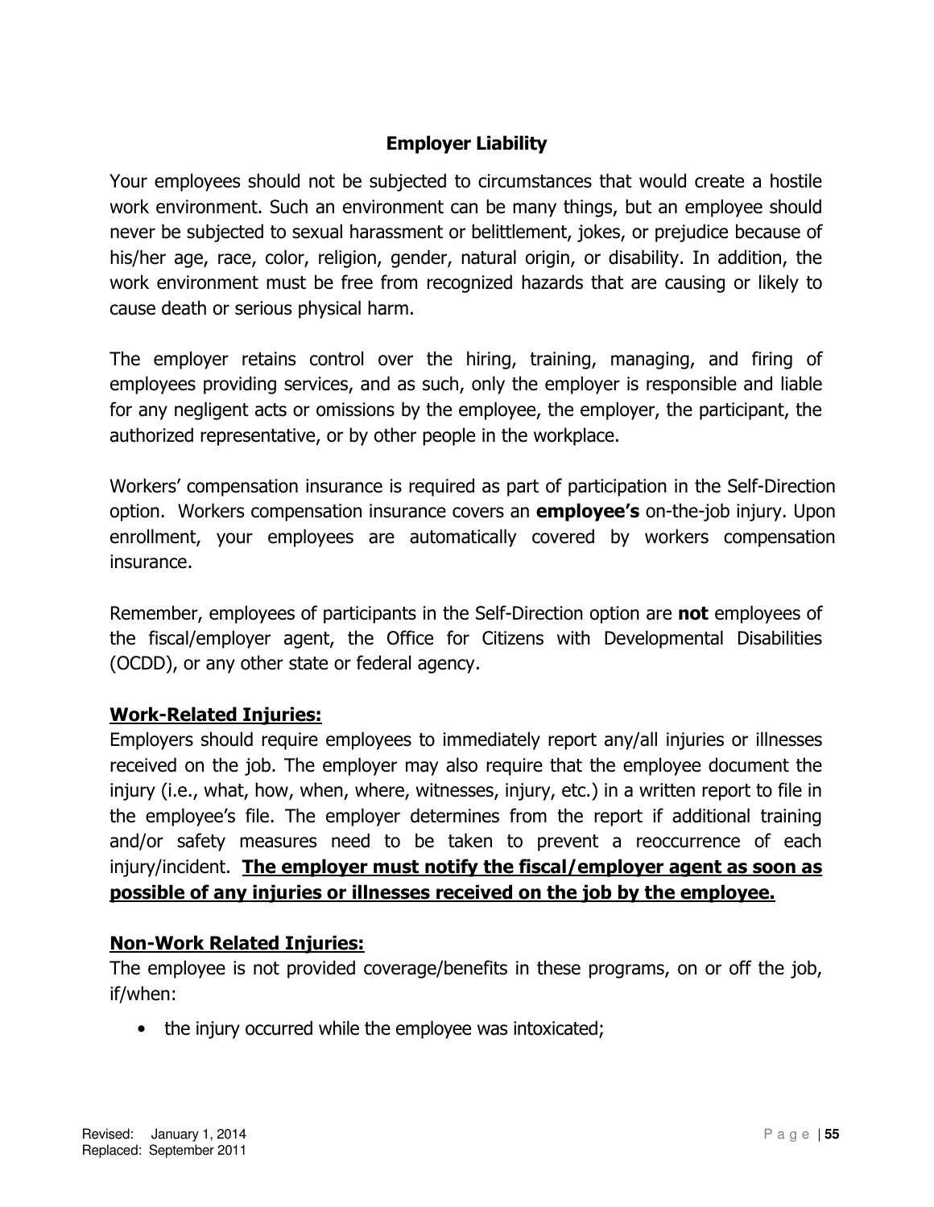## Employer Liability

Your employees should not be subjected to circumstances that would create a hostile work environment. Such an environment can be many things, but an employee should never be subjected to sexual harassment or belittlement, jokes, or prejudice because of his/her age, race, color, religion, gender, natural origin, or disability. In addition, the work environment must be free from recognized hazards that are causing or likely to cause death or serious physical harm.

The employer retains control over the hiring, training, managing, and firing of employees providing services, and as such, only the employer is responsible and liable for any negligent acts or omissions by the employee, the employer, the participant, the authorized representative, or by other people in the workplace.

Workers' compensation insurance is required as part of participation in the Self-Direction option. Workers compensation insurance covers an **employee's** on-the-job injury. Upon enrollment, your employees are automatically covered by workers compensation insurance.

Remember, employees of participants in the Self-Direction option are **not** employees of the fiscal/employer agent, the Office for Citizens with Developmental Disabilities (OCDD), or any other state or federal agency.

**Work-Related Injuries:**

Employers should require employees to immediately report any/all injuries or illnesses received on the job. The employer may also require that the employee document the injury (i.e., what, how, when, where, witnesses, injury, etc.) in a written report to file in the employee's file. The employer determines from the report if additional training and/or safety measures need to be taken to prevent a reoccurrence of each injury/incident. **The employer must notify the fiscal/employer agent as soon as possible of any injuries or illnesses received on the job by the employee.**

**Non-Work Related Injuries:**

The employee is not provided coverage/benefits in these programs, on or off the job, if/when:

- the injury occurred while the employee was intoxicated;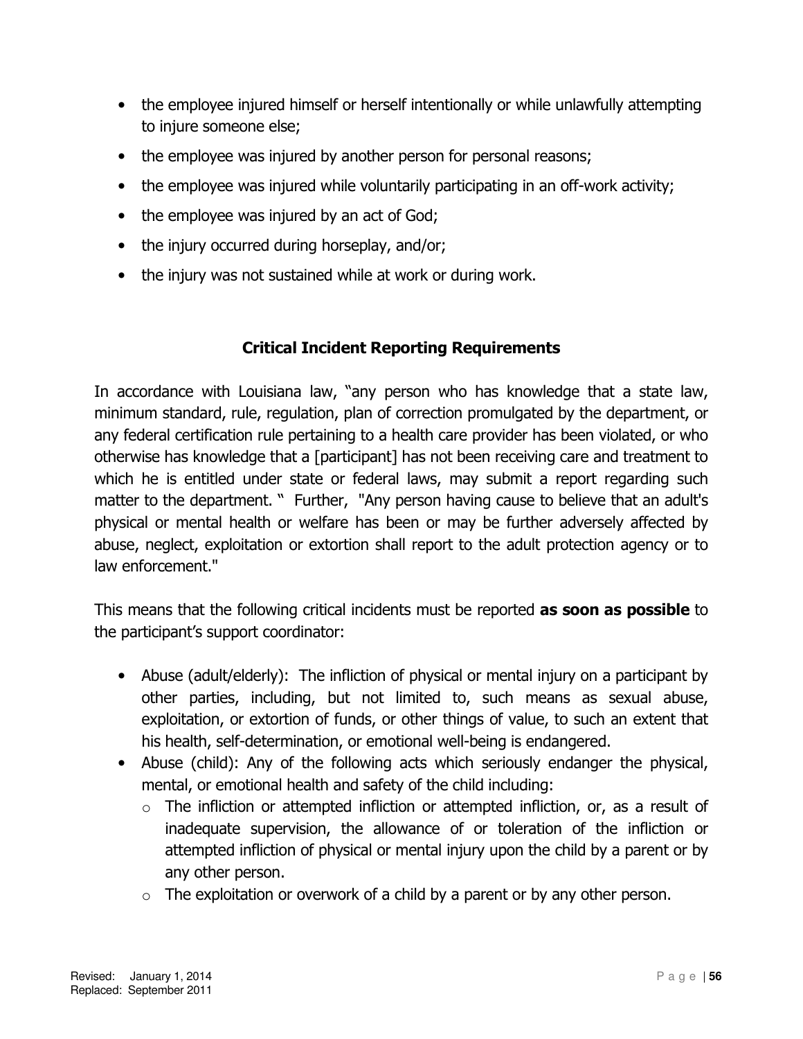- the employee injured himself or herself intentionally or while unlawfully attempting to injure someone else;
- the employee was injured by another person for personal reasons;
- the employee was injured while voluntarily participating in an off-work activity;
- the employee was injured by an act of God;
- the injury occurred during horseplay, and/or;
- the injury was not sustained while at work or during work.

## Critical Incident Reporting Requirements

In accordance with Louisiana law, "any person who has knowledge that a state law, minimum standard, rule, regulation, plan of correction promulgated by the department, or any federal certification rule pertaining to a health care provider has been violated, or who otherwise has knowledge that a [participant] has not been receiving care and treatment to which he is entitled under state or federal laws, may submit a report regarding such matter to the department. " Further, "Any person having cause to believe that an adult's physical or mental health or welfare has been or may be further adversely affected by abuse, neglect, exploitation or extortion shall report to the adult protection agency or to law enforcement."

This means that the following critical incidents must be reported **as soon as possible** to the participant's support coordinator:

- Abuse (adult/elderly): The infliction of physical or mental injury on a participant by other parties, including, but not limited to, such means as sexual abuse, exploitation, or extortion of funds, or other things of value, to such an extent that his health, self-determination, or emotional well-being is endangered.
- Abuse (child): Any of the following acts which seriously endanger the physical, mental, or emotional health and safety of the child including:
  - The infliction or attempted infliction or attempted infliction, or, as a result of inadequate supervision, the allowance of or toleration of the infliction or attempted infliction of physical or mental injury upon the child by a parent or by any other person.
  - The exploitation or overwork of a child by a parent or by any other person.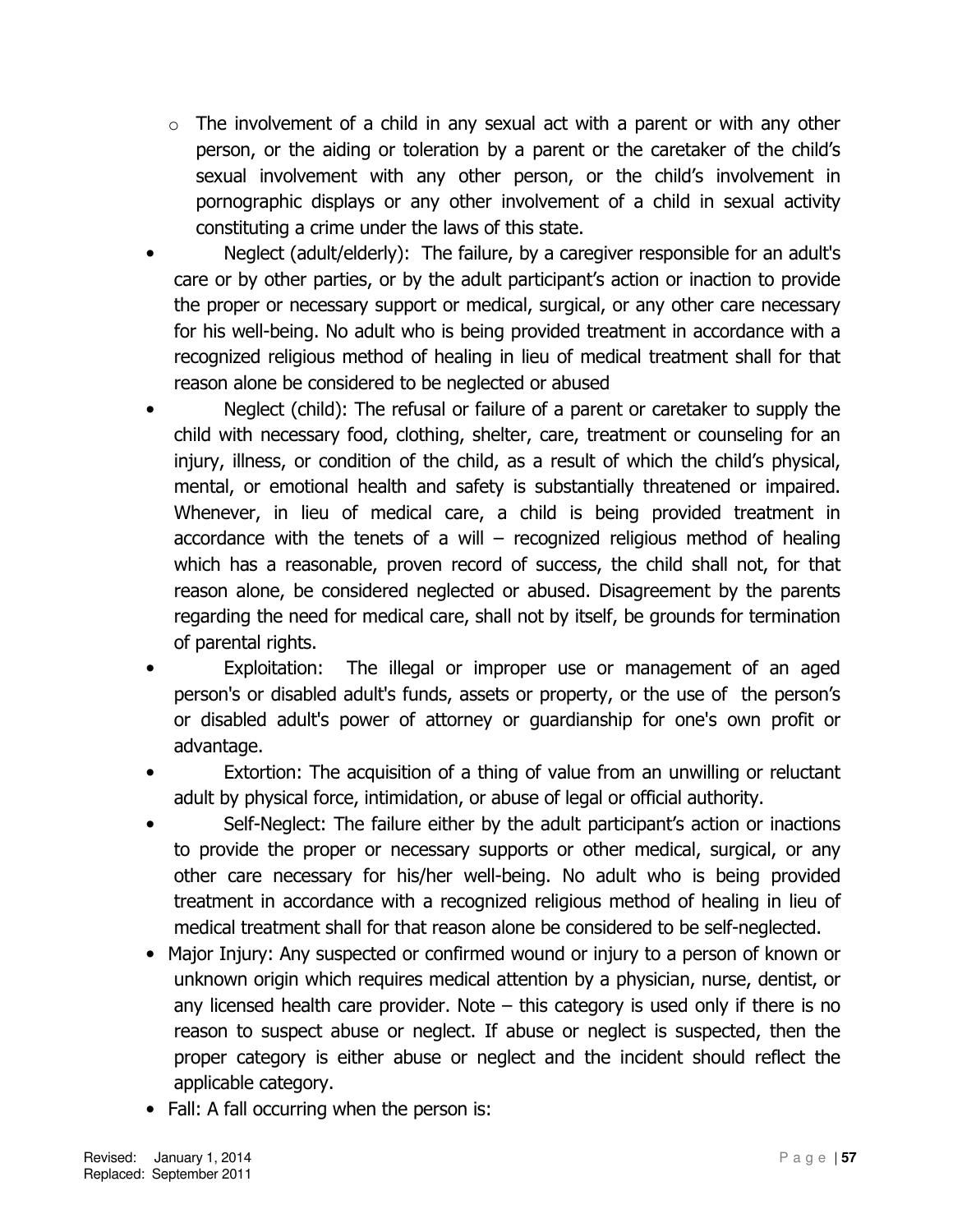- The involvement of a child in any sexual act with a parent or with any other person, or the aiding or toleration by a parent or the caretaker of the child's sexual involvement with any other person, or the child's involvement in pornographic displays or any other involvement of a child in sexual activity constituting a crime under the laws of this state.
- Neglect (adult/elderly): The failure, by a caregiver responsible for an adult's care or by other parties, or by the adult participant's action or inaction to provide the proper or necessary support or medical, surgical, or any other care necessary for his well-being. No adult who is being provided treatment in accordance with a recognized religious method of healing in lieu of medical treatment shall for that reason alone be considered to be neglected or abused
- Neglect (child): The refusal or failure of a parent or caretaker to supply the child with necessary food, clothing, shelter, care, treatment or counseling for an injury, illness, or condition of the child, as a result of which the child's physical, mental, or emotional health and safety is substantially threatened or impaired. Whenever, in lieu of medical care, a child is being provided treatment in accordance with the tenets of a will – recognized religious method of healing which has a reasonable, proven record of success, the child shall not, for that reason alone, be considered neglected or abused. Disagreement by the parents regarding the need for medical care, shall not by itself, be grounds for termination of parental rights.
- Exploitation: The illegal or improper use or management of an aged person's or disabled adult's funds, assets or property, or the use of the person's or disabled adult's power of attorney or guardianship for one's own profit or advantage.
- Extortion: The acquisition of a thing of value from an unwilling or reluctant adult by physical force, intimidation, or abuse of legal or official authority.
- Self-Neglect: The failure either by the adult participant's action or inactions to provide the proper or necessary supports or other medical, surgical, or any other care necessary for his/her well-being. No adult who is being provided treatment in accordance with a recognized religious method of healing in lieu of medical treatment shall for that reason alone be considered to be self-neglected.
- Major Injury: Any suspected or confirmed wound or injury to a person of known or unknown origin which requires medical attention by a physician, nurse, dentist, or any licensed health care provider. Note – this category is used only if there is no reason to suspect abuse or neglect. If abuse or neglect is suspected, then the proper category is either abuse or neglect and the incident should reflect the applicable category.
- Fall: A fall occurring when the person is: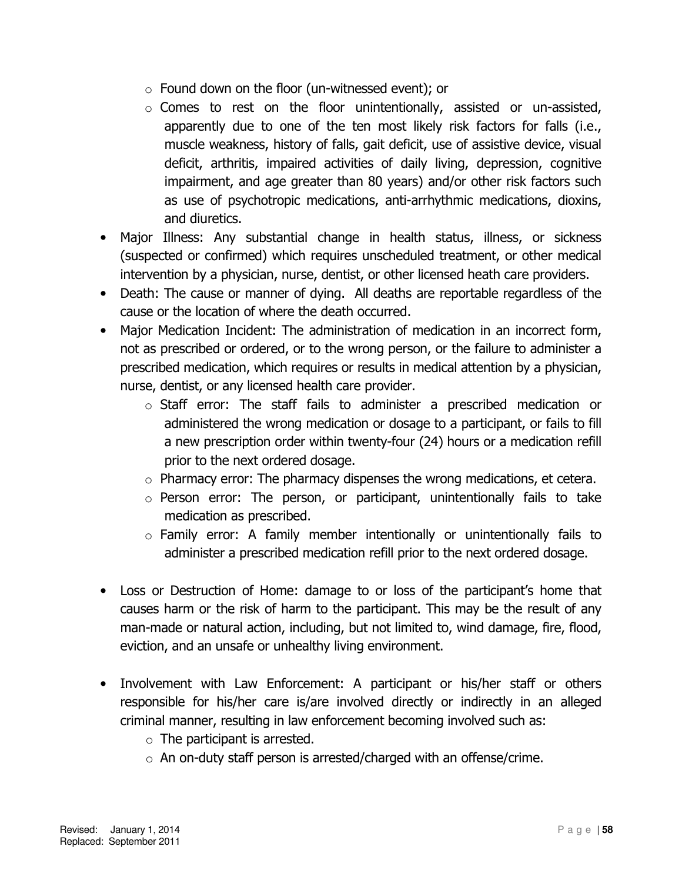- Found down on the floor (un-witnessed event); or
  - Comes to rest on the floor unintentionally, assisted or un-assisted, apparently due to one of the ten most likely risk factors for falls (i.e., muscle weakness, history of falls, gait deficit, use of assistive device, visual deficit, arthritis, impaired activities of daily living, depression, cognitive impairment, and age greater than 80 years) and/or other risk factors such as use of psychotropic medications, anti-arrhythmic medications, dioxins, and diuretics.
- Major Illness: Any substantial change in health status, illness, or sickness (suspected or confirmed) which requires unscheduled treatment, or other medical intervention by a physician, nurse, dentist, or other licensed heath care providers.
- Death: The cause or manner of dying. All deaths are reportable regardless of the cause or the location of where the death occurred.
- Major Medication Incident: The administration of medication in an incorrect form, not as prescribed or ordered, or to the wrong person, or the failure to administer a prescribed medication, which requires or results in medical attention by a physician, nurse, dentist, or any licensed health care provider.
  - Staff error: The staff fails to administer a prescribed medication or administered the wrong medication or dosage to a participant, or fails to fill a new prescription order within twenty-four (24) hours or a medication refill prior to the next ordered dosage.
  - Pharmacy error: The pharmacy dispenses the wrong medications, et cetera.
  - Person error: The person, or participant, unintentionally fails to take medication as prescribed.
  - Family error: A family member intentionally or unintentionally fails to administer a prescribed medication refill prior to the next ordered dosage.

- Loss or Destruction of Home: damage to or loss of the participant's home that causes harm or the risk of harm to the participant. This may be the result of any man-made or natural action, including, but not limited to, wind damage, fire, flood, eviction, and an unsafe or unhealthy living environment.

- Involvement with Law Enforcement: A participant or his/her staff or others responsible for his/her care is/are involved directly or indirectly in an alleged criminal manner, resulting in law enforcement becoming involved such as:
  - The participant is arrested.
  - An on-duty staff person is arrested/charged with an offense/crime.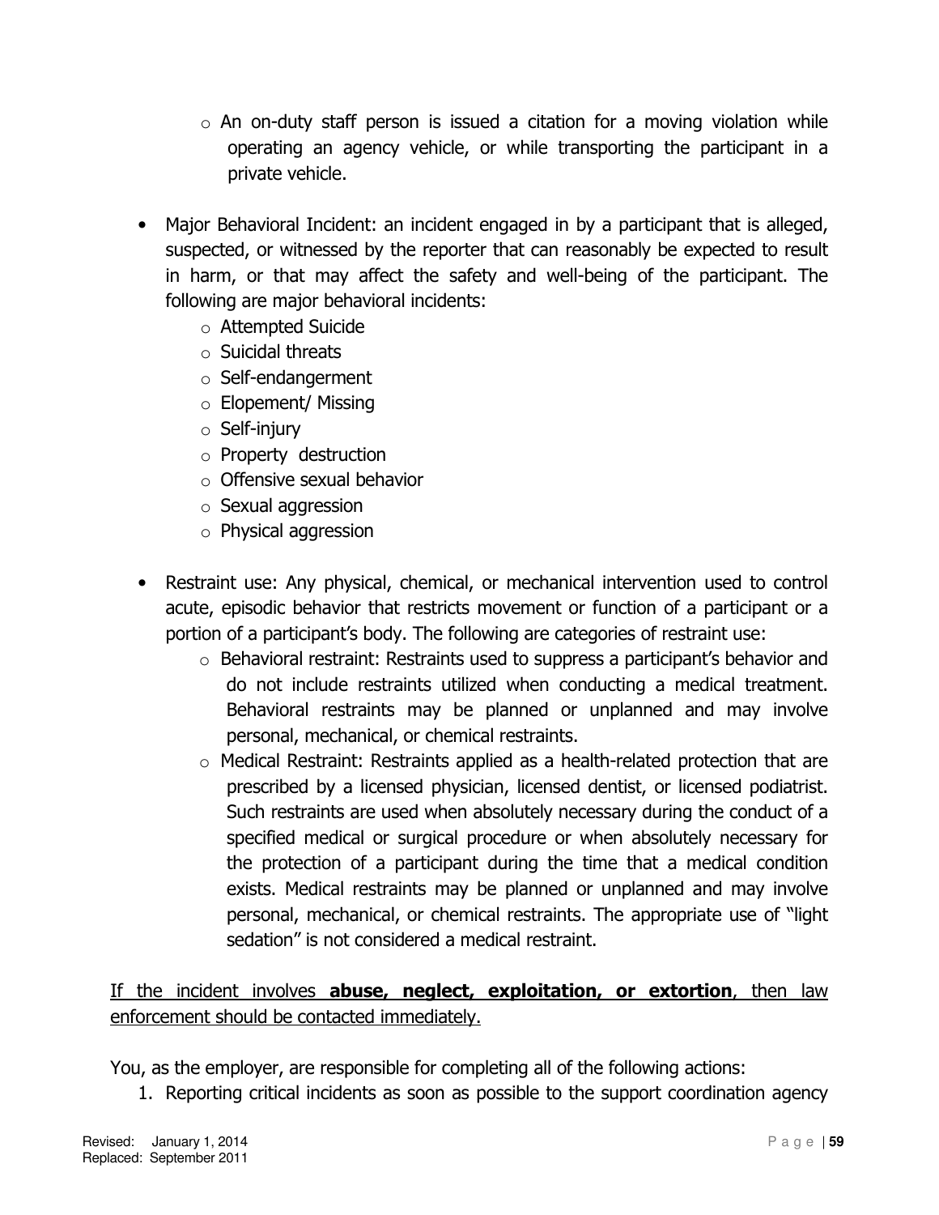- An on-duty staff person is issued a citation for a moving violation while operating an agency vehicle, or while transporting the participant in a private vehicle.

- Major Behavioral Incident: an incident engaged in by a participant that is alleged, suspected, or witnessed by the reporter that can reasonably be expected to result in harm, or that may affect the safety and well-being of the participant. The following are major behavioral incidents:
  - Attempted Suicide
  - Suicidal threats
  - Self-endangerment
  - Elopement/ Missing
  - Self-injury
  - Property destruction
  - Offensive sexual behavior
  - Sexual aggression
  - Physical aggression

- Restraint use: Any physical, chemical, or mechanical intervention used to control acute, episodic behavior that restricts movement or function of a participant or a portion of a participant's body. The following are categories of restraint use:
  - Behavioral restraint: Restraints used to suppress a participant's behavior and do not include restraints utilized when conducting a medical treatment. Behavioral restraints may be planned or unplanned and may involve personal, mechanical, or chemical restraints.
  - Medical Restraint: Restraints applied as a health-related protection that are prescribed by a licensed physician, licensed dentist, or licensed podiatrist. Such restraints are used when absolutely necessary during the conduct of a specified medical or surgical procedure or when absolutely necessary for the protection of a participant during the time that a medical condition exists. Medical restraints may be planned or unplanned and may involve personal, mechanical, or chemical restraints. The appropriate use of "light sedation" is not considered a medical restraint.

<u>If the incident involves **abuse, neglect, exploitation, or extortion**, then law enforcement should be contacted immediately.</u>

You, as the employer, are responsible for completing all of the following actions:

1. Reporting critical incidents as soon as possible to the support coordination agency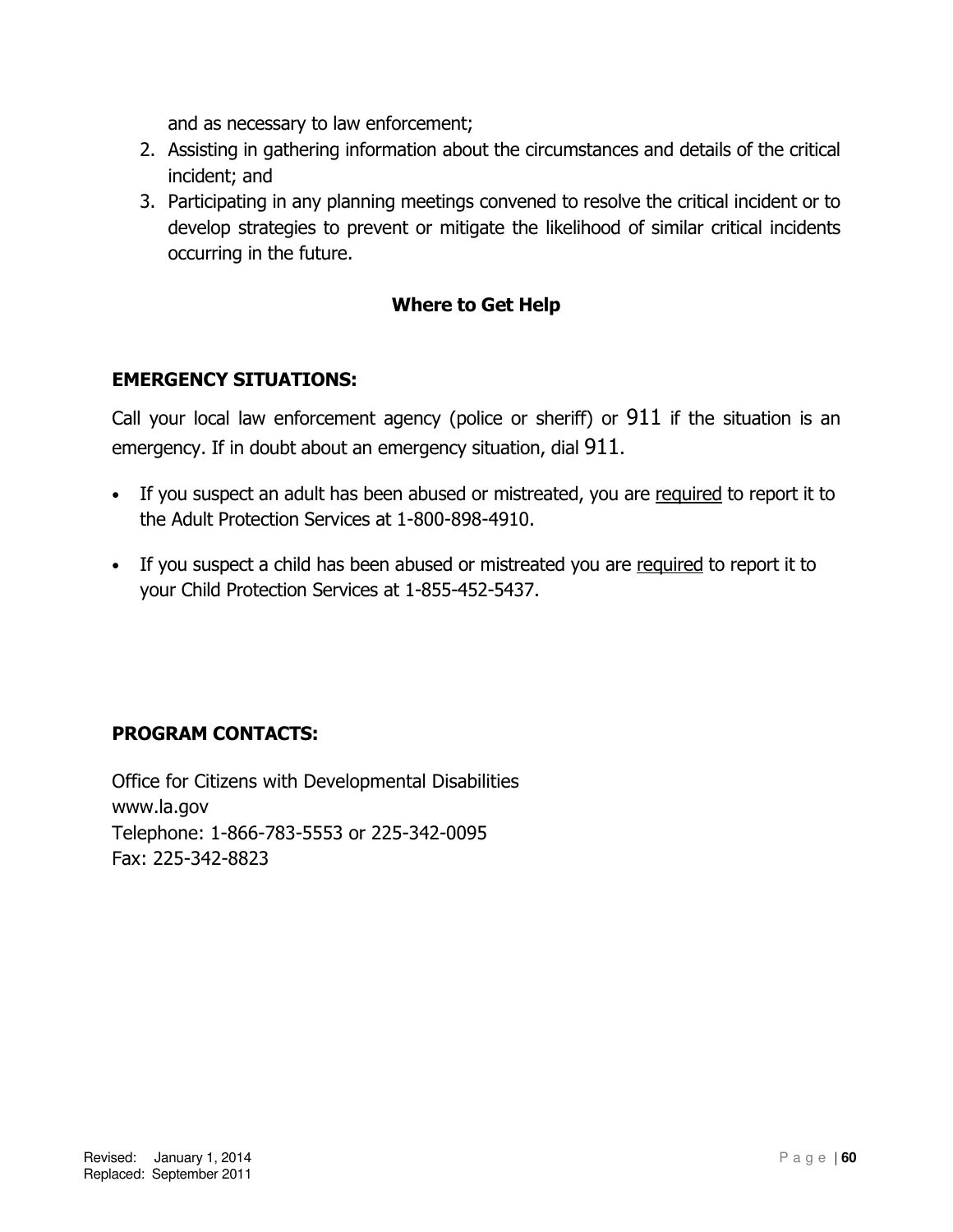and as necessary to law enforcement;

2. Assisting in gathering information about the circumstances and details of the critical incident; and
3. Participating in any planning meetings convened to resolve the critical incident or to develop strategies to prevent or mitigate the likelihood of similar critical incidents occurring in the future.

## Where to Get Help

### EMERGENCY SITUATIONS:

Call your local law enforcement agency (police or sheriff) or 911 if the situation is an emergency. If in doubt about an emergency situation, dial 911.

- If you suspect an adult has been abused or mistreated, you are <u>required</u> to report it to the Adult Protection Services at 1-800-898-4910.

- If you suspect a child has been abused or mistreated you are <u>required</u> to report it to your Child Protection Services at 1-855-452-5437.

### PROGRAM CONTACTS:

Office for Citizens with Developmental Disabilities
www.la.gov
Telephone: 1-866-783-5553 or 225-342-0095
Fax: 225-342-8823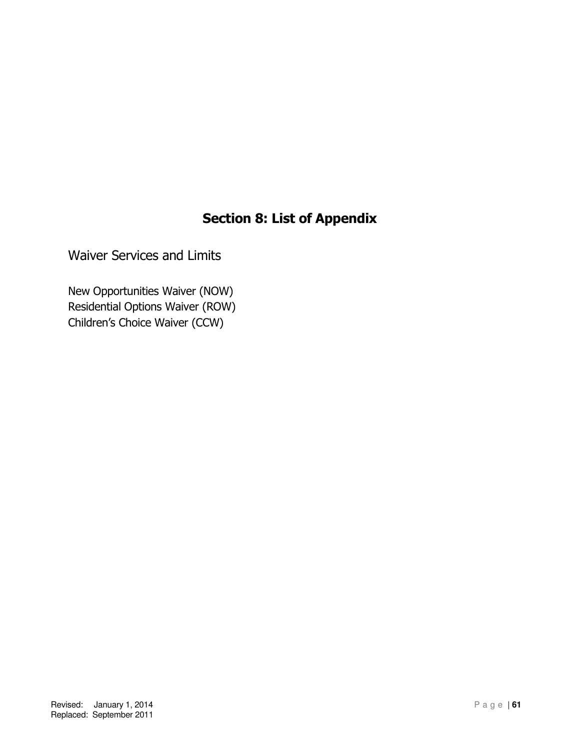# Section 8: List of Appendix

## Waiver Services and Limits

New Opportunities Waiver (NOW)
Residential Options Waiver (ROW)
Children's Choice Waiver (CCW)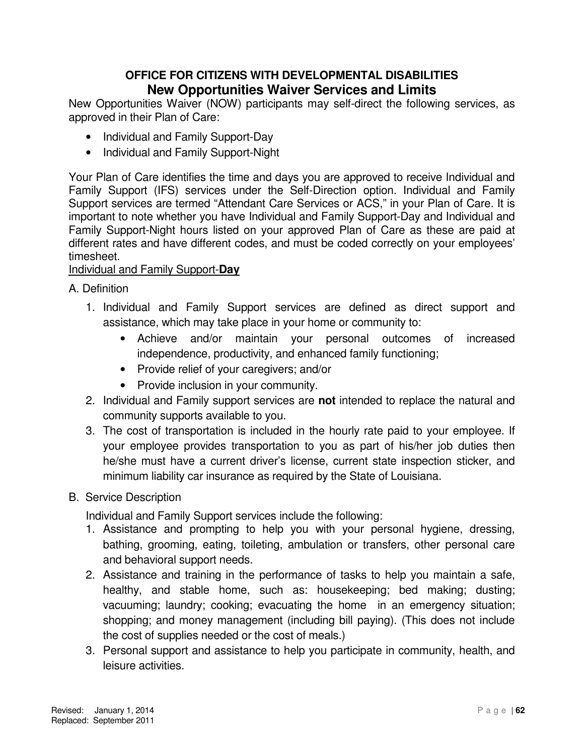**OFFICE FOR CITIZENS WITH DEVELOPMENTAL DISABILITIES**

# New Opportunities Waiver Services and Limits

New Opportunities Waiver (NOW) participants may self-direct the following services, as approved in their Plan of Care:

- Individual and Family Support-Day
- Individual and Family Support-Night

Your Plan of Care identifies the time and days you are approved to receive Individual and Family Support (IFS) services under the Self-Direction option. Individual and Family Support services are termed "Attendant Care Services or ACS," in your Plan of Care. It is important to note whether you have Individual and Family Support-Day and Individual and Family Support-Night hours listed on your approved Plan of Care as these are paid at different rates and have different codes, and must be coded correctly on your employees' timesheet.

<u>Individual and Family Support-**Day**</u>

A. Definition

1. Individual and Family Support services are defined as direct support and assistance, which may take place in your home or community to:
   - Achieve and/or maintain your personal outcomes of increased independence, productivity, and enhanced family functioning;
   - Provide relief of your caregivers; and/or
   - Provide inclusion in your community.
2. Individual and Family support services are **not** intended to replace the natural and community supports available to you.
3. The cost of transportation is included in the hourly rate paid to your employee. If your employee provides transportation to you as part of his/her job duties then he/she must have a current driver's license, current state inspection sticker, and minimum liability car insurance as required by the State of Louisiana.

B. Service Description

Individual and Family Support services include the following:

1. Assistance and prompting to help you with your personal hygiene, dressing, bathing, grooming, eating, toileting, ambulation or transfers, other personal care and behavioral support needs.
2. Assistance and training in the performance of tasks to help you maintain a safe, healthy, and stable home, such as: housekeeping; bed making; dusting; vacuuming; laundry; cooking; evacuating the home in an emergency situation; shopping; and money management (including bill paying). (This does not include the cost of supplies needed or the cost of meals.)
3. Personal support and assistance to help you participate in community, health, and leisure activities.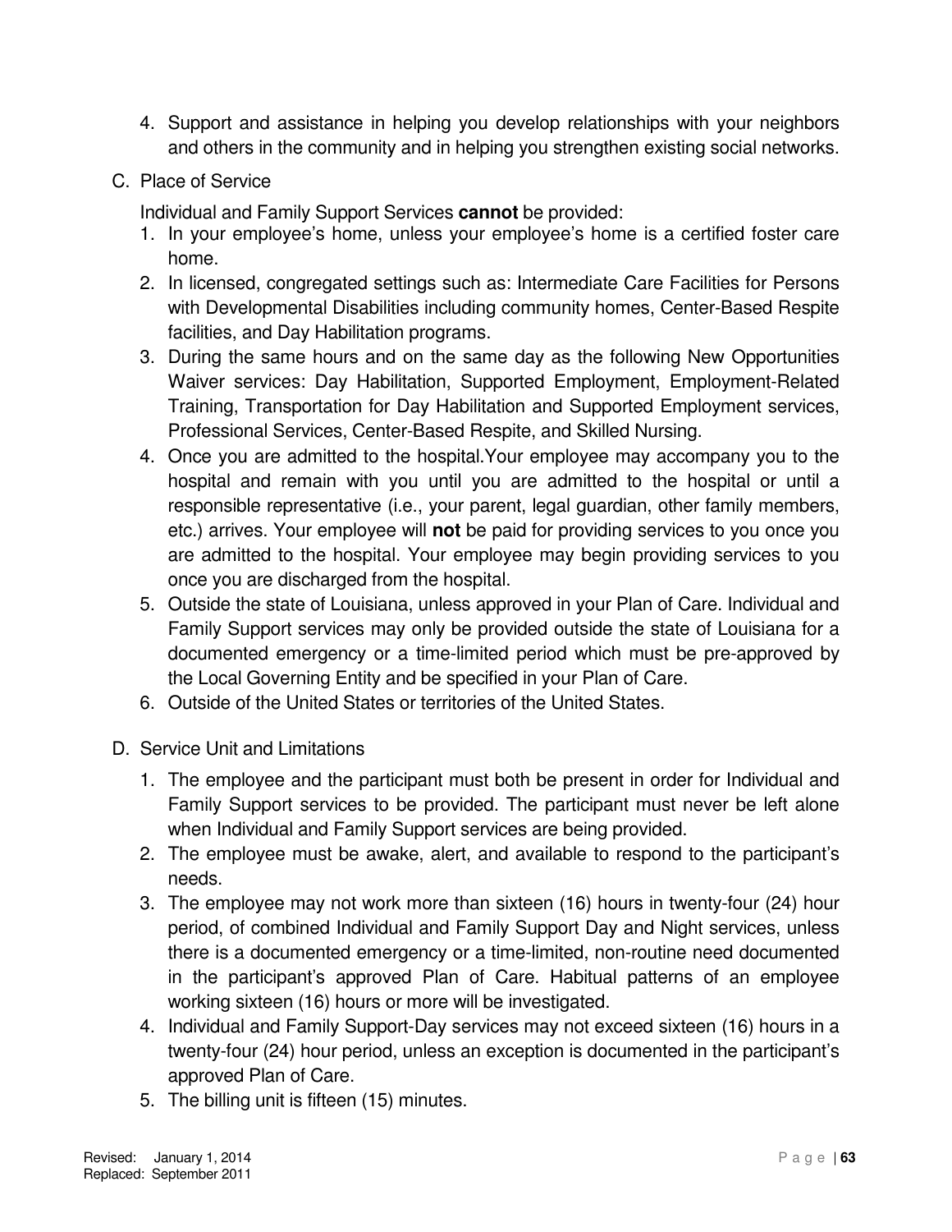4. Support and assistance in helping you develop relationships with your neighbors and others in the community and in helping you strengthen existing social networks.

C. Place of Service

Individual and Family Support Services **cannot** be provided:

1. In your employee's home, unless your employee's home is a certified foster care home.
2. In licensed, congregated settings such as: Intermediate Care Facilities for Persons with Developmental Disabilities including community homes, Center-Based Respite facilities, and Day Habilitation programs.
3. During the same hours and on the same day as the following New Opportunities Waiver services: Day Habilitation, Supported Employment, Employment-Related Training, Transportation for Day Habilitation and Supported Employment services, Professional Services, Center-Based Respite, and Skilled Nursing.
4. Once you are admitted to the hospital.Your employee may accompany you to the hospital and remain with you until you are admitted to the hospital or until a responsible representative (i.e., your parent, legal guardian, other family members, etc.) arrives. Your employee will **not** be paid for providing services to you once you are admitted to the hospital. Your employee may begin providing services to you once you are discharged from the hospital.
5. Outside the state of Louisiana, unless approved in your Plan of Care. Individual and Family Support services may only be provided outside the state of Louisiana for a documented emergency or a time-limited period which must be pre-approved by the Local Governing Entity and be specified in your Plan of Care.
6. Outside of the United States or territories of the United States.

D. Service Unit and Limitations

1. The employee and the participant must both be present in order for Individual and Family Support services to be provided. The participant must never be left alone when Individual and Family Support services are being provided.
2. The employee must be awake, alert, and available to respond to the participant's needs.
3. The employee may not work more than sixteen (16) hours in twenty-four (24) hour period, of combined Individual and Family Support Day and Night services, unless there is a documented emergency or a time-limited, non-routine need documented in the participant's approved Plan of Care. Habitual patterns of an employee working sixteen (16) hours or more will be investigated.
4. Individual and Family Support-Day services may not exceed sixteen (16) hours in a twenty-four (24) hour period, unless an exception is documented in the participant's approved Plan of Care.
5. The billing unit is fifteen (15) minutes.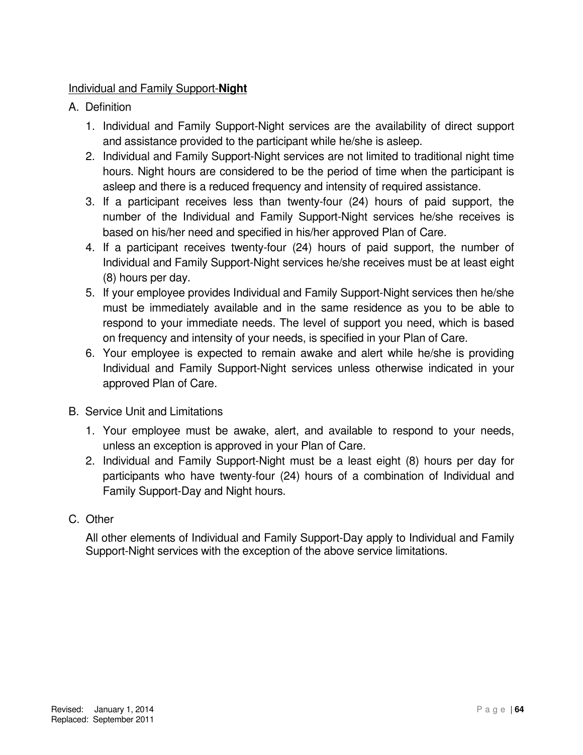<u>Individual and Family Support-**Night**</u>

A. Definition

1. Individual and Family Support-Night services are the availability of direct support and assistance provided to the participant while he/she is asleep.
2. Individual and Family Support-Night services are not limited to traditional night time hours. Night hours are considered to be the period of time when the participant is asleep and there is a reduced frequency and intensity of required assistance.
3. If a participant receives less than twenty-four (24) hours of paid support, the number of the Individual and Family Support-Night services he/she receives is based on his/her need and specified in his/her approved Plan of Care.
4. If a participant receives twenty-four (24) hours of paid support, the number of Individual and Family Support-Night services he/she receives must be at least eight (8) hours per day.
5. If your employee provides Individual and Family Support-Night services then he/she must be immediately available and in the same residence as you to be able to respond to your immediate needs. The level of support you need, which is based on frequency and intensity of your needs, is specified in your Plan of Care.
6. Your employee is expected to remain awake and alert while he/she is providing Individual and Family Support-Night services unless otherwise indicated in your approved Plan of Care.

B. Service Unit and Limitations

1. Your employee must be awake, alert, and available to respond to your needs, unless an exception is approved in your Plan of Care.
2. Individual and Family Support-Night must be a least eight (8) hours per day for participants who have twenty-four (24) hours of a combination of Individual and Family Support-Day and Night hours.

C. Other

All other elements of Individual and Family Support-Day apply to Individual and Family Support-Night services with the exception of the above service limitations.

Revised: January 1, 2014
Replaced: September 2011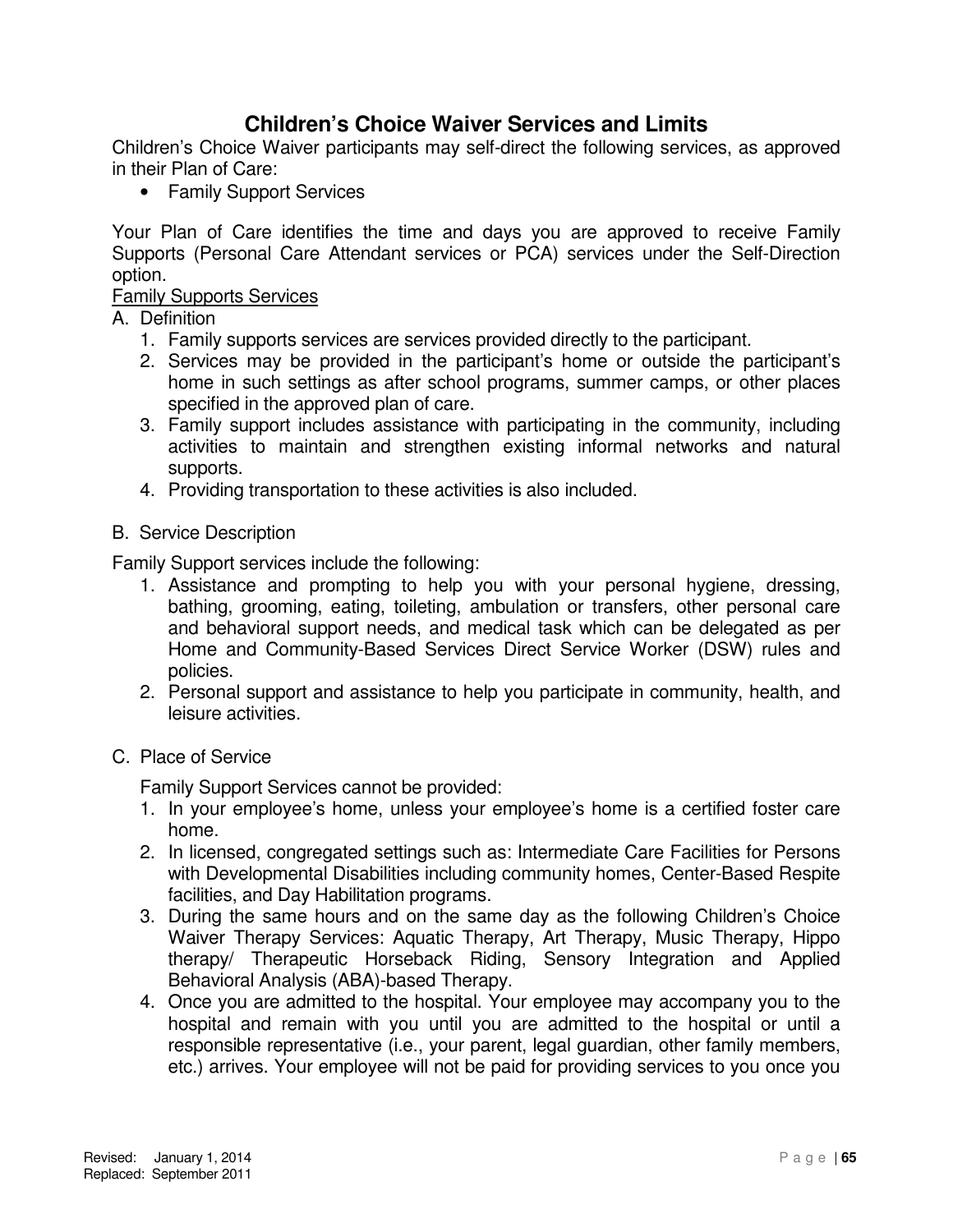## Children's Choice Waiver Services and Limits

Children's Choice Waiver participants may self-direct the following services, as approved in their Plan of Care:

- Family Support Services

Your Plan of Care identifies the time and days you are approved to receive Family Supports (Personal Care Attendant services or PCA) services under the Self-Direction option.

<u>Family Supports Services</u>

A. Definition
   1. Family supports services are services provided directly to the participant.
   2. Services may be provided in the participant's home or outside the participant's home in such settings as after school programs, summer camps, or other places specified in the approved plan of care.
   3. Family support includes assistance with participating in the community, including activities to maintain and strengthen existing informal networks and natural supports.
   4. Providing transportation to these activities is also included.

B. Service Description

Family Support services include the following:

1. Assistance and prompting to help you with your personal hygiene, dressing, bathing, grooming, eating, toileting, ambulation or transfers, other personal care and behavioral support needs, and medical task which can be delegated as per Home and Community-Based Services Direct Service Worker (DSW) rules and policies.
2. Personal support and assistance to help you participate in community, health, and leisure activities.

C. Place of Service

   Family Support Services cannot be provided:
   1. In your employee's home, unless your employee's home is a certified foster care home.
   2. In licensed, congregated settings such as: Intermediate Care Facilities for Persons with Developmental Disabilities including community homes, Center-Based Respite facilities, and Day Habilitation programs.
   3. During the same hours and on the same day as the following Children's Choice Waiver Therapy Services: Aquatic Therapy, Art Therapy, Music Therapy, Hippo therapy/ Therapeutic Horseback Riding, Sensory Integration and Applied Behavioral Analysis (ABA)-based Therapy.
   4. Once you are admitted to the hospital. Your employee may accompany you to the hospital and remain with you until you are admitted to the hospital or until a responsible representative (i.e., your parent, legal guardian, other family members, etc.) arrives. Your employee will not be paid for providing services to you once you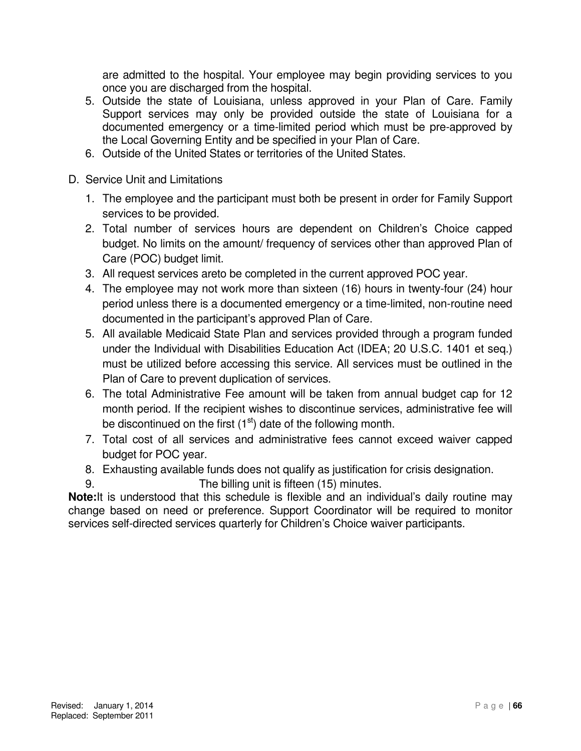are admitted to the hospital. Your employee may begin providing services to you once you are discharged from the hospital.

5. Outside the state of Louisiana, unless approved in your Plan of Care. Family Support services may only be provided outside the state of Louisiana for a documented emergency or a time-limited period which must be pre-approved by the Local Governing Entity and be specified in your Plan of Care.
6. Outside of the United States or territories of the United States.

D. Service Unit and Limitations

1. The employee and the participant must both be present in order for Family Support services to be provided.
2. Total number of services hours are dependent on Children's Choice capped budget. No limits on the amount/ frequency of services other than approved Plan of Care (POC) budget limit.
3. All request services areto be completed in the current approved POC year.
4. The employee may not work more than sixteen (16) hours in twenty-four (24) hour period unless there is a documented emergency or a time-limited, non-routine need documented in the participant's approved Plan of Care.
5. All available Medicaid State Plan and services provided through a program funded under the Individual with Disabilities Education Act (IDEA; 20 U.S.C. 1401 et seq.) must be utilized before accessing this service. All services must be outlined in the Plan of Care to prevent duplication of services.
6. The total Administrative Fee amount will be taken from annual budget cap for 12 month period. If the recipient wishes to discontinue services, administrative fee will be discontinued on the first (1st) date of the following month.
7. Total cost of all services and administrative fees cannot exceed waiver capped budget for POC year.
8. Exhausting available funds does not qualify as justification for crisis designation.
9. The billing unit is fifteen (15) minutes.

**Note:**It is understood that this schedule is flexible and an individual's daily routine may change based on need or preference. Support Coordinator will be required to monitor services self-directed services quarterly for Children's Choice waiver participants.

Revised: January 1, 2014
Replaced: September 2011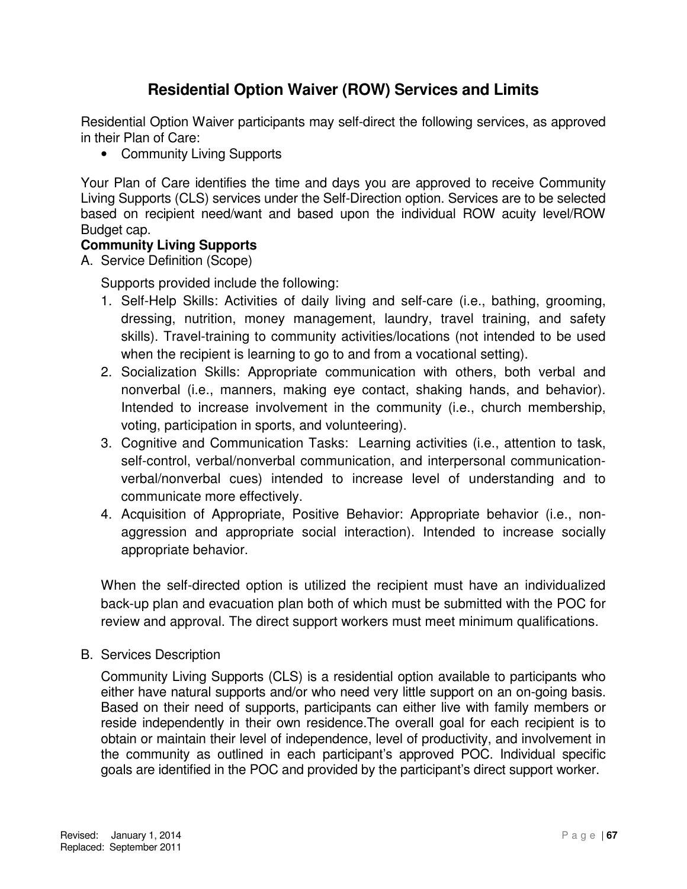# Residential Option Waiver (ROW) Services and Limits

Residential Option Waiver participants may self-direct the following services, as approved in their Plan of Care:

- Community Living Supports

Your Plan of Care identifies the time and days you are approved to receive Community Living Supports (CLS) services under the Self-Direction option. Services are to be selected based on recipient need/want and based upon the individual ROW acuity level/ROW Budget cap.

**Community Living Supports**

A. Service Definition (Scope)

Supports provided include the following:

1. Self-Help Skills: Activities of daily living and self-care (i.e., bathing, grooming, dressing, nutrition, money management, laundry, travel training, and safety skills). Travel-training to community activities/locations (not intended to be used when the recipient is learning to go to and from a vocational setting).
2. Socialization Skills: Appropriate communication with others, both verbal and nonverbal (i.e., manners, making eye contact, shaking hands, and behavior). Intended to increase involvement in the community (i.e., church membership, voting, participation in sports, and volunteering).
3. Cognitive and Communication Tasks: Learning activities (i.e., attention to task, self-control, verbal/nonverbal communication, and interpersonal communication-verbal/nonverbal cues) intended to increase level of understanding and to communicate more effectively.
4. Acquisition of Appropriate, Positive Behavior: Appropriate behavior (i.e., non-aggression and appropriate social interaction). Intended to increase socially appropriate behavior.

When the self-directed option is utilized the recipient must have an individualized back-up plan and evacuation plan both of which must be submitted with the POC for review and approval. The direct support workers must meet minimum qualifications.

B. Services Description

Community Living Supports (CLS) is a residential option available to participants who either have natural supports and/or who need very little support on an on-going basis. Based on their need of supports, participants can either live with family members or reside independently in their own residence.The overall goal for each recipient is to obtain or maintain their level of independence, level of productivity, and involvement in the community as outlined in each participant's approved POC. Individual specific goals are identified in the POC and provided by the participant's direct support worker.

Revised: January 1, 2014
Replaced: September 2011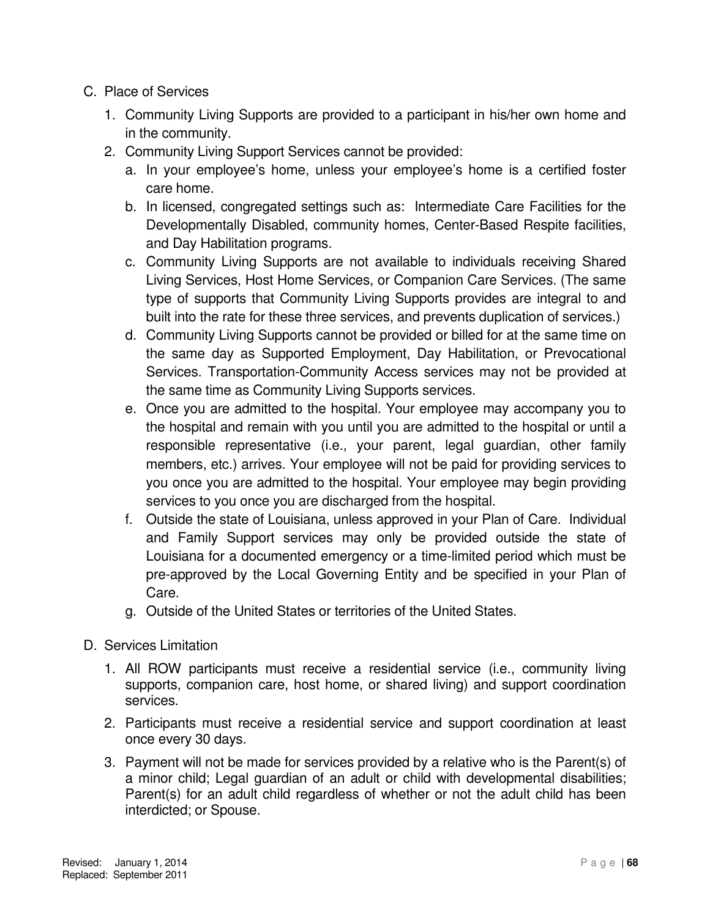C. Place of Services

1. Community Living Supports are provided to a participant in his/her own home and in the community.
2. Community Living Support Services cannot be provided:
   a. In your employee's home, unless your employee's home is a certified foster care home.
   b. In licensed, congregated settings such as: Intermediate Care Facilities for the Developmentally Disabled, community homes, Center-Based Respite facilities, and Day Habilitation programs.
   c. Community Living Supports are not available to individuals receiving Shared Living Services, Host Home Services, or Companion Care Services. (The same type of supports that Community Living Supports provides are integral to and built into the rate for these three services, and prevents duplication of services.)
   d. Community Living Supports cannot be provided or billed for at the same time on the same day as Supported Employment, Day Habilitation, or Prevocational Services. Transportation-Community Access services may not be provided at the same time as Community Living Supports services.
   e. Once you are admitted to the hospital. Your employee may accompany you to the hospital and remain with you until you are admitted to the hospital or until a responsible representative (i.e., your parent, legal guardian, other family members, etc.) arrives. Your employee will not be paid for providing services to you once you are admitted to the hospital. Your employee may begin providing services to you once you are discharged from the hospital.
   f. Outside the state of Louisiana, unless approved in your Plan of Care. Individual and Family Support services may only be provided outside the state of Louisiana for a documented emergency or a time-limited period which must be pre-approved by the Local Governing Entity and be specified in your Plan of Care.
   g. Outside of the United States or territories of the United States.

D. Services Limitation

1. All ROW participants must receive a residential service (i.e., community living supports, companion care, host home, or shared living) and support coordination services.
2. Participants must receive a residential service and support coordination at least once every 30 days.
3. Payment will not be made for services provided by a relative who is the Parent(s) of a minor child; Legal guardian of an adult or child with developmental disabilities; Parent(s) for an adult child regardless of whether or not the adult child has been interdicted; or Spouse.

Revised: January 1, 2014
Replaced: September 2011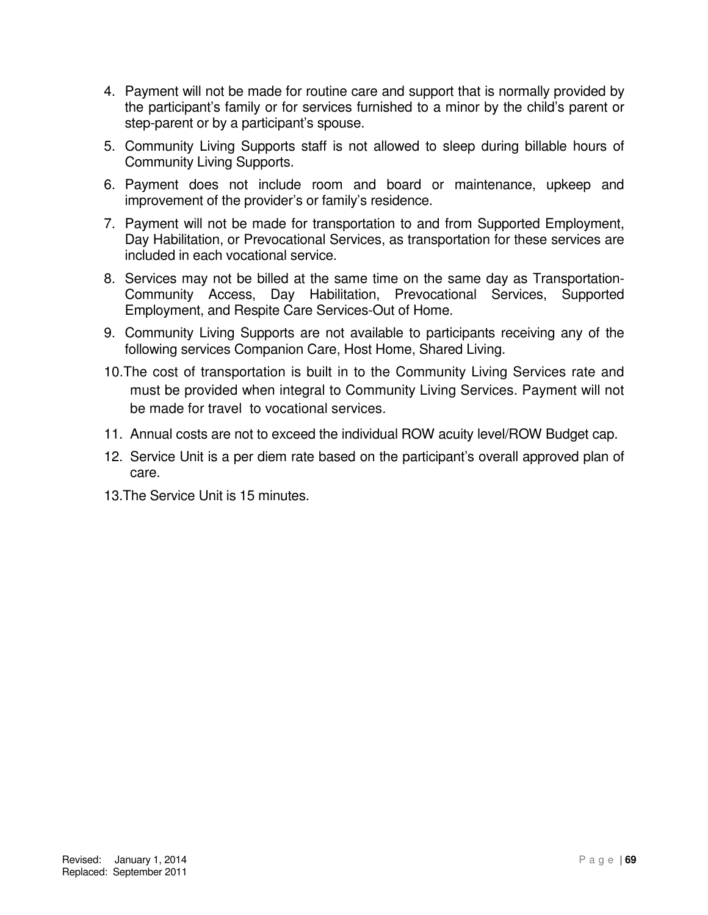4. Payment will not be made for routine care and support that is normally provided by the participant's family or for services furnished to a minor by the child's parent or step-parent or by a participant's spouse.
5. Community Living Supports staff is not allowed to sleep during billable hours of Community Living Supports.
6. Payment does not include room and board or maintenance, upkeep and improvement of the provider's or family's residence.
7. Payment will not be made for transportation to and from Supported Employment, Day Habilitation, or Prevocational Services, as transportation for these services are included in each vocational service.
8. Services may not be billed at the same time on the same day as Transportation-Community Access, Day Habilitation, Prevocational Services, Supported Employment, and Respite Care Services-Out of Home.
9. Community Living Supports are not available to participants receiving any of the following services Companion Care, Host Home, Shared Living.
10. The cost of transportation is built in to the Community Living Services rate and must be provided when integral to Community Living Services. Payment will not be made for travel to vocational services.
11. Annual costs are not to exceed the individual ROW acuity level/ROW Budget cap.
12. Service Unit is a per diem rate based on the participant's overall approved plan of care.
13. The Service Unit is 15 minutes.

Revised: January 1, 2014
Replaced: September 2011